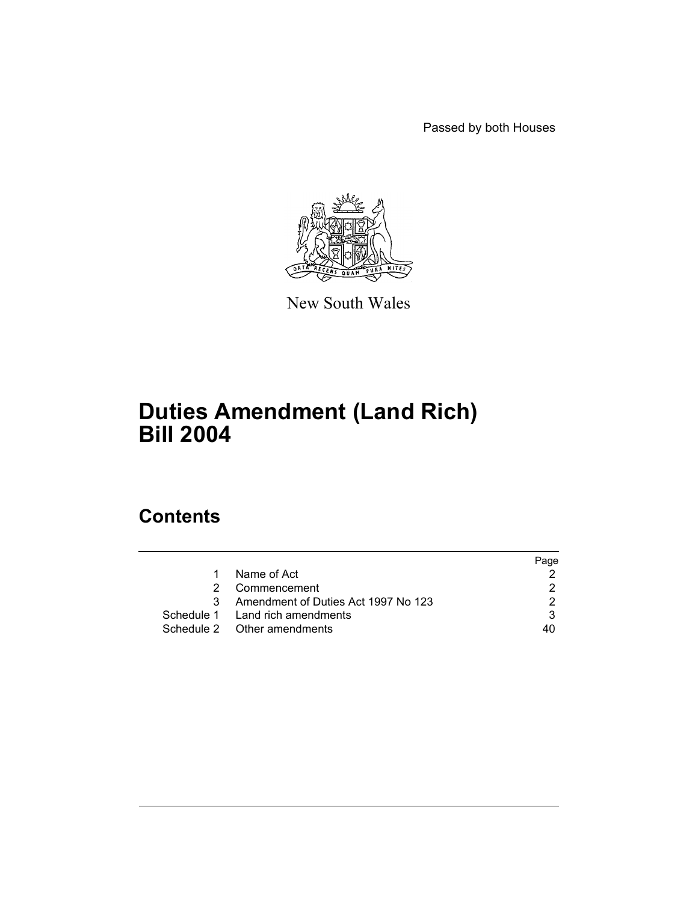Passed by both Houses

New South Wales

# Duties Amendment (Land Rich) Bill 2004

## Contents

| | | Page |
|---|---|---|
| 1 | Name of Act | 2 |
| 2 | Commencement | 2 |
| 3 | Amendment of Duties Act 1997 No 123 | 2 |
| Schedule 1 | Land rich amendments | 3 |
| Schedule 2 | Other amendments | 40 |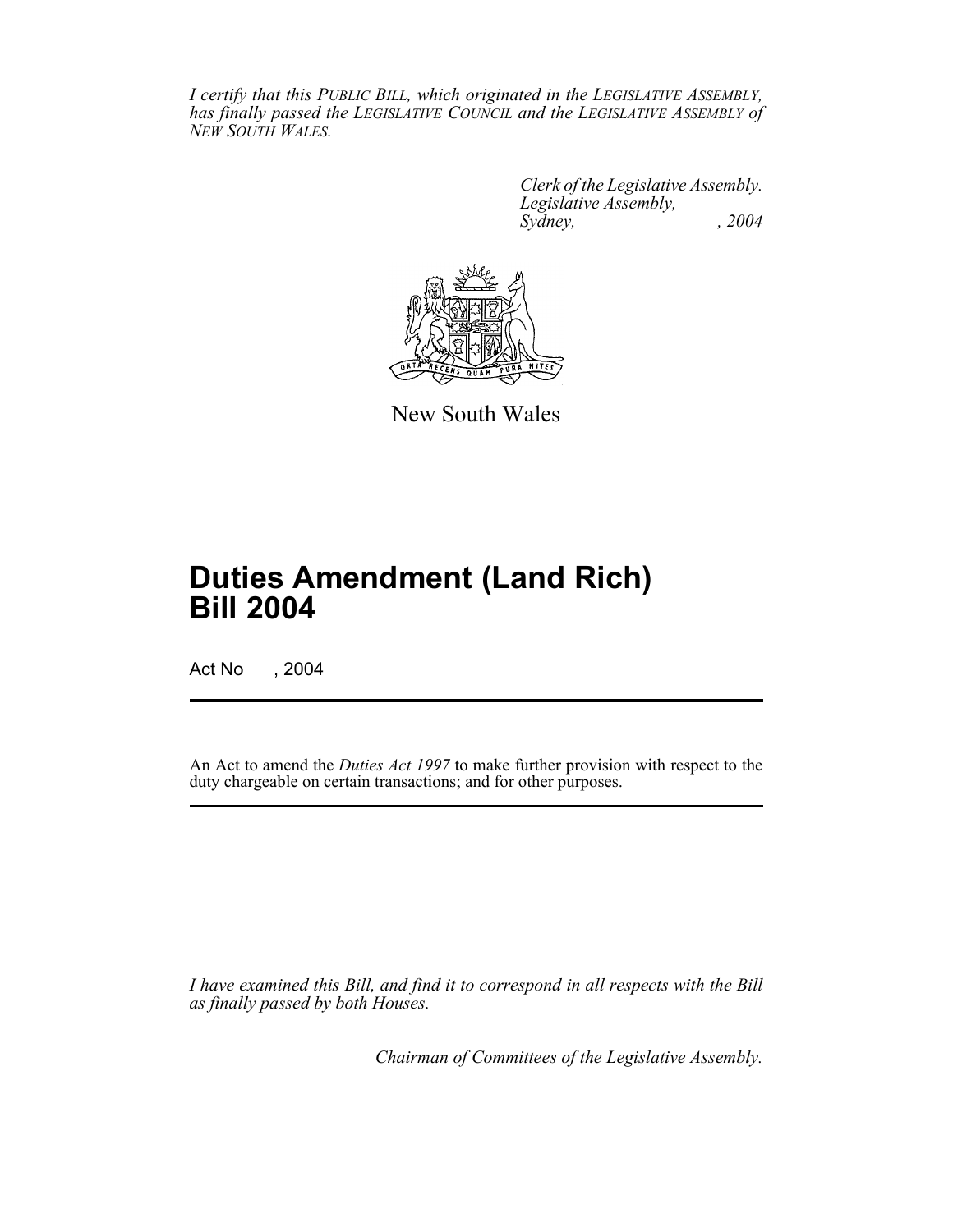*I certify that this PUBLIC BILL, which originated in the LEGISLATIVE ASSEMBLY, has finally passed the LEGISLATIVE COUNCIL and the LEGISLATIVE ASSEMBLY of NEW SOUTH WALES.*

*Clerk of the Legislative Assembly.*
*Legislative Assembly,*
*Sydney, , 2004*

New South Wales

# Duties Amendment (Land Rich) Bill 2004

Act No , 2004

An Act to amend the *Duties Act 1997* to make further provision with respect to the duty chargeable on certain transactions; and for other purposes.

*I have examined this Bill, and find it to correspond in all respects with the Bill as finally passed by both Houses.*

*Chairman of Committees of the Legislative Assembly.*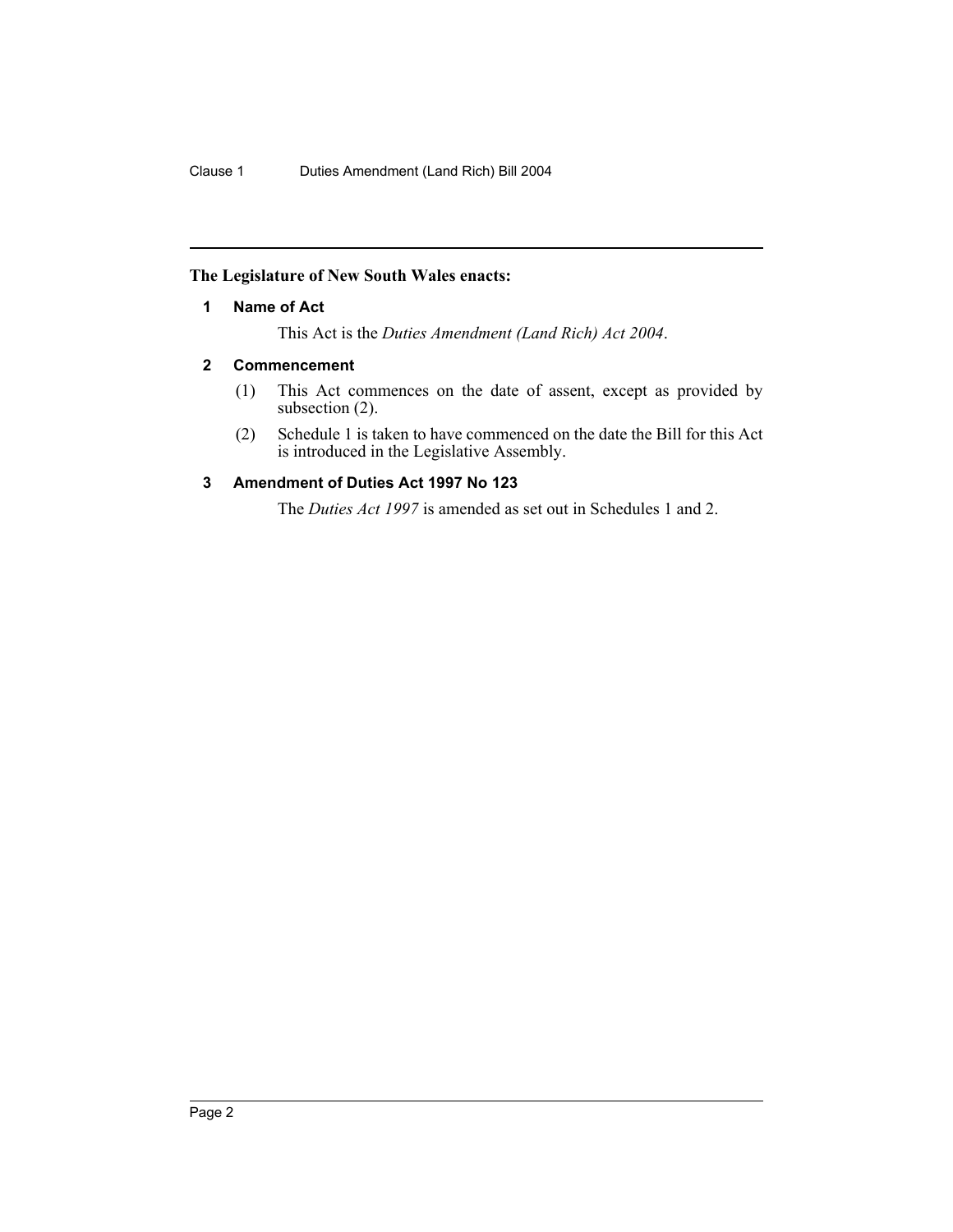**The Legislature of New South Wales enacts:**

### 1 Name of Act

This Act is the *Duties Amendment (Land Rich) Act 2004*.

### 2 Commencement

(1) This Act commences on the date of assent, except as provided by subsection (2).

(2) Schedule 1 is taken to have commenced on the date the Bill for this Act is introduced in the Legislative Assembly.

### 3 Amendment of Duties Act 1997 No 123

The *Duties Act 1997* is amended as set out in Schedules 1 and 2.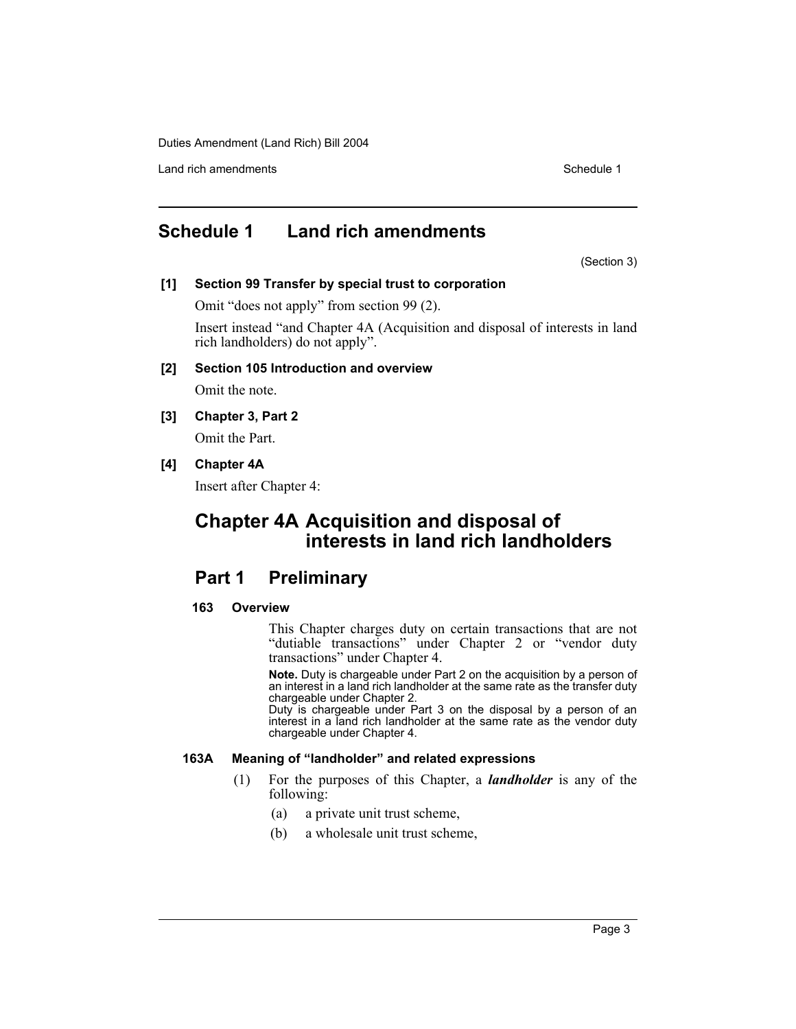# Schedule 1 Land rich amendments

(Section 3)

**[1] Section 99 Transfer by special trust to corporation**

Omit "does not apply" from section 99 (2).

Insert instead "and Chapter 4A (Acquisition and disposal of interests in land rich landholders) do not apply".

**[2] Section 105 Introduction and overview**

Omit the note.

**[3] Chapter 3, Part 2**

Omit the Part.

**[4] Chapter 4A**

Insert after Chapter 4:

## Chapter 4A Acquisition and disposal of interests in land rich landholders

### Part 1 Preliminary

**163 Overview**

This Chapter charges duty on certain transactions that are not "dutiable transactions" under Chapter 2 or "vendor duty transactions" under Chapter 4.

**Note.** Duty is chargeable under Part 2 on the acquisition by a person of an interest in a land rich landholder at the same rate as the transfer duty chargeable under Chapter 2.

Duty is chargeable under Part 3 on the disposal by a person of an interest in a land rich landholder at the same rate as the vendor duty chargeable under Chapter 4.

**163A Meaning of "landholder" and related expressions**

(1) For the purposes of this Chapter, a ***landholder*** is any of the following:

(a) a private unit trust scheme,

(b) a wholesale unit trust scheme,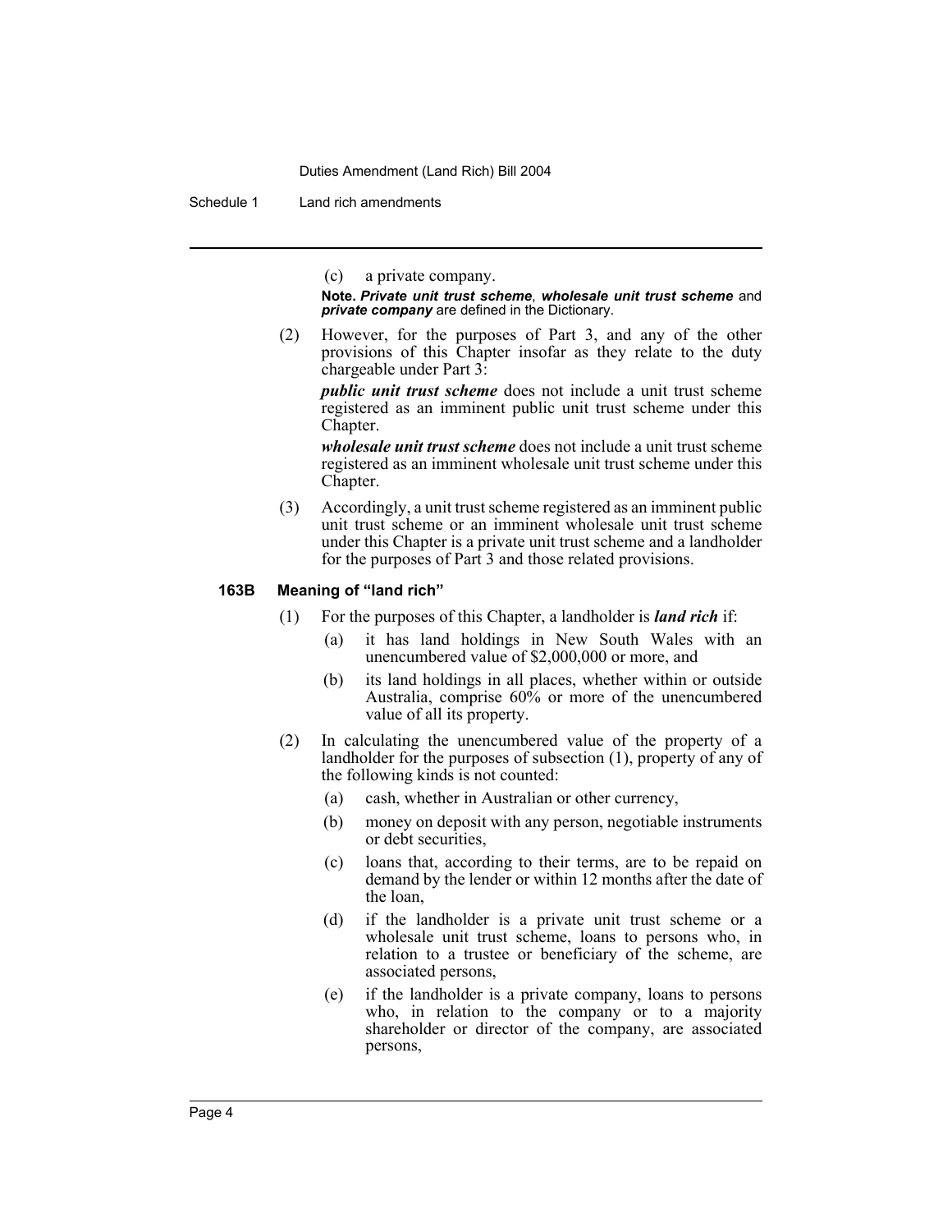(c) a private company.

**Note.** ***Private unit trust scheme***, ***wholesale unit trust scheme*** and ***private company*** are defined in the Dictionary.

(2) However, for the purposes of Part 3, and any of the other provisions of this Chapter insofar as they relate to the duty chargeable under Part 3:

***public unit trust scheme*** does not include a unit trust scheme registered as an imminent public unit trust scheme under this Chapter.

***wholesale unit trust scheme*** does not include a unit trust scheme registered as an imminent wholesale unit trust scheme under this Chapter.

(3) Accordingly, a unit trust scheme registered as an imminent public unit trust scheme or an imminent wholesale unit trust scheme under this Chapter is a private unit trust scheme and a landholder for the purposes of Part 3 and those related provisions.

### 163B Meaning of "land rich"

(1) For the purposes of this Chapter, a landholder is ***land rich*** if:

(a) it has land holdings in New South Wales with an unencumbered value of $2,000,000 or more, and

(b) its land holdings in all places, whether within or outside Australia, comprise 60% or more of the unencumbered value of all its property.

(2) In calculating the unencumbered value of the property of a landholder for the purposes of subsection (1), property of any of the following kinds is not counted:

(a) cash, whether in Australian or other currency,

(b) money on deposit with any person, negotiable instruments or debt securities,

(c) loans that, according to their terms, are to be repaid on demand by the lender or within 12 months after the date of the loan,

(d) if the landholder is a private unit trust scheme or a wholesale unit trust scheme, loans to persons who, in relation to a trustee or beneficiary of the scheme, are associated persons,

(e) if the landholder is a private company, loans to persons who, in relation to the company or to a majority shareholder or director of the company, are associated persons,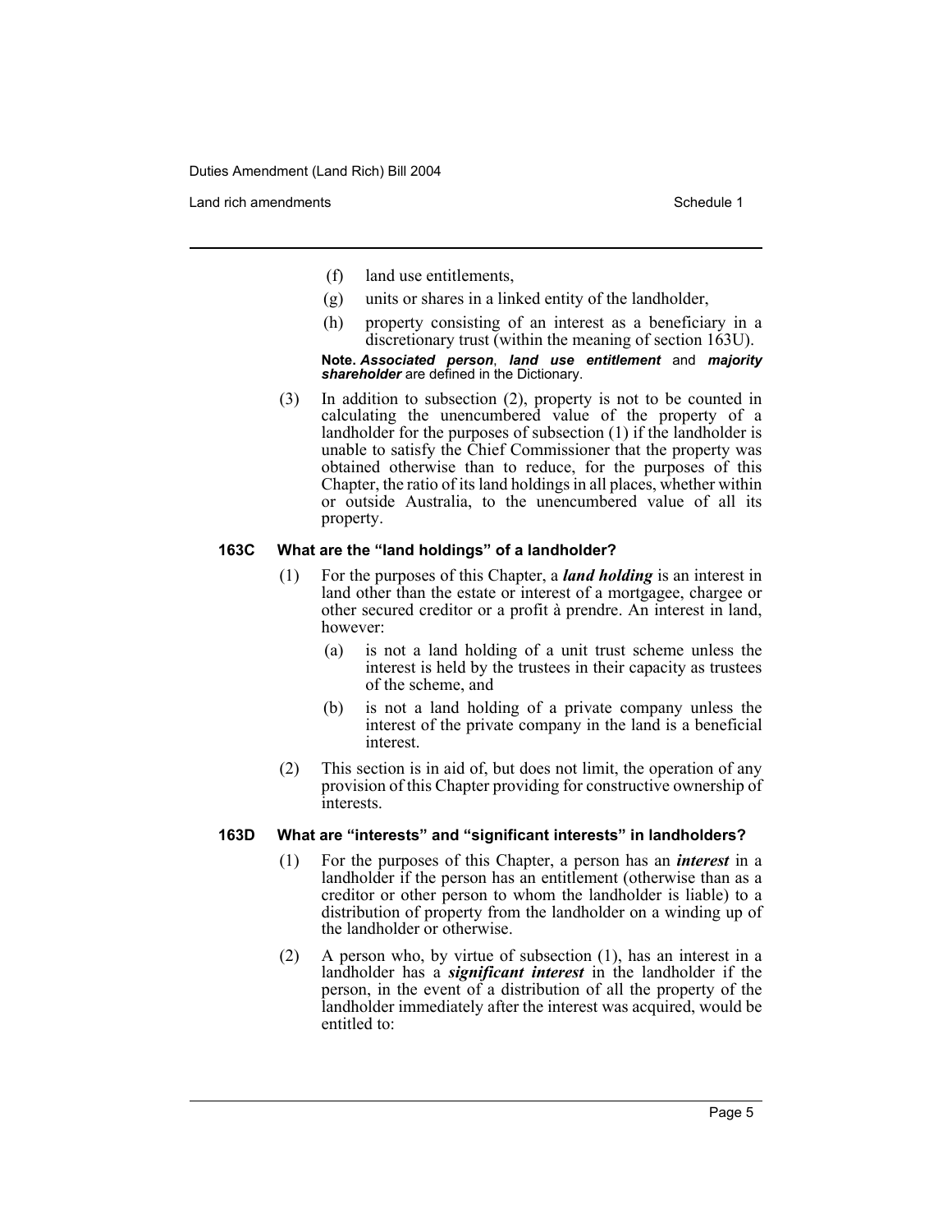(f) land use entitlements,

(g) units or shares in a linked entity of the landholder,

(h) property consisting of an interest as a beneficiary in a discretionary trust (within the meaning of section 163U).

**Note.** ***Associated person***, ***land use entitlement*** and ***majority shareholder*** are defined in the Dictionary.

(3) In addition to subsection (2), property is not to be counted in calculating the unencumbered value of the property of a landholder for the purposes of subsection (1) if the landholder is unable to satisfy the Chief Commissioner that the property was obtained otherwise than to reduce, for the purposes of this Chapter, the ratio of its land holdings in all places, whether within or outside Australia, to the unencumbered value of all its property.

### 163C What are the "land holdings" of a landholder?

(1) For the purposes of this Chapter, a ***land holding*** is an interest in land other than the estate or interest of a mortgagee, chargee or other secured creditor or a profit à prendre. An interest in land, however:

(a) is not a land holding of a unit trust scheme unless the interest is held by the trustees in their capacity as trustees of the scheme, and

(b) is not a land holding of a private company unless the interest of the private company in the land is a beneficial interest.

(2) This section is in aid of, but does not limit, the operation of any provision of this Chapter providing for constructive ownership of interests.

### 163D What are "interests" and "significant interests" in landholders?

(1) For the purposes of this Chapter, a person has an ***interest*** in a landholder if the person has an entitlement (otherwise than as a creditor or other person to whom the landholder is liable) to a distribution of property from the landholder on a winding up of the landholder or otherwise.

(2) A person who, by virtue of subsection (1), has an interest in a landholder has a ***significant interest*** in the landholder if the person, in the event of a distribution of all the property of the landholder immediately after the interest was acquired, would be entitled to: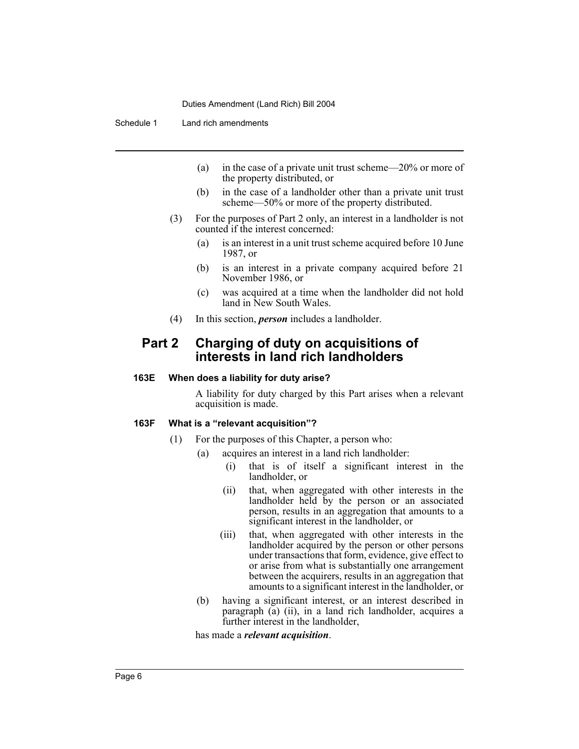(a) in the case of a private unit trust scheme—20% or more of the property distributed, or

(b) in the case of a landholder other than a private unit trust scheme—50% or more of the property distributed.

(3) For the purposes of Part 2 only, an interest in a landholder is not counted if the interest concerned:

(a) is an interest in a unit trust scheme acquired before 10 June 1987, or

(b) is an interest in a private company acquired before 21 November 1986, or

(c) was acquired at a time when the landholder did not hold land in New South Wales.

(4) In this section, ***person*** includes a landholder.

## Part 2 Charging of duty on acquisitions of interests in land rich landholders

### 163E When does a liability for duty arise?

A liability for duty charged by this Part arises when a relevant acquisition is made.

### 163F What is a "relevant acquisition"?

(1) For the purposes of this Chapter, a person who:

(a) acquires an interest in a land rich landholder:

(i) that is of itself a significant interest in the landholder, or

(ii) that, when aggregated with other interests in the landholder held by the person or an associated person, results in an aggregation that amounts to a significant interest in the landholder, or

(iii) that, when aggregated with other interests in the landholder acquired by the person or other persons under transactions that form, evidence, give effect to or arise from what is substantially one arrangement between the acquirers, results in an aggregation that amounts to a significant interest in the landholder, or

(b) having a significant interest, or an interest described in paragraph (a) (ii), in a land rich landholder, acquires a further interest in the landholder,

has made a ***relevant acquisition***.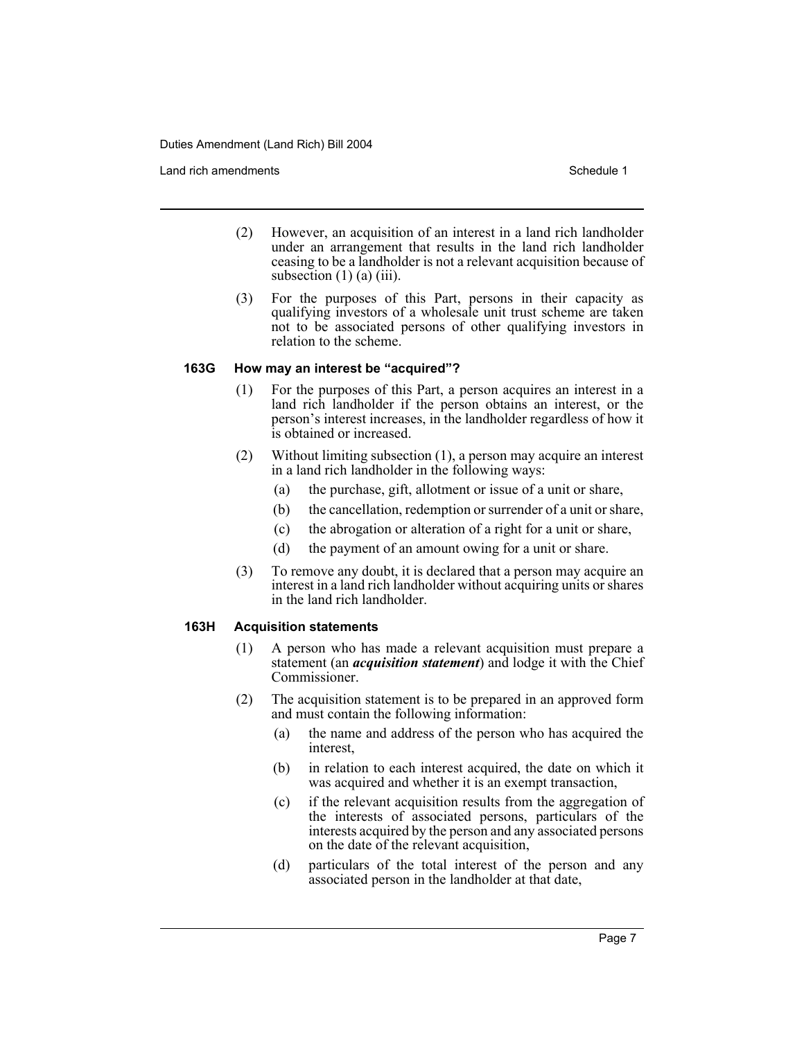(2) However, an acquisition of an interest in a land rich landholder under an arrangement that results in the land rich landholder ceasing to be a landholder is not a relevant acquisition because of subsection (1) (a) (iii).

(3) For the purposes of this Part, persons in their capacity as qualifying investors of a wholesale unit trust scheme are taken not to be associated persons of other qualifying investors in relation to the scheme.

### 163G How may an interest be "acquired"?

(1) For the purposes of this Part, a person acquires an interest in a land rich landholder if the person obtains an interest, or the person's interest increases, in the landholder regardless of how it is obtained or increased.

(2) Without limiting subsection (1), a person may acquire an interest in a land rich landholder in the following ways:

- (a) the purchase, gift, allotment or issue of a unit or share,
- (b) the cancellation, redemption or surrender of a unit or share,
- (c) the abrogation or alteration of a right for a unit or share,
- (d) the payment of an amount owing for a unit or share.

(3) To remove any doubt, it is declared that a person may acquire an interest in a land rich landholder without acquiring units or shares in the land rich landholder.

### 163H Acquisition statements

(1) A person who has made a relevant acquisition must prepare a statement (an ***acquisition statement***) and lodge it with the Chief Commissioner.

(2) The acquisition statement is to be prepared in an approved form and must contain the following information:

- (a) the name and address of the person who has acquired the interest,
- (b) in relation to each interest acquired, the date on which it was acquired and whether it is an exempt transaction,
- (c) if the relevant acquisition results from the aggregation of the interests of associated persons, particulars of the interests acquired by the person and any associated persons on the date of the relevant acquisition,
- (d) particulars of the total interest of the person and any associated person in the landholder at that date,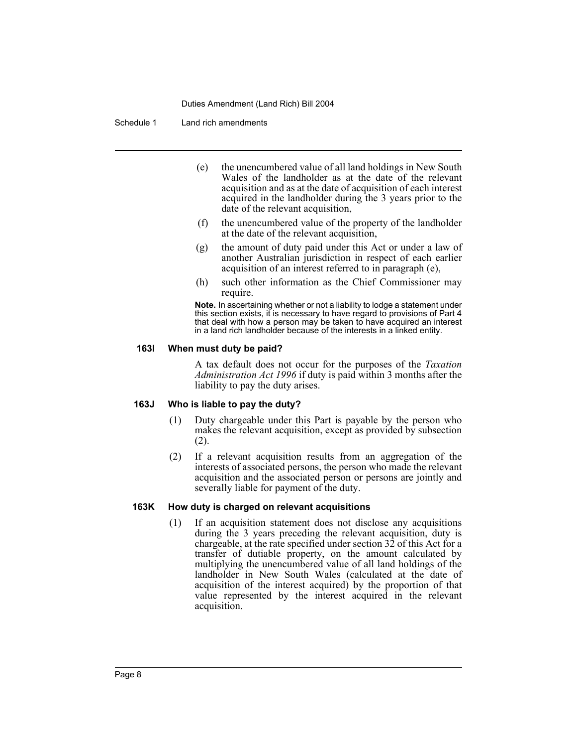(e) the unencumbered value of all land holdings in New South Wales of the landholder as at the date of the relevant acquisition and as at the date of acquisition of each interest acquired in the landholder during the 3 years prior to the date of the relevant acquisition,

(f) the unencumbered value of the property of the landholder at the date of the relevant acquisition,

(g) the amount of duty paid under this Act or under a law of another Australian jurisdiction in respect of each earlier acquisition of an interest referred to in paragraph (e),

(h) such other information as the Chief Commissioner may require.

**Note.** In ascertaining whether or not a liability to lodge a statement under this section exists, it is necessary to have regard to provisions of Part 4 that deal with how a person may be taken to have acquired an interest in a land rich landholder because of the interests in a linked entity.

### 163I When must duty be paid?

A tax default does not occur for the purposes of the *Taxation Administration Act 1996* if duty is paid within 3 months after the liability to pay the duty arises.

### 163J Who is liable to pay the duty?

(1) Duty chargeable under this Part is payable by the person who makes the relevant acquisition, except as provided by subsection (2).

(2) If a relevant acquisition results from an aggregation of the interests of associated persons, the person who made the relevant acquisition and the associated person or persons are jointly and severally liable for payment of the duty.

### 163K How duty is charged on relevant acquisitions

(1) If an acquisition statement does not disclose any acquisitions during the 3 years preceding the relevant acquisition, duty is chargeable, at the rate specified under section 32 of this Act for a transfer of dutiable property, on the amount calculated by multiplying the unencumbered value of all land holdings of the landholder in New South Wales (calculated at the date of acquisition of the interest acquired) by the proportion of that value represented by the interest acquired in the relevant acquisition.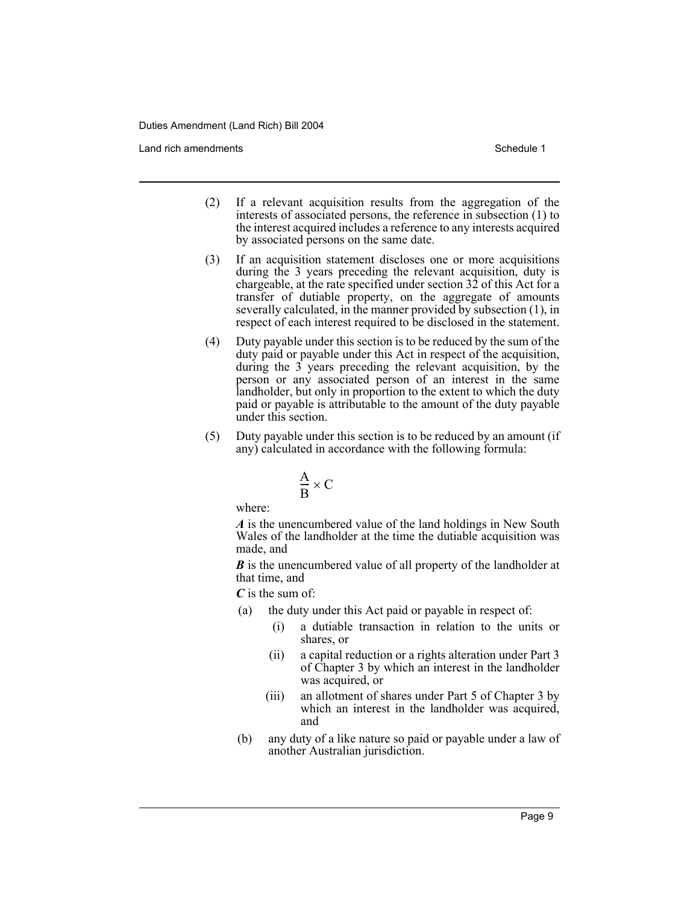(2) If a relevant acquisition results from the aggregation of the interests of associated persons, the reference in subsection (1) to the interest acquired includes a reference to any interests acquired by associated persons on the same date.

(3) If an acquisition statement discloses one or more acquisitions during the 3 years preceding the relevant acquisition, duty is chargeable, at the rate specified under section 32 of this Act for a transfer of dutiable property, on the aggregate of amounts severally calculated, in the manner provided by subsection (1), in respect of each interest required to be disclosed in the statement.

(4) Duty payable under this section is to be reduced by the sum of the duty paid or payable under this Act in respect of the acquisition, during the 3 years preceding the relevant acquisition, by the person or any associated person of an interest in the same landholder, but only in proportion to the extent to which the duty paid or payable is attributable to the amount of the duty payable under this section.

(5) Duty payable under this section is to be reduced by an amount (if any) calculated in accordance with the following formula:

$$\frac{A}{B} \times C$$

where:

***A*** is the unencumbered value of the land holdings in New South Wales of the landholder at the time the dutiable acquisition was made, and

***B*** is the unencumbered value of all property of the landholder at that time, and

***C*** is the sum of:

(a) the duty under this Act paid or payable in respect of:

(i) a dutiable transaction in relation to the units or shares, or

(ii) a capital reduction or a rights alteration under Part 3 of Chapter 3 by which an interest in the landholder was acquired, or

(iii) an allotment of shares under Part 5 of Chapter 3 by which an interest in the landholder was acquired, and

(b) any duty of a like nature so paid or payable under a law of another Australian jurisdiction.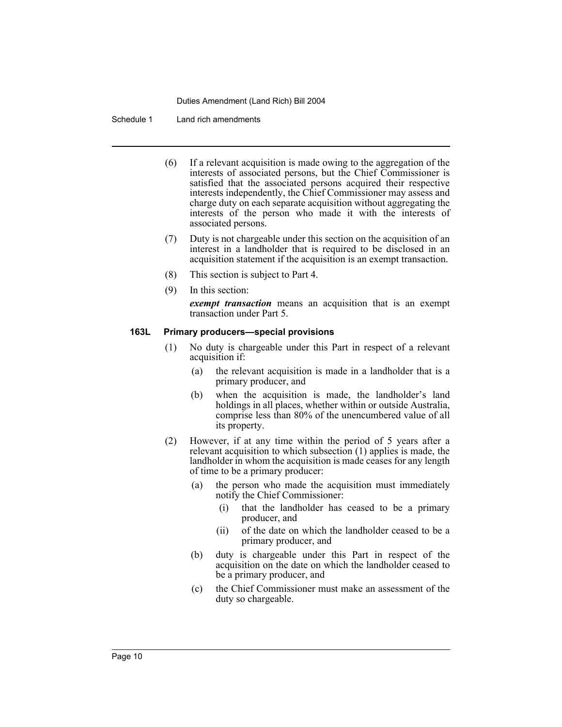(6) If a relevant acquisition is made owing to the aggregation of the interests of associated persons, but the Chief Commissioner is satisfied that the associated persons acquired their respective interests independently, the Chief Commissioner may assess and charge duty on each separate acquisition without aggregating the interests of the person who made it with the interests of associated persons.

(7) Duty is not chargeable under this section on the acquisition of an interest in a landholder that is required to be disclosed in an acquisition statement if the acquisition is an exempt transaction.

(8) This section is subject to Part 4.

(9) In this section:

***exempt transaction*** means an acquisition that is an exempt transaction under Part 5.

#### 163L Primary producers—special provisions

(1) No duty is chargeable under this Part in respect of a relevant acquisition if:

  (a) the relevant acquisition is made in a landholder that is a primary producer, and

  (b) when the acquisition is made, the landholder's land holdings in all places, whether within or outside Australia, comprise less than 80% of the unencumbered value of all its property.

(2) However, if at any time within the period of 5 years after a relevant acquisition to which subsection (1) applies is made, the landholder in whom the acquisition is made ceases for any length of time to be a primary producer:

  (a) the person who made the acquisition must immediately notify the Chief Commissioner:

    (i) that the landholder has ceased to be a primary producer, and

    (ii) of the date on which the landholder ceased to be a primary producer, and

  (b) duty is chargeable under this Part in respect of the acquisition on the date on which the landholder ceased to be a primary producer, and

  (c) the Chief Commissioner must make an assessment of the duty so chargeable.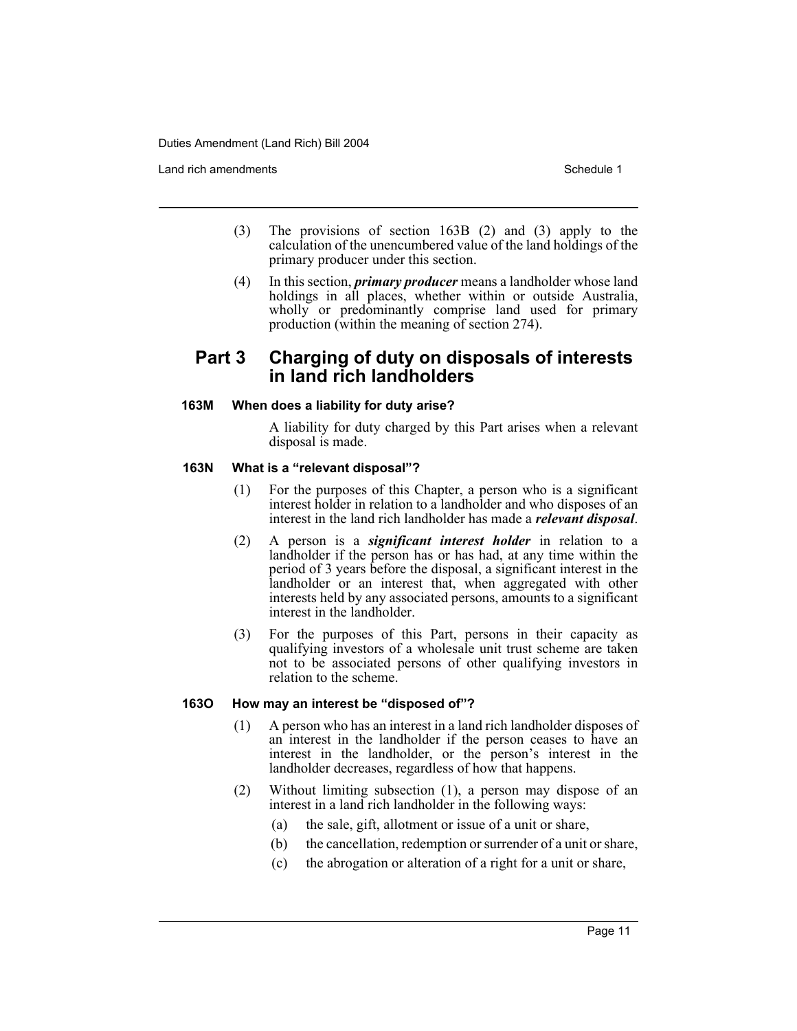(3) The provisions of section 163B (2) and (3) apply to the calculation of the unencumbered value of the land holdings of the primary producer under this section.

(4) In this section, ***primary producer*** means a landholder whose land holdings in all places, whether within or outside Australia, wholly or predominantly comprise land used for primary production (within the meaning of section 274).

## Part 3 Charging of duty on disposals of interests in land rich landholders

### 163M When does a liability for duty arise?

A liability for duty charged by this Part arises when a relevant disposal is made.

### 163N What is a "relevant disposal"?

(1) For the purposes of this Chapter, a person who is a significant interest holder in relation to a landholder and who disposes of an interest in the land rich landholder has made a ***relevant disposal***.

(2) A person is a ***significant interest holder*** in relation to a landholder if the person has or has had, at any time within the period of 3 years before the disposal, a significant interest in the landholder or an interest that, when aggregated with other interests held by any associated persons, amounts to a significant interest in the landholder.

(3) For the purposes of this Part, persons in their capacity as qualifying investors of a wholesale unit trust scheme are taken not to be associated persons of other qualifying investors in relation to the scheme.

### 163O How may an interest be "disposed of"?

(1) A person who has an interest in a land rich landholder disposes of an interest in the landholder if the person ceases to have an interest in the landholder, or the person's interest in the landholder decreases, regardless of how that happens.

(2) Without limiting subsection (1), a person may dispose of an interest in a land rich landholder in the following ways:

- (a) the sale, gift, allotment or issue of a unit or share,
- (b) the cancellation, redemption or surrender of a unit or share,
- (c) the abrogation or alteration of a right for a unit or share,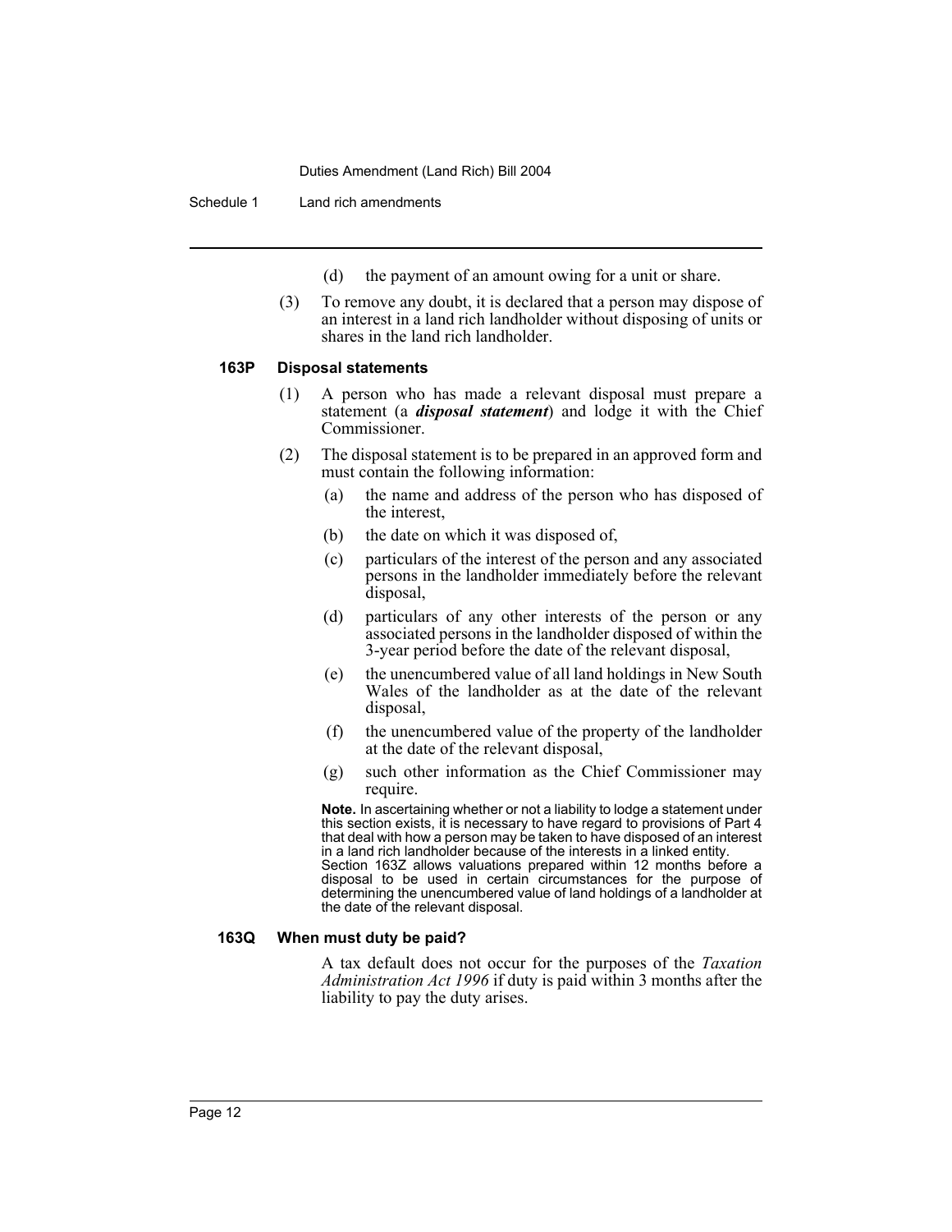(d) the payment of an amount owing for a unit or share.

(3) To remove any doubt, it is declared that a person may dispose of an interest in a land rich landholder without disposing of units or shares in the land rich landholder.

### 163P Disposal statements

(1) A person who has made a relevant disposal must prepare a statement (a ***disposal statement***) and lodge it with the Chief Commissioner.

(2) The disposal statement is to be prepared in an approved form and must contain the following information:

(a) the name and address of the person who has disposed of the interest,

(b) the date on which it was disposed of,

(c) particulars of the interest of the person and any associated persons in the landholder immediately before the relevant disposal,

(d) particulars of any other interests of the person or any associated persons in the landholder disposed of within the 3-year period before the date of the relevant disposal,

(e) the unencumbered value of all land holdings in New South Wales of the landholder as at the date of the relevant disposal,

(f) the unencumbered value of the property of the landholder at the date of the relevant disposal,

(g) such other information as the Chief Commissioner may require.

**Note.** In ascertaining whether or not a liability to lodge a statement under this section exists, it is necessary to have regard to provisions of Part 4 that deal with how a person may be taken to have disposed of an interest in a land rich landholder because of the interests in a linked entity. Section 163Z allows valuations prepared within 12 months before a disposal to be used in certain circumstances for the purpose of determining the unencumbered value of land holdings of a landholder at the date of the relevant disposal.

### 163Q When must duty be paid?

A tax default does not occur for the purposes of the *Taxation Administration Act 1996* if duty is paid within 3 months after the liability to pay the duty arises.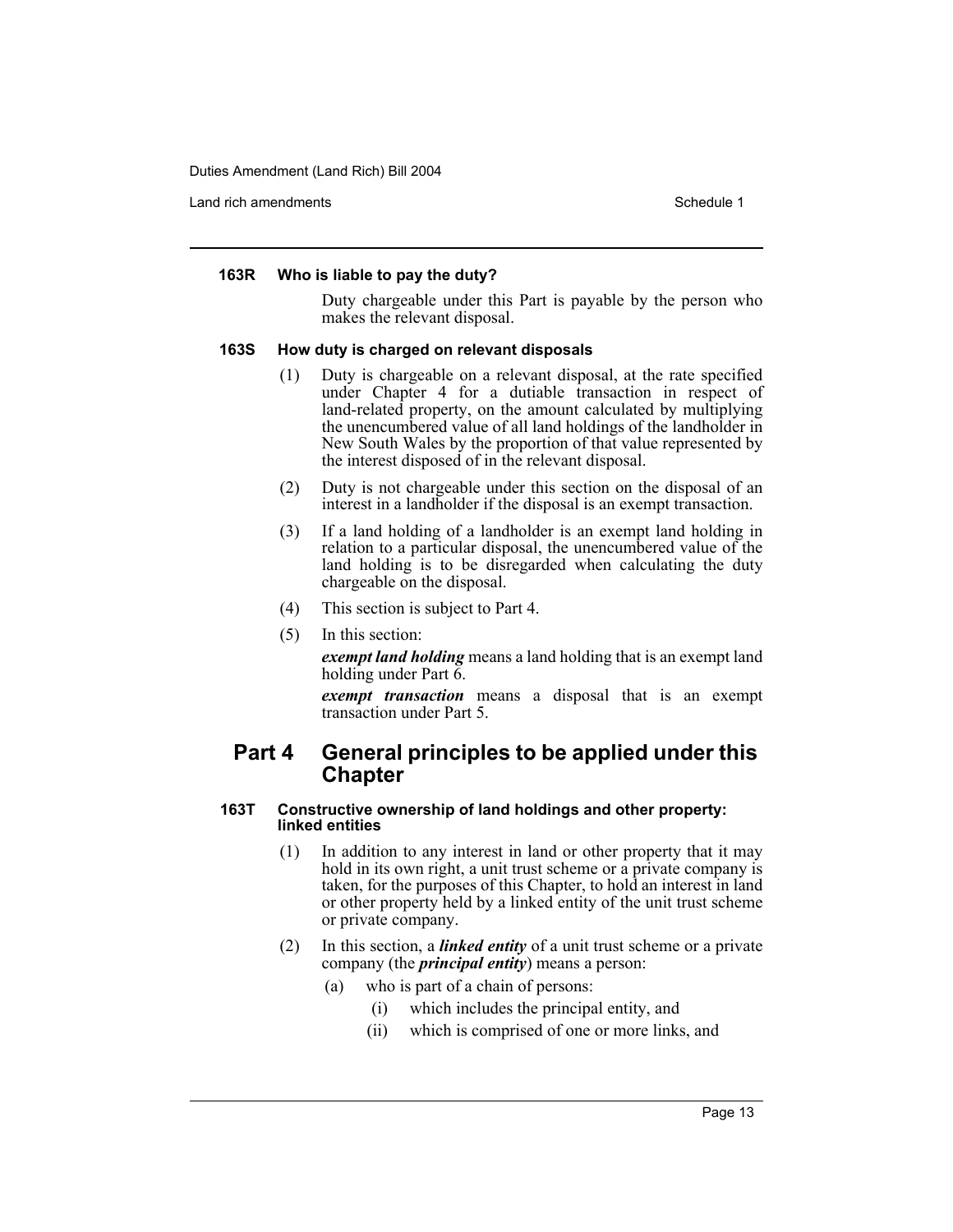#### 163R Who is liable to pay the duty?

Duty chargeable under this Part is payable by the person who makes the relevant disposal.

#### 163S How duty is charged on relevant disposals

(1) Duty is chargeable on a relevant disposal, at the rate specified under Chapter 4 for a dutiable transaction in respect of land-related property, on the amount calculated by multiplying the unencumbered value of all land holdings of the landholder in New South Wales by the proportion of that value represented by the interest disposed of in the relevant disposal.

(2) Duty is not chargeable under this section on the disposal of an interest in a landholder if the disposal is an exempt transaction.

(3) If a land holding of a landholder is an exempt land holding in relation to a particular disposal, the unencumbered value of the land holding is to be disregarded when calculating the duty chargeable on the disposal.

(4) This section is subject to Part 4.

(5) In this section:

***exempt land holding*** means a land holding that is an exempt land holding under Part 6.

***exempt transaction*** means a disposal that is an exempt transaction under Part 5.

## Part 4 General principles to be applied under this Chapter

#### 163T Constructive ownership of land holdings and other property: linked entities

(1) In addition to any interest in land or other property that it may hold in its own right, a unit trust scheme or a private company is taken, for the purposes of this Chapter, to hold an interest in land or other property held by a linked entity of the unit trust scheme or private company.

(2) In this section, a ***linked entity*** of a unit trust scheme or a private company (the ***principal entity***) means a person:

(a) who is part of a chain of persons:

(i) which includes the principal entity, and

(ii) which is comprised of one or more links, and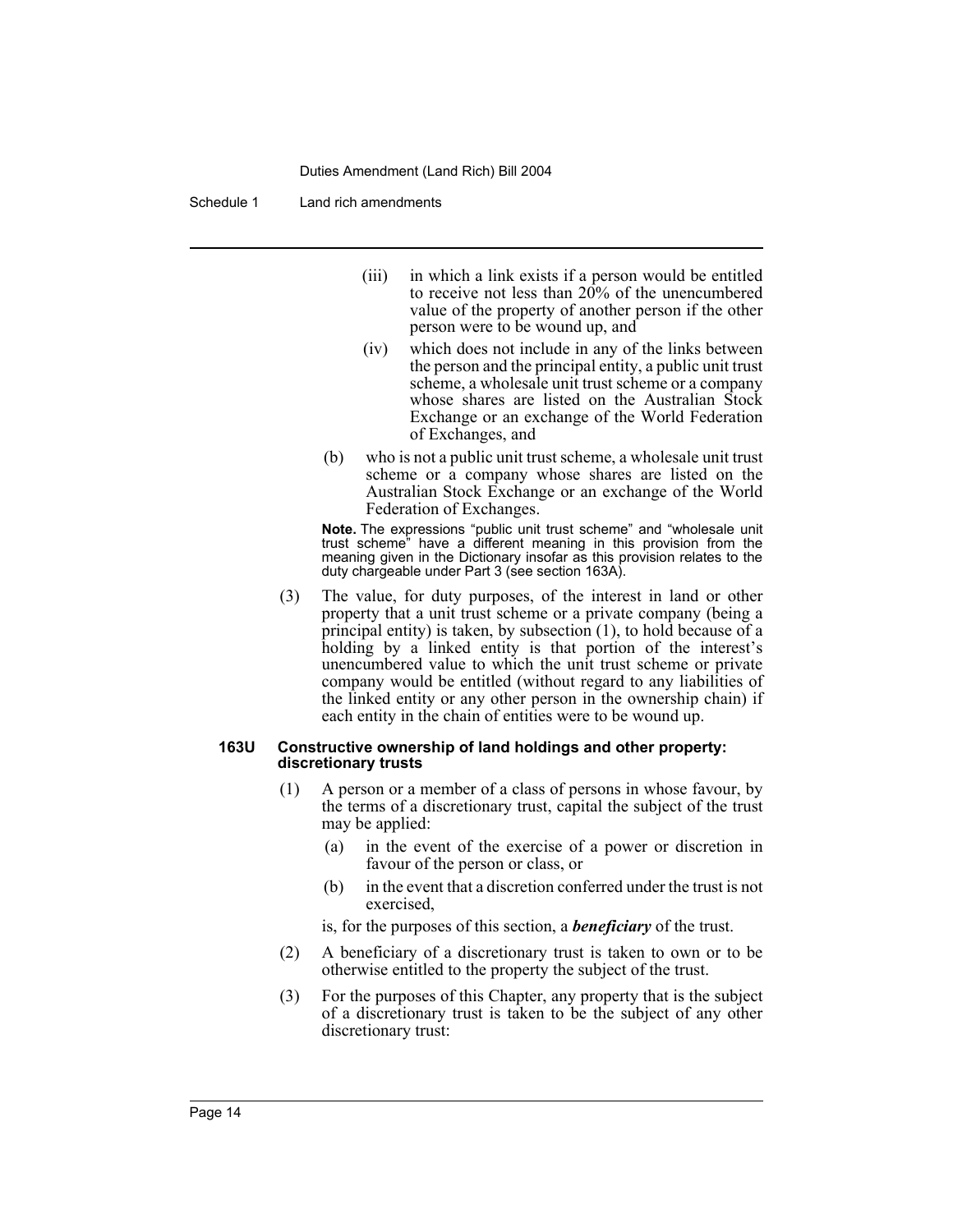(iii) in which a link exists if a person would be entitled to receive not less than 20% of the unencumbered value of the property of another person if the other person were to be wound up, and

(iv) which does not include in any of the links between the person and the principal entity, a public unit trust scheme, a wholesale unit trust scheme or a company whose shares are listed on the Australian Stock Exchange or an exchange of the World Federation of Exchanges, and

(b) who is not a public unit trust scheme, a wholesale unit trust scheme or a company whose shares are listed on the Australian Stock Exchange or an exchange of the World Federation of Exchanges.

**Note.** The expressions "public unit trust scheme" and "wholesale unit trust scheme" have a different meaning in this provision from the meaning given in the Dictionary insofar as this provision relates to the duty chargeable under Part 3 (see section 163A).

(3) The value, for duty purposes, of the interest in land or other property that a unit trust scheme or a private company (being a principal entity) is taken, by subsection (1), to hold because of a holding by a linked entity is that portion of the interest's unencumbered value to which the unit trust scheme or private company would be entitled (without regard to any liabilities of the linked entity or any other person in the ownership chain) if each entity in the chain of entities were to be wound up.

#### 163U Constructive ownership of land holdings and other property: discretionary trusts

(1) A person or a member of a class of persons in whose favour, by the terms of a discretionary trust, capital the subject of the trust may be applied:

(a) in the event of the exercise of a power or discretion in favour of the person or class, or

(b) in the event that a discretion conferred under the trust is not exercised,

is, for the purposes of this section, a ***beneficiary*** of the trust.

(2) A beneficiary of a discretionary trust is taken to own or to be otherwise entitled to the property the subject of the trust.

(3) For the purposes of this Chapter, any property that is the subject of a discretionary trust is taken to be the subject of any other discretionary trust: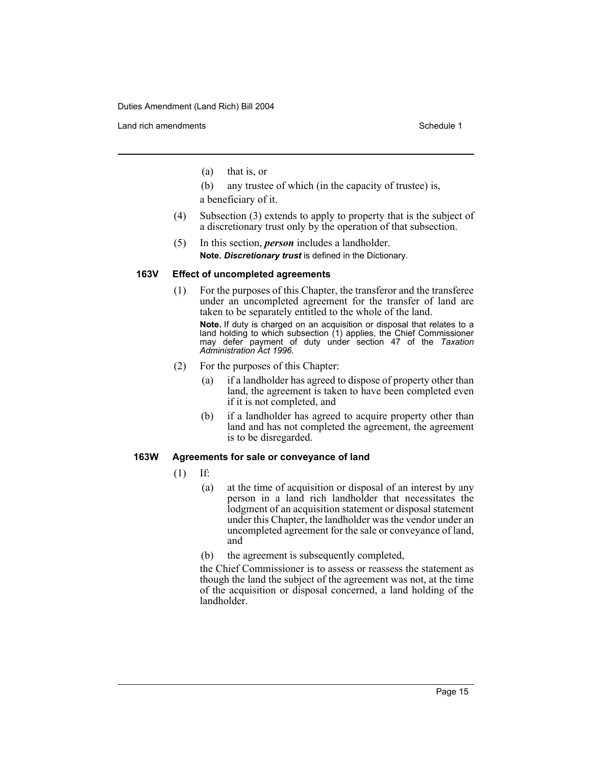(a) that is, or

(b) any trustee of which (in the capacity of trustee) is,

a beneficiary of it.

(4) Subsection (3) extends to apply to property that is the subject of a discretionary trust only by the operation of that subsection.

(5) In this section, ***person*** includes a landholder.

**Note.** ***Discretionary trust*** is defined in the Dictionary.

### 163V Effect of uncompleted agreements

(1) For the purposes of this Chapter, the transferor and the transferee under an uncompleted agreement for the transfer of land are taken to be separately entitled to the whole of the land.

**Note.** If duty is charged on an acquisition or disposal that relates to a land holding to which subsection (1) applies, the Chief Commissioner may defer payment of duty under section 47 of the *Taxation Administration Act 1996*.

(2) For the purposes of this Chapter:

(a) if a landholder has agreed to dispose of property other than land, the agreement is taken to have been completed even if it is not completed, and

(b) if a landholder has agreed to acquire property other than land and has not completed the agreement, the agreement is to be disregarded.

### 163W Agreements for sale or conveyance of land

(1) If:

(a) at the time of acquisition or disposal of an interest by any person in a land rich landholder that necessitates the lodgment of an acquisition statement or disposal statement under this Chapter, the landholder was the vendor under an uncompleted agreement for the sale or conveyance of land, and

(b) the agreement is subsequently completed,

the Chief Commissioner is to assess or reassess the statement as though the land the subject of the agreement was not, at the time of the acquisition or disposal concerned, a land holding of the landholder.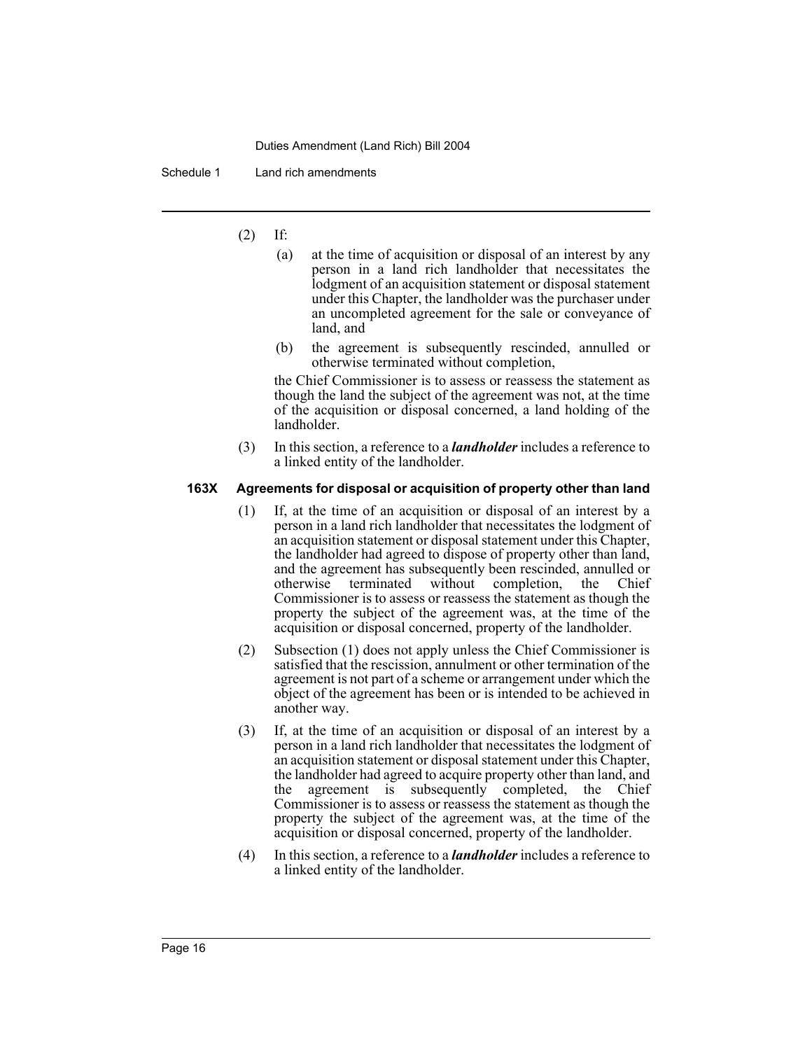(2) If:

(a) at the time of acquisition or disposal of an interest by any person in a land rich landholder that necessitates the lodgment of an acquisition statement or disposal statement under this Chapter, the landholder was the purchaser under an uncompleted agreement for the sale or conveyance of land, and

(b) the agreement is subsequently rescinded, annulled or otherwise terminated without completion,

the Chief Commissioner is to assess or reassess the statement as though the land the subject of the agreement was not, at the time of the acquisition or disposal concerned, a land holding of the landholder.

(3) In this section, a reference to a ***landholder*** includes a reference to a linked entity of the landholder.

### 163X Agreements for disposal or acquisition of property other than land

(1) If, at the time of an acquisition or disposal of an interest by a person in a land rich landholder that necessitates the lodgment of an acquisition statement or disposal statement under this Chapter, the landholder had agreed to dispose of property other than land, and the agreement has subsequently been rescinded, annulled or otherwise terminated without completion, the Chief Commissioner is to assess or reassess the statement as though the property the subject of the agreement was, at the time of the acquisition or disposal concerned, property of the landholder.

(2) Subsection (1) does not apply unless the Chief Commissioner is satisfied that the rescission, annulment or other termination of the agreement is not part of a scheme or arrangement under which the object of the agreement has been or is intended to be achieved in another way.

(3) If, at the time of an acquisition or disposal of an interest by a person in a land rich landholder that necessitates the lodgment of an acquisition statement or disposal statement under this Chapter, the landholder had agreed to acquire property other than land, and the agreement is subsequently completed, the Chief Commissioner is to assess or reassess the statement as though the property the subject of the agreement was, at the time of the acquisition or disposal concerned, property of the landholder.

(4) In this section, a reference to a ***landholder*** includes a reference to a linked entity of the landholder.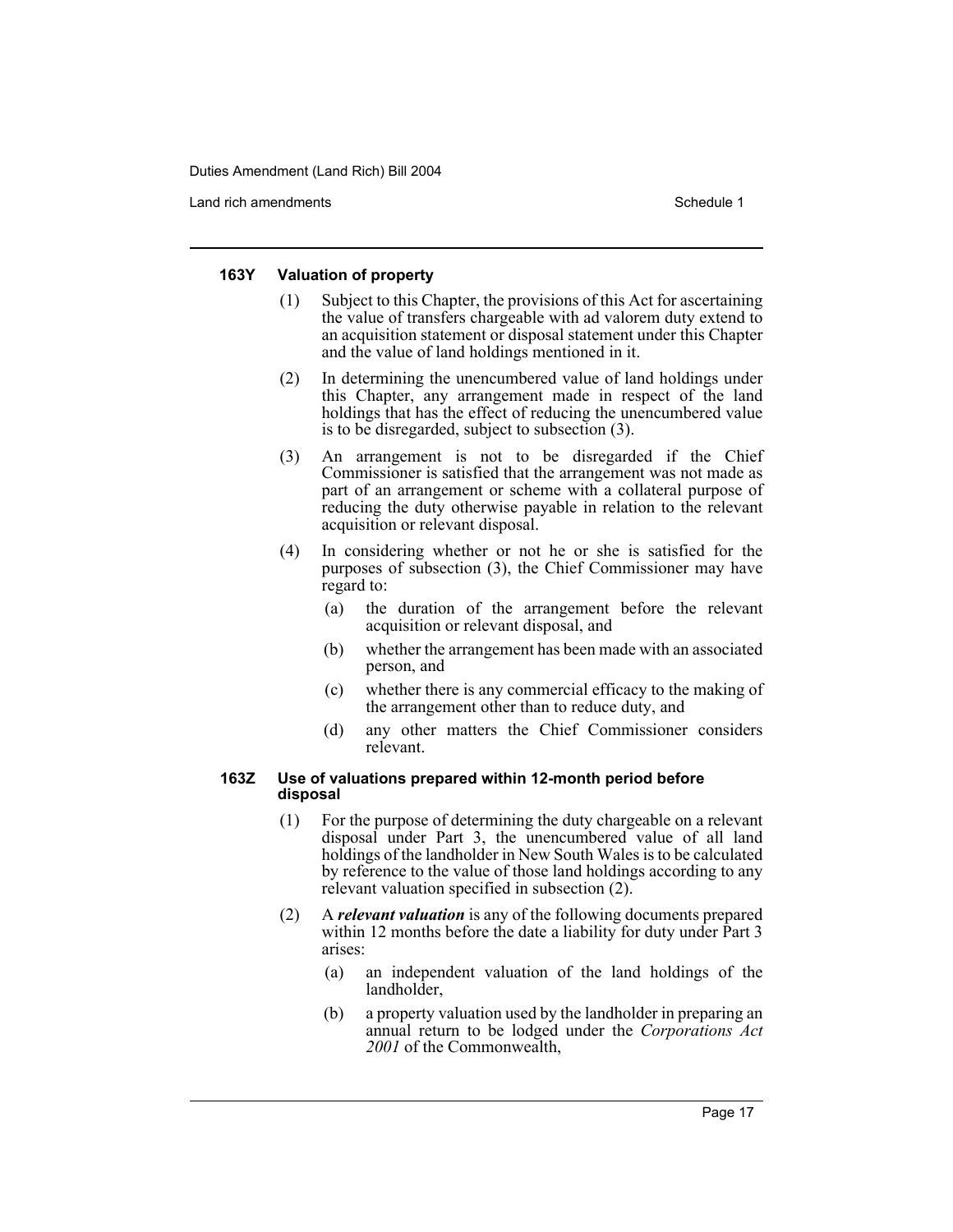#### 163Y Valuation of property

(1) Subject to this Chapter, the provisions of this Act for ascertaining the value of transfers chargeable with ad valorem duty extend to an acquisition statement or disposal statement under this Chapter and the value of land holdings mentioned in it.

(2) In determining the unencumbered value of land holdings under this Chapter, any arrangement made in respect of the land holdings that has the effect of reducing the unencumbered value is to be disregarded, subject to subsection (3).

(3) An arrangement is not to be disregarded if the Chief Commissioner is satisfied that the arrangement was not made as part of an arrangement or scheme with a collateral purpose of reducing the duty otherwise payable in relation to the relevant acquisition or relevant disposal.

(4) In considering whether or not he or she is satisfied for the purposes of subsection (3), the Chief Commissioner may have regard to:

- (a) the duration of the arrangement before the relevant acquisition or relevant disposal, and
- (b) whether the arrangement has been made with an associated person, and
- (c) whether there is any commercial efficacy to the making of the arrangement other than to reduce duty, and
- (d) any other matters the Chief Commissioner considers relevant.

#### 163Z Use of valuations prepared within 12-month period before disposal

(1) For the purpose of determining the duty chargeable on a relevant disposal under Part 3, the unencumbered value of all land holdings of the landholder in New South Wales is to be calculated by reference to the value of those land holdings according to any relevant valuation specified in subsection (2).

(2) A ***relevant valuation*** is any of the following documents prepared within 12 months before the date a liability for duty under Part 3 arises:

- (a) an independent valuation of the land holdings of the landholder,
- (b) a property valuation used by the landholder in preparing an annual return to be lodged under the *Corporations Act 2001* of the Commonwealth,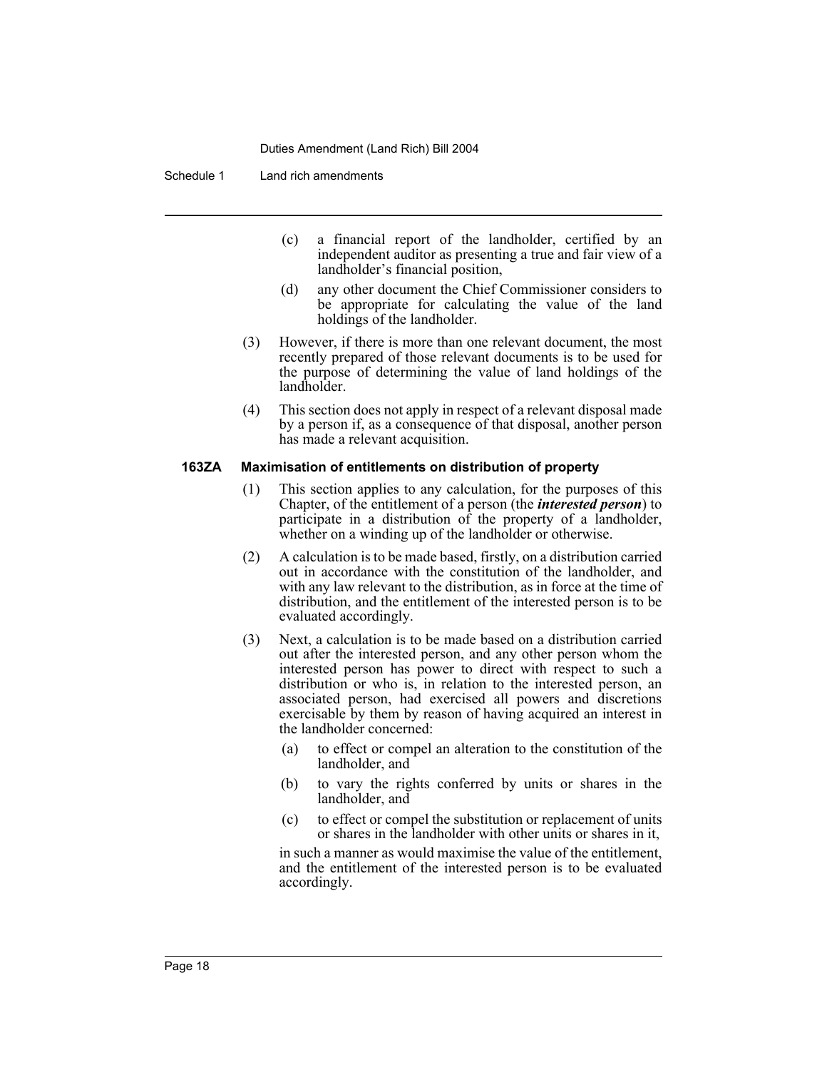(c) a financial report of the landholder, certified by an independent auditor as presenting a true and fair view of a landholder's financial position,

(d) any other document the Chief Commissioner considers to be appropriate for calculating the value of the land holdings of the landholder.

(3) However, if there is more than one relevant document, the most recently prepared of those relevant documents is to be used for the purpose of determining the value of land holdings of the landholder.

(4) This section does not apply in respect of a relevant disposal made by a person if, as a consequence of that disposal, another person has made a relevant acquisition.

**163ZA Maximisation of entitlements on distribution of property**

(1) This section applies to any calculation, for the purposes of this Chapter, of the entitlement of a person (the ***interested person***) to participate in a distribution of the property of a landholder, whether on a winding up of the landholder or otherwise.

(2) A calculation is to be made based, firstly, on a distribution carried out in accordance with the constitution of the landholder, and with any law relevant to the distribution, as in force at the time of distribution, and the entitlement of the interested person is to be evaluated accordingly.

(3) Next, a calculation is to be made based on a distribution carried out after the interested person, and any other person whom the interested person has power to direct with respect to such a distribution or who is, in relation to the interested person, an associated person, had exercised all powers and discretions exercisable by them by reason of having acquired an interest in the landholder concerned:

(a) to effect or compel an alteration to the constitution of the landholder, and

(b) to vary the rights conferred by units or shares in the landholder, and

(c) to effect or compel the substitution or replacement of units or shares in the landholder with other units or shares in it,

in such a manner as would maximise the value of the entitlement, and the entitlement of the interested person is to be evaluated accordingly.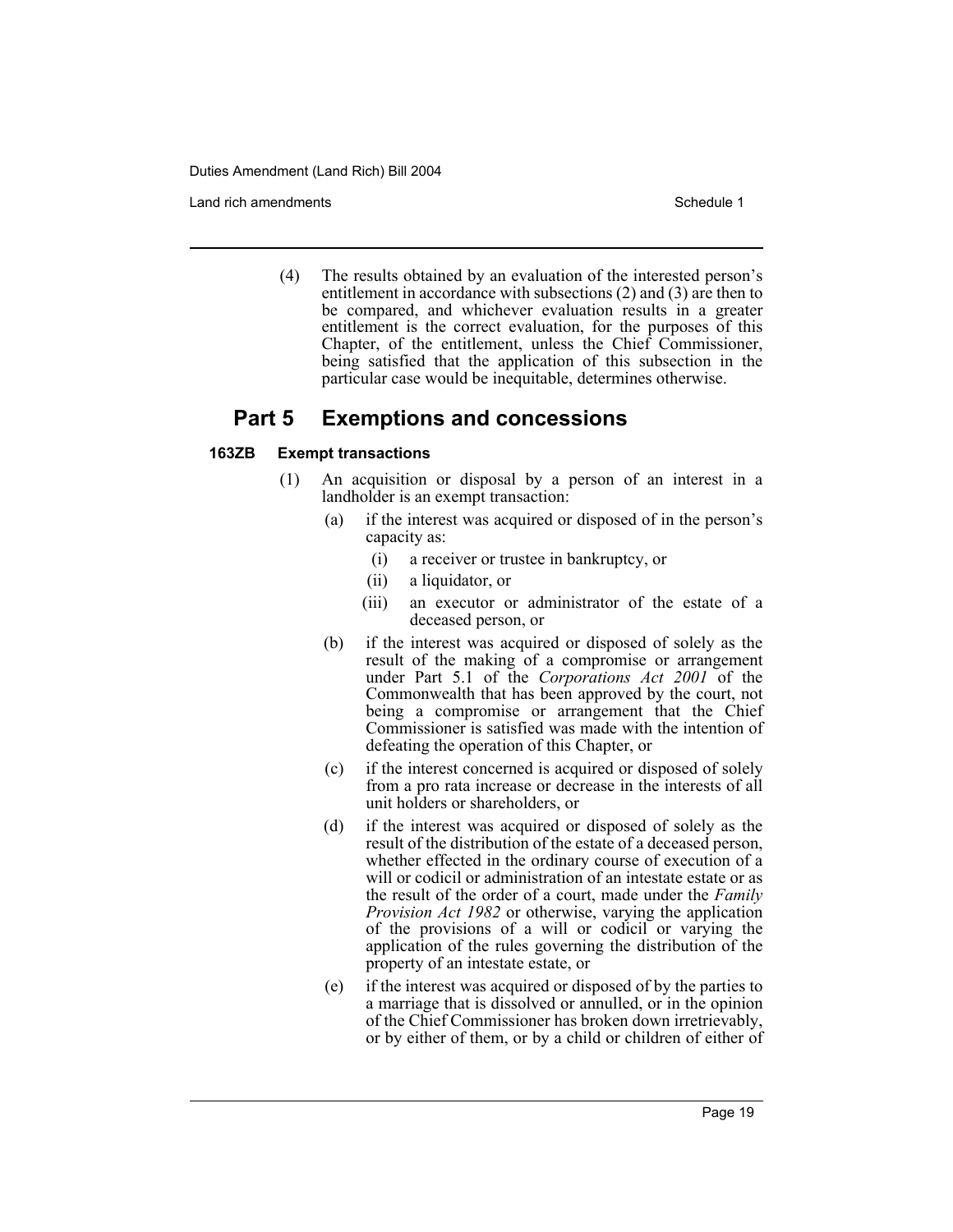(4) The results obtained by an evaluation of the interested person's entitlement in accordance with subsections (2) and (3) are then to be compared, and whichever evaluation results in a greater entitlement is the correct evaluation, for the purposes of this Chapter, of the entitlement, unless the Chief Commissioner, being satisfied that the application of this subsection in the particular case would be inequitable, determines otherwise.

## Part 5 Exemptions and concessions

### 163ZB Exempt transactions

(1) An acquisition or disposal by a person of an interest in a landholder is an exempt transaction:

- (a) if the interest was acquired or disposed of in the person's capacity as:
  - (i) a receiver or trustee in bankruptcy, or
  - (ii) a liquidator, or
  - (iii) an executor or administrator of the estate of a deceased person, or
- (b) if the interest was acquired or disposed of solely as the result of the making of a compromise or arrangement under Part 5.1 of the *Corporations Act 2001* of the Commonwealth that has been approved by the court, not being a compromise or arrangement that the Chief Commissioner is satisfied was made with the intention of defeating the operation of this Chapter, or
- (c) if the interest concerned is acquired or disposed of solely from a pro rata increase or decrease in the interests of all unit holders or shareholders, or
- (d) if the interest was acquired or disposed of solely as the result of the distribution of the estate of a deceased person, whether effected in the ordinary course of execution of a will or codicil or administration of an intestate estate or as the result of the order of a court, made under the *Family Provision Act 1982* or otherwise, varying the application of the provisions of a will or codicil or varying the application of the rules governing the distribution of the property of an intestate estate, or
- (e) if the interest was acquired or disposed of by the parties to a marriage that is dissolved or annulled, or in the opinion of the Chief Commissioner has broken down irretrievably, or by either of them, or by a child or children of either of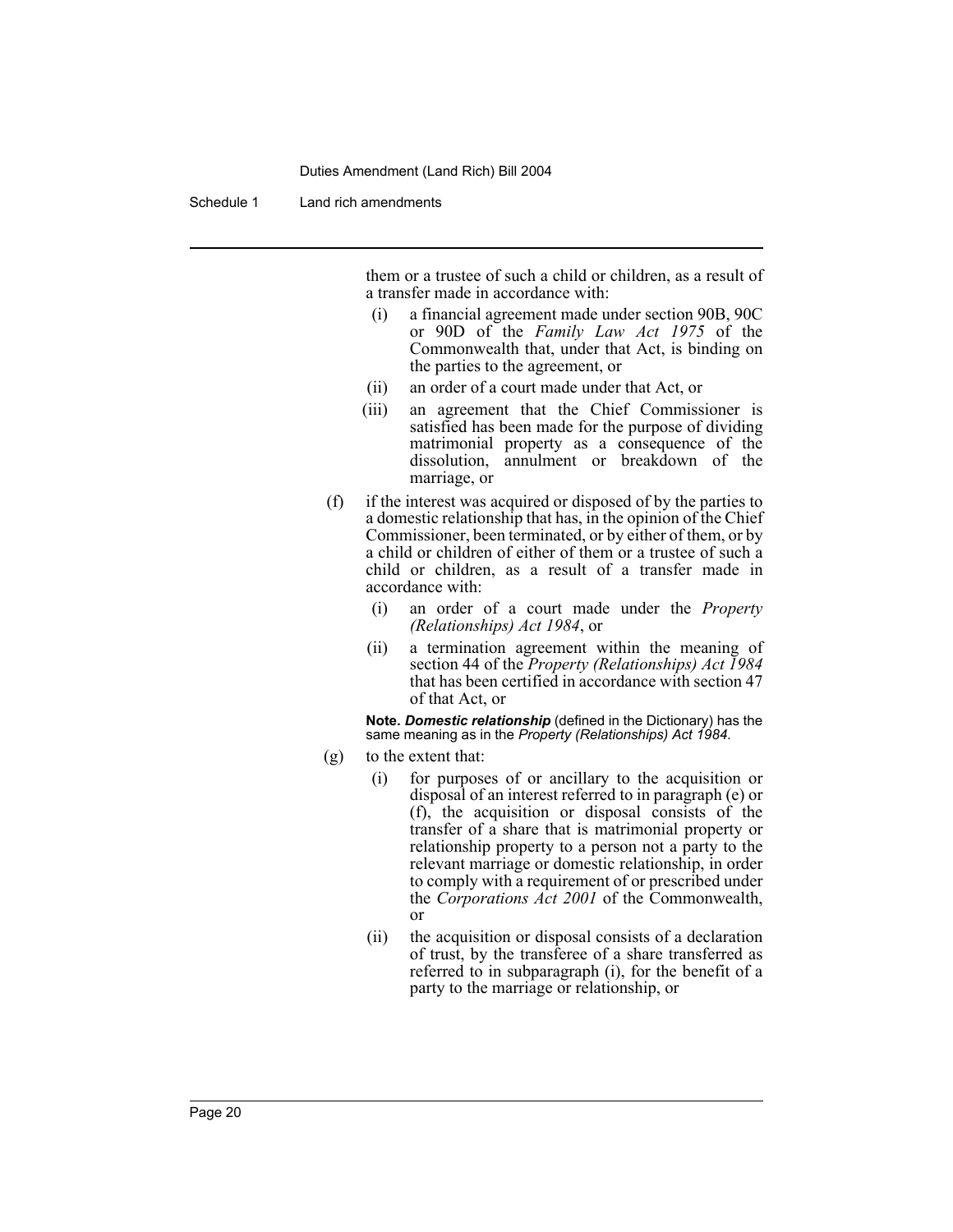them or a trustee of such a child or children, as a result of a transfer made in accordance with:

(i) a financial agreement made under section 90B, 90C or 90D of the *Family Law Act 1975* of the Commonwealth that, under that Act, is binding on the parties to the agreement, or

(ii) an order of a court made under that Act, or

(iii) an agreement that the Chief Commissioner is satisfied has been made for the purpose of dividing matrimonial property as a consequence of the dissolution, annulment or breakdown of the marriage, or

(f) if the interest was acquired or disposed of by the parties to a domestic relationship that has, in the opinion of the Chief Commissioner, been terminated, or by either of them, or by a child or children of either of them or a trustee of such a child or children, as a result of a transfer made in accordance with:

(i) an order of a court made under the *Property (Relationships) Act 1984*, or

(ii) a termination agreement within the meaning of section 44 of the *Property (Relationships) Act 1984* that has been certified in accordance with section 47 of that Act, or

**Note.** ***Domestic relationship*** (defined in the Dictionary) has the same meaning as in the *Property (Relationships) Act 1984*.

(g) to the extent that:

(i) for purposes of or ancillary to the acquisition or disposal of an interest referred to in paragraph (e) or (f), the acquisition or disposal consists of the transfer of a share that is matrimonial property or relationship property to a person not a party to the relevant marriage or domestic relationship, in order to comply with a requirement of or prescribed under the *Corporations Act 2001* of the Commonwealth, or

(ii) the acquisition or disposal consists of a declaration of trust, by the transferee of a share transferred as referred to in subparagraph (i), for the benefit of a party to the marriage or relationship, or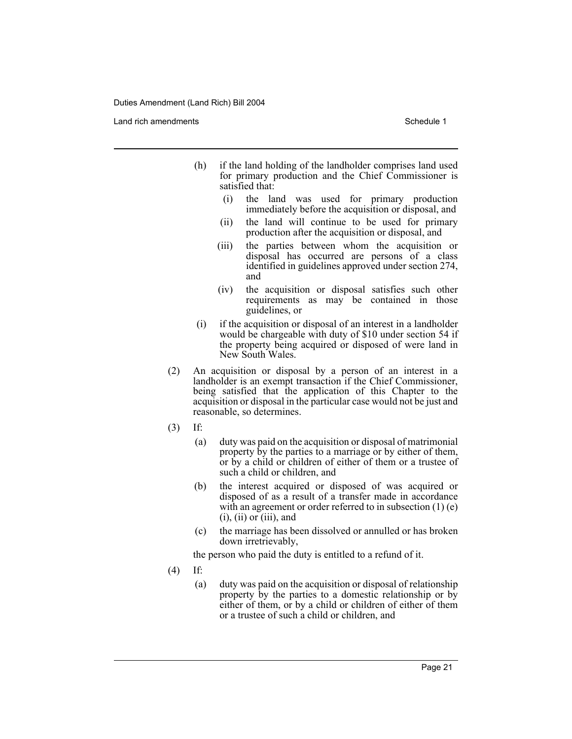(h) if the land holding of the landholder comprises land used for primary production and the Chief Commissioner is satisfied that:

  (i) the land was used for primary production immediately before the acquisition or disposal, and

  (ii) the land will continue to be used for primary production after the acquisition or disposal, and

  (iii) the parties between whom the acquisition or disposal has occurred are persons of a class identified in guidelines approved under section 274, and

  (iv) the acquisition or disposal satisfies such other requirements as may be contained in those guidelines, or

(i) if the acquisition or disposal of an interest in a landholder would be chargeable with duty of $10 under section 54 if the property being acquired or disposed of were land in New South Wales.

(2) An acquisition or disposal by a person of an interest in a landholder is an exempt transaction if the Chief Commissioner, being satisfied that the application of this Chapter to the acquisition or disposal in the particular case would not be just and reasonable, so determines.

(3) If:

  (a) duty was paid on the acquisition or disposal of matrimonial property by the parties to a marriage or by either of them, or by a child or children of either of them or a trustee of such a child or children, and

  (b) the interest acquired or disposed of was acquired or disposed of as a result of a transfer made in accordance with an agreement or order referred to in subsection (1) (e) (i), (ii) or (iii), and

  (c) the marriage has been dissolved or annulled or has broken down irretrievably,

  the person who paid the duty is entitled to a refund of it.

(4) If:

  (a) duty was paid on the acquisition or disposal of relationship property by the parties to a domestic relationship or by either of them, or by a child or children of either of them or a trustee of such a child or children, and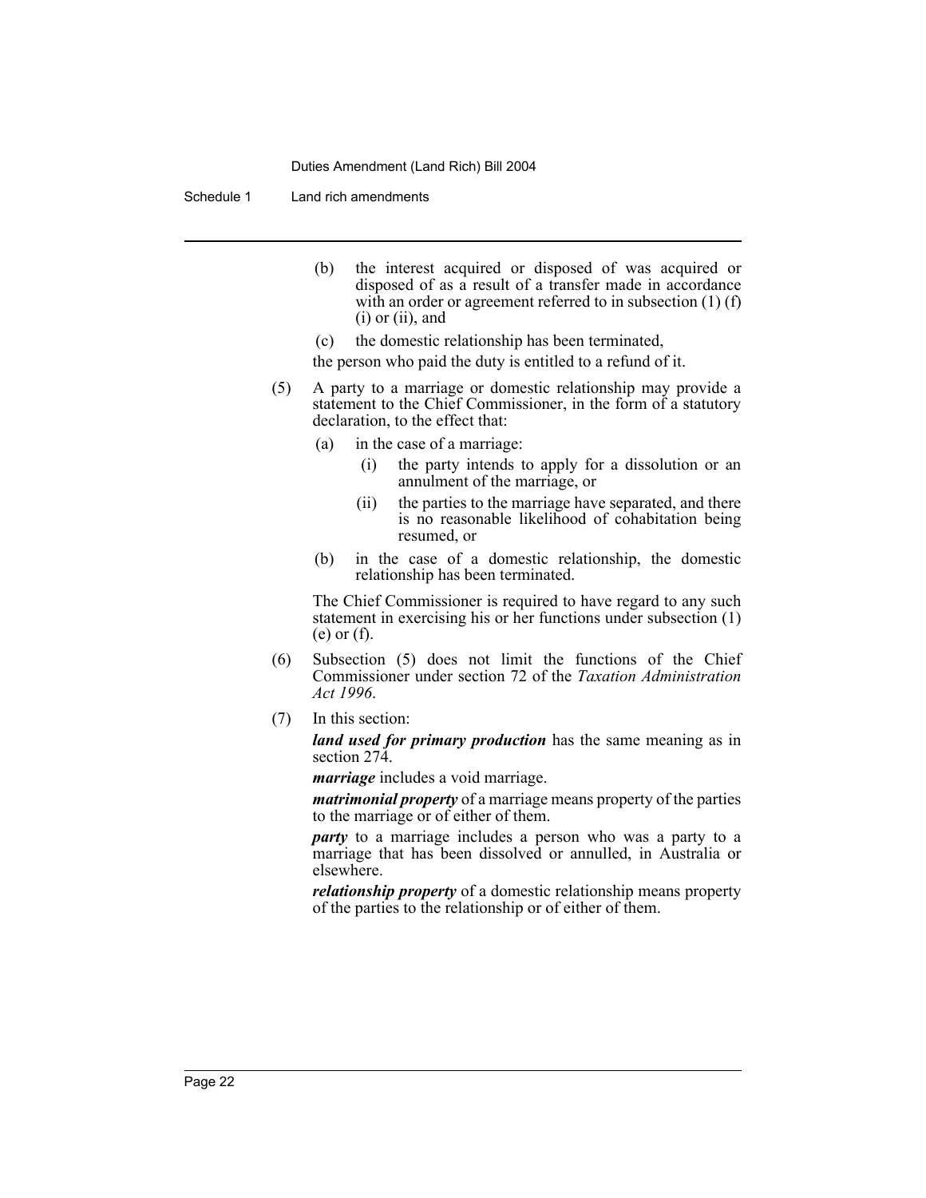(b) the interest acquired or disposed of was acquired or disposed of as a result of a transfer made in accordance with an order or agreement referred to in subsection (1) (f) (i) or (ii), and

(c) the domestic relationship has been terminated,

the person who paid the duty is entitled to a refund of it.

(5) A party to a marriage or domestic relationship may provide a statement to the Chief Commissioner, in the form of a statutory declaration, to the effect that:

(a) in the case of a marriage:

(i) the party intends to apply for a dissolution or an annulment of the marriage, or

(ii) the parties to the marriage have separated, and there is no reasonable likelihood of cohabitation being resumed, or

(b) in the case of a domestic relationship, the domestic relationship has been terminated.

The Chief Commissioner is required to have regard to any such statement in exercising his or her functions under subsection (1) (e) or (f).

(6) Subsection (5) does not limit the functions of the Chief Commissioner under section 72 of the *Taxation Administration Act 1996*.

(7) In this section:

***land used for primary production*** has the same meaning as in section 274.

***marriage*** includes a void marriage.

***matrimonial property*** of a marriage means property of the parties to the marriage or of either of them.

***party*** to a marriage includes a person who was a party to a marriage that has been dissolved or annulled, in Australia or elsewhere.

***relationship property*** of a domestic relationship means property of the parties to the relationship or of either of them.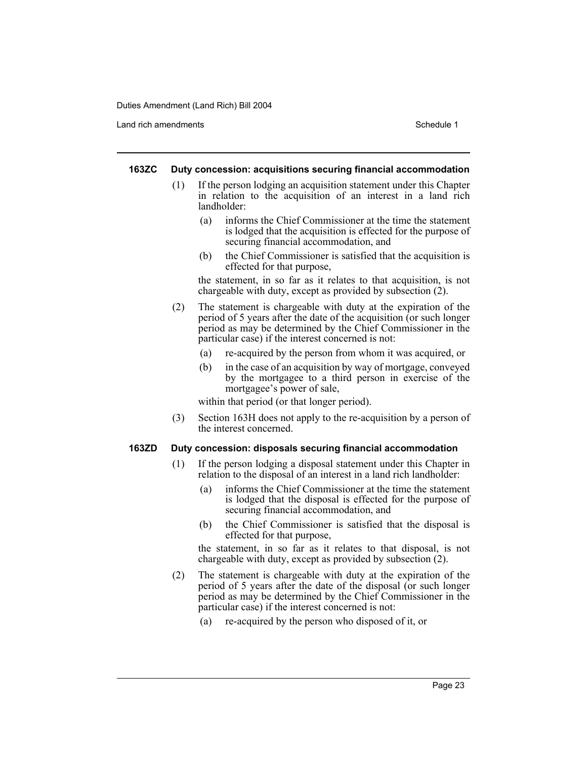#### 163ZC Duty concession: acquisitions securing financial accommodation

(1) If the person lodging an acquisition statement under this Chapter in relation to the acquisition of an interest in a land rich landholder:

- (a) informs the Chief Commissioner at the time the statement is lodged that the acquisition is effected for the purpose of securing financial accommodation, and
- (b) the Chief Commissioner is satisfied that the acquisition is effected for that purpose,

the statement, in so far as it relates to that acquisition, is not chargeable with duty, except as provided by subsection (2).

(2) The statement is chargeable with duty at the expiration of the period of 5 years after the date of the acquisition (or such longer period as may be determined by the Chief Commissioner in the particular case) if the interest concerned is not:

- (a) re-acquired by the person from whom it was acquired, or
- (b) in the case of an acquisition by way of mortgage, conveyed by the mortgagee to a third person in exercise of the mortgagee's power of sale,

within that period (or that longer period).

(3) Section 163H does not apply to the re-acquisition by a person of the interest concerned.

#### 163ZD Duty concession: disposals securing financial accommodation

(1) If the person lodging a disposal statement under this Chapter in relation to the disposal of an interest in a land rich landholder:

- (a) informs the Chief Commissioner at the time the statement is lodged that the disposal is effected for the purpose of securing financial accommodation, and
- (b) the Chief Commissioner is satisfied that the disposal is effected for that purpose,

the statement, in so far as it relates to that disposal, is not chargeable with duty, except as provided by subsection (2).

(2) The statement is chargeable with duty at the expiration of the period of 5 years after the date of the disposal (or such longer period as may be determined by the Chief Commissioner in the particular case) if the interest concerned is not:

- (a) re-acquired by the person who disposed of it, or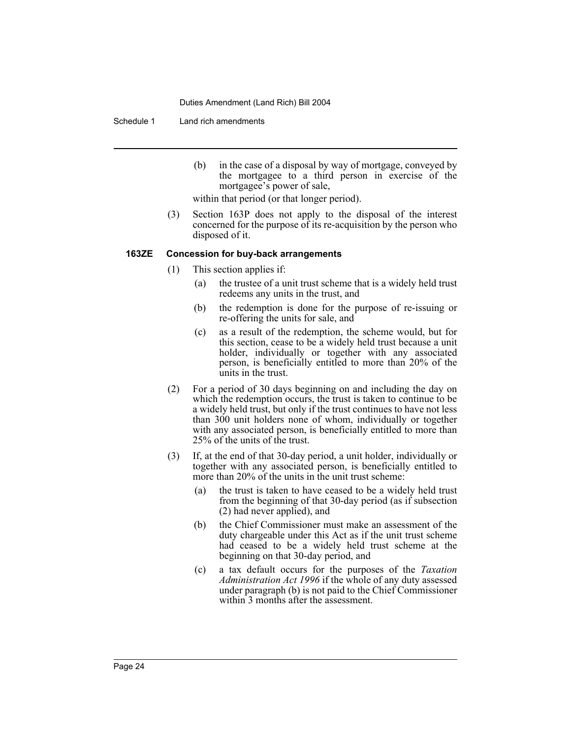(b) in the case of a disposal by way of mortgage, conveyed by the mortgagee to a third person in exercise of the mortgagee's power of sale,

within that period (or that longer period).

(3) Section 163P does not apply to the disposal of the interest concerned for the purpose of its re-acquisition by the person who disposed of it.

### 163ZE Concession for buy-back arrangements

(1) This section applies if:

(a) the trustee of a unit trust scheme that is a widely held trust redeems any units in the trust, and

(b) the redemption is done for the purpose of re-issuing or re-offering the units for sale, and

(c) as a result of the redemption, the scheme would, but for this section, cease to be a widely held trust because a unit holder, individually or together with any associated person, is beneficially entitled to more than 20% of the units in the trust.

(2) For a period of 30 days beginning on and including the day on which the redemption occurs, the trust is taken to continue to be a widely held trust, but only if the trust continues to have not less than 300 unit holders none of whom, individually or together with any associated person, is beneficially entitled to more than 25% of the units of the trust.

(3) If, at the end of that 30-day period, a unit holder, individually or together with any associated person, is beneficially entitled to more than 20% of the units in the unit trust scheme:

(a) the trust is taken to have ceased to be a widely held trust from the beginning of that 30-day period (as if subsection (2) had never applied), and

(b) the Chief Commissioner must make an assessment of the duty chargeable under this Act as if the unit trust scheme had ceased to be a widely held trust scheme at the beginning on that 30-day period, and

(c) a tax default occurs for the purposes of the *Taxation Administration Act 1996* if the whole of any duty assessed under paragraph (b) is not paid to the Chief Commissioner within 3 months after the assessment.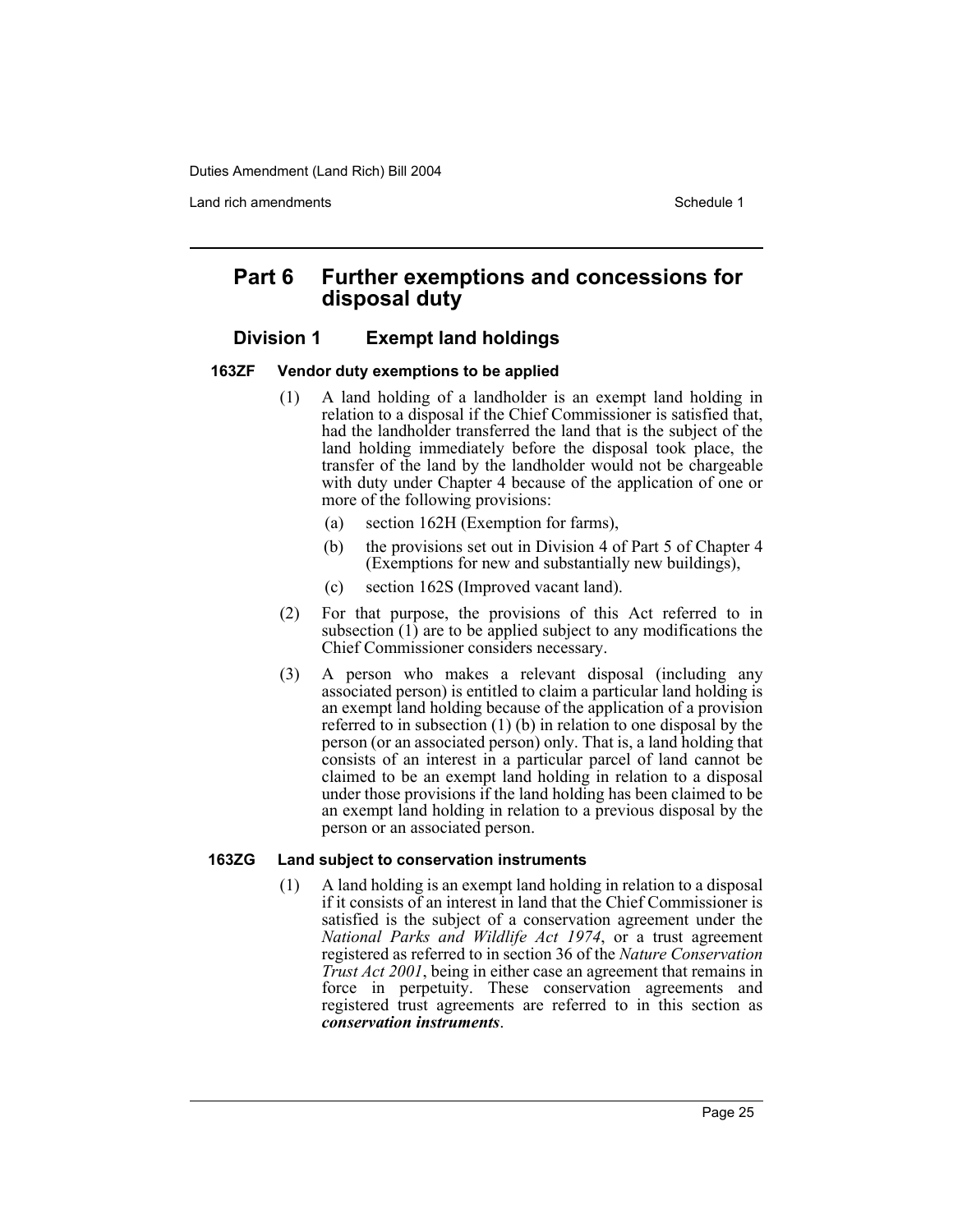## Part 6 Further exemptions and concessions for disposal duty

### Division 1 Exempt land holdings

#### 163ZF Vendor duty exemptions to be applied

(1) A land holding of a landholder is an exempt land holding in relation to a disposal if the Chief Commissioner is satisfied that, had the landholder transferred the land that is the subject of the land holding immediately before the disposal took place, the transfer of the land by the landholder would not be chargeable with duty under Chapter 4 because of the application of one or more of the following provisions:

- (a) section 162H (Exemption for farms),
- (b) the provisions set out in Division 4 of Part 5 of Chapter 4 (Exemptions for new and substantially new buildings),
- (c) section 162S (Improved vacant land).

(2) For that purpose, the provisions of this Act referred to in subsection (1) are to be applied subject to any modifications the Chief Commissioner considers necessary.

(3) A person who makes a relevant disposal (including any associated person) is entitled to claim a particular land holding is an exempt land holding because of the application of a provision referred to in subsection (1) (b) in relation to one disposal by the person (or an associated person) only. That is, a land holding that consists of an interest in a particular parcel of land cannot be claimed to be an exempt land holding in relation to a disposal under those provisions if the land holding has been claimed to be an exempt land holding in relation to a previous disposal by the person or an associated person.

#### 163ZG Land subject to conservation instruments

(1) A land holding is an exempt land holding in relation to a disposal if it consists of an interest in land that the Chief Commissioner is satisfied is the subject of a conservation agreement under the *National Parks and Wildlife Act 1974*, or a trust agreement registered as referred to in section 36 of the *Nature Conservation Trust Act 2001*, being in either case an agreement that remains in force in perpetuity. These conservation agreements and registered trust agreements are referred to in this section as ***conservation instruments***.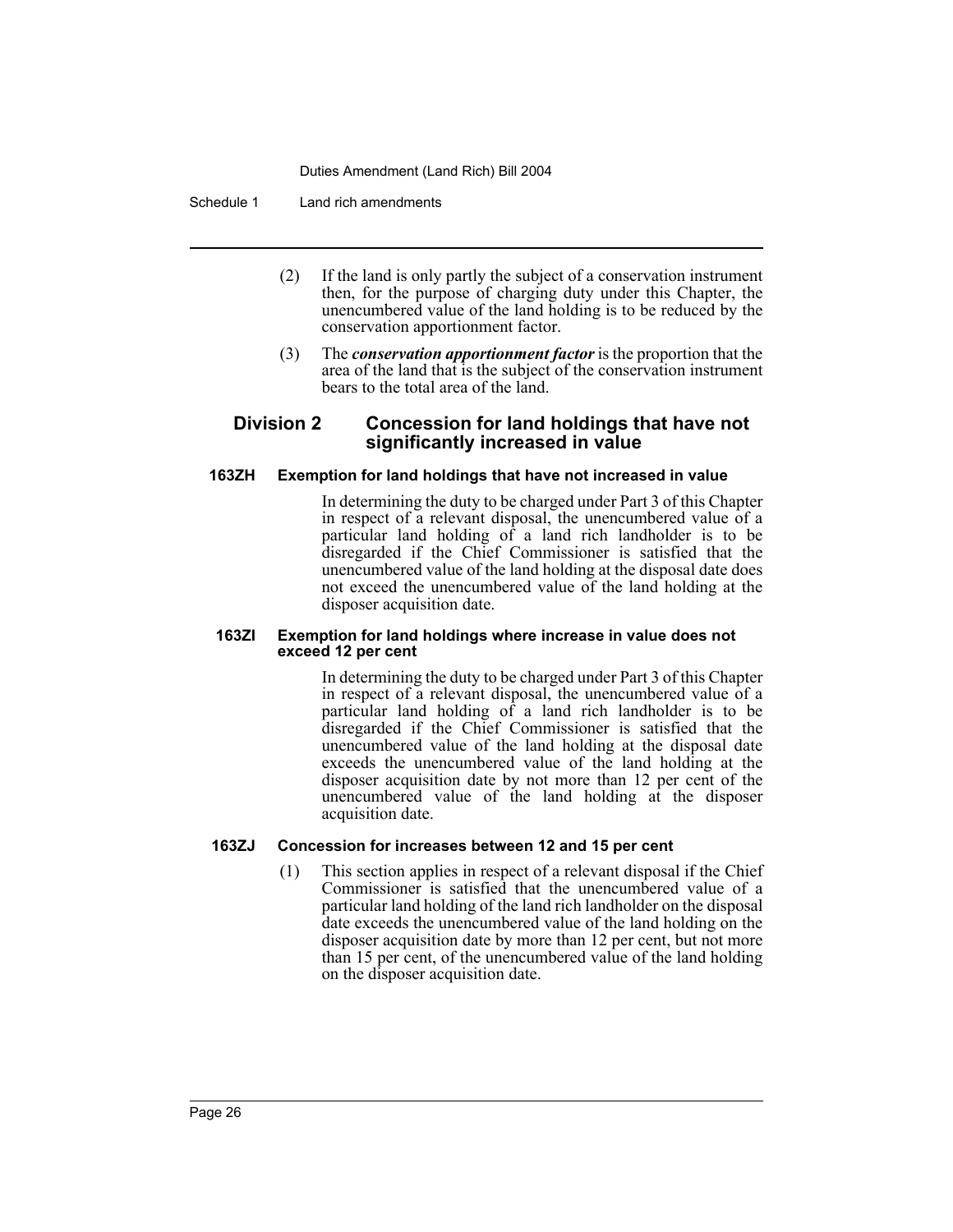(2) If the land is only partly the subject of a conservation instrument then, for the purpose of charging duty under this Chapter, the unencumbered value of the land holding is to be reduced by the conservation apportionment factor.

(3) The ***conservation apportionment factor*** is the proportion that the area of the land that is the subject of the conservation instrument bears to the total area of the land.

## Division 2 Concession for land holdings that have not significantly increased in value

### 163ZH Exemption for land holdings that have not increased in value

In determining the duty to be charged under Part 3 of this Chapter in respect of a relevant disposal, the unencumbered value of a particular land holding of a land rich landholder is to be disregarded if the Chief Commissioner is satisfied that the unencumbered value of the land holding at the disposal date does not exceed the unencumbered value of the land holding at the disposer acquisition date.

### 163ZI Exemption for land holdings where increase in value does not exceed 12 per cent

In determining the duty to be charged under Part 3 of this Chapter in respect of a relevant disposal, the unencumbered value of a particular land holding of a land rich landholder is to be disregarded if the Chief Commissioner is satisfied that the unencumbered value of the land holding at the disposal date exceeds the unencumbered value of the land holding at the disposer acquisition date by not more than 12 per cent of the unencumbered value of the land holding at the disposer acquisition date.

### 163ZJ Concession for increases between 12 and 15 per cent

(1) This section applies in respect of a relevant disposal if the Chief Commissioner is satisfied that the unencumbered value of a particular land holding of the land rich landholder on the disposal date exceeds the unencumbered value of the land holding on the disposer acquisition date by more than 12 per cent, but not more than 15 per cent, of the unencumbered value of the land holding on the disposer acquisition date.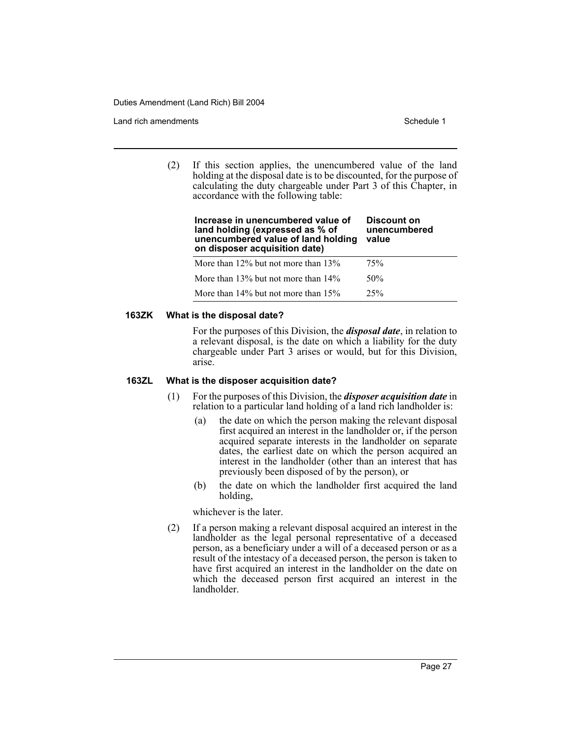(2) If this section applies, the unencumbered value of the land holding at the disposal date is to be discounted, for the purpose of calculating the duty chargeable under Part 3 of this Chapter, in accordance with the following table:

| Increase in unencumbered value of land holding (expressed as % of unencumbered value of land holding on disposer acquisition date) | Discount on unencumbered value |
|---|---|
| More than 12% but not more than 13% | 75% |
| More than 13% but not more than 14% | 50% |
| More than 14% but not more than 15% | 25% |

#### 163ZK What is the disposal date?

For the purposes of this Division, the ***disposal date***, in relation to a relevant disposal, is the date on which a liability for the duty chargeable under Part 3 arises or would, but for this Division, arise.

#### 163ZL What is the disposer acquisition date?

(1) For the purposes of this Division, the ***disposer acquisition date*** in relation to a particular land holding of a land rich landholder is:

(a) the date on which the person making the relevant disposal first acquired an interest in the landholder or, if the person acquired separate interests in the landholder on separate dates, the earliest date on which the person acquired an interest in the landholder (other than an interest that has previously been disposed of by the person), or

(b) the date on which the landholder first acquired the land holding,

whichever is the later.

(2) If a person making a relevant disposal acquired an interest in the landholder as the legal personal representative of a deceased person, as a beneficiary under a will of a deceased person or as a result of the intestacy of a deceased person, the person is taken to have first acquired an interest in the landholder on the date on which the deceased person first acquired an interest in the landholder.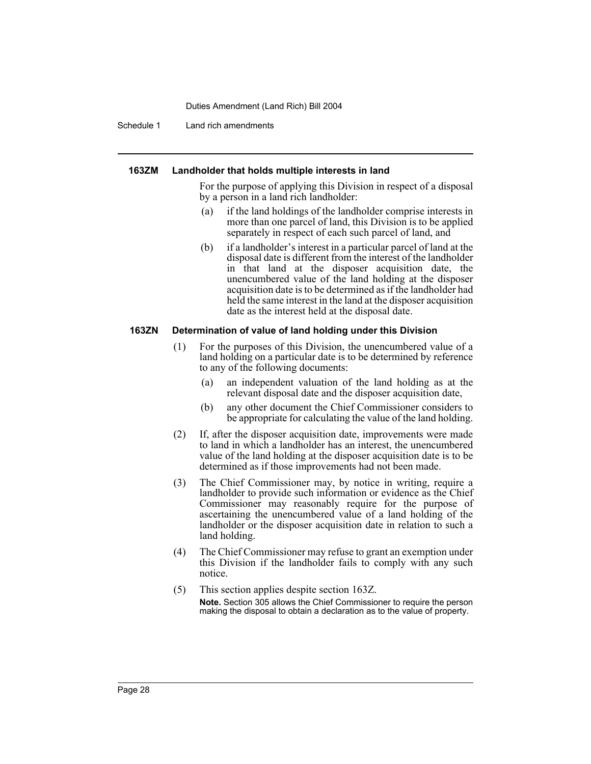#### 163ZM Landholder that holds multiple interests in land

For the purpose of applying this Division in respect of a disposal by a person in a land rich landholder:

(a) if the land holdings of the landholder comprise interests in more than one parcel of land, this Division is to be applied separately in respect of each such parcel of land, and

(b) if a landholder's interest in a particular parcel of land at the disposal date is different from the interest of the landholder in that land at the disposer acquisition date, the unencumbered value of the land holding at the disposer acquisition date is to be determined as if the landholder had held the same interest in the land at the disposer acquisition date as the interest held at the disposal date.

#### 163ZN Determination of value of land holding under this Division

(1) For the purposes of this Division, the unencumbered value of a land holding on a particular date is to be determined by reference to any of the following documents:

(a) an independent valuation of the land holding as at the relevant disposal date and the disposer acquisition date,

(b) any other document the Chief Commissioner considers to be appropriate for calculating the value of the land holding.

(2) If, after the disposer acquisition date, improvements were made to land in which a landholder has an interest, the unencumbered value of the land holding at the disposer acquisition date is to be determined as if those improvements had not been made.

(3) The Chief Commissioner may, by notice in writing, require a landholder to provide such information or evidence as the Chief Commissioner may reasonably require for the purpose of ascertaining the unencumbered value of a land holding of the landholder or the disposer acquisition date in relation to such a land holding.

(4) The Chief Commissioner may refuse to grant an exemption under this Division if the landholder fails to comply with any such notice.

(5) This section applies despite section 163Z.

**Note.** Section 305 allows the Chief Commissioner to require the person making the disposal to obtain a declaration as to the value of property.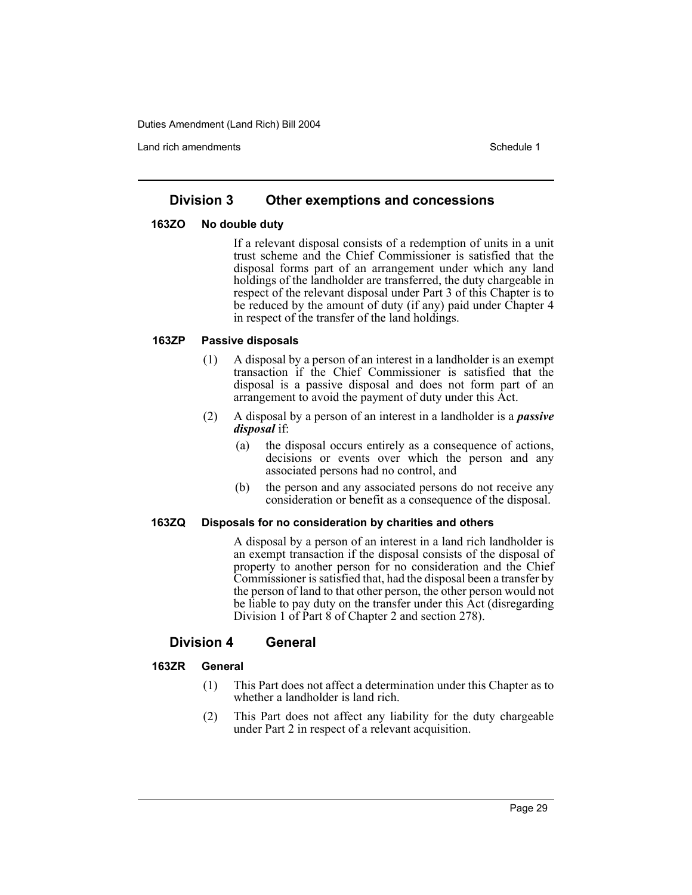## Division 3 Other exemptions and concessions

### 163ZO No double duty

If a relevant disposal consists of a redemption of units in a unit trust scheme and the Chief Commissioner is satisfied that the disposal forms part of an arrangement under which any land holdings of the landholder are transferred, the duty chargeable in respect of the relevant disposal under Part 3 of this Chapter is to be reduced by the amount of duty (if any) paid under Chapter 4 in respect of the transfer of the land holdings.

### 163ZP Passive disposals

(1) A disposal by a person of an interest in a landholder is an exempt transaction if the Chief Commissioner is satisfied that the disposal is a passive disposal and does not form part of an arrangement to avoid the payment of duty under this Act.

(2) A disposal by a person of an interest in a landholder is a ***passive disposal*** if:

(a) the disposal occurs entirely as a consequence of actions, decisions or events over which the person and any associated persons had no control, and

(b) the person and any associated persons do not receive any consideration or benefit as a consequence of the disposal.

### 163ZQ Disposals for no consideration by charities and others

A disposal by a person of an interest in a land rich landholder is an exempt transaction if the disposal consists of the disposal of property to another person for no consideration and the Chief Commissioner is satisfied that, had the disposal been a transfer by the person of land to that other person, the other person would not be liable to pay duty on the transfer under this Act (disregarding Division 1 of Part 8 of Chapter 2 and section 278).

## Division 4 General

### 163ZR General

(1) This Part does not affect a determination under this Chapter as to whether a landholder is land rich.

(2) This Part does not affect any liability for the duty chargeable under Part 2 in respect of a relevant acquisition.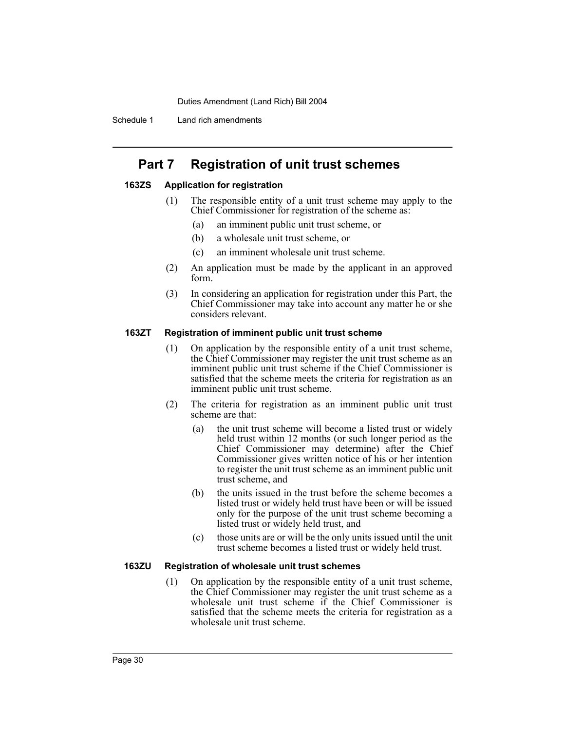## Part 7 Registration of unit trust schemes

### 163ZS Application for registration

(1) The responsible entity of a unit trust scheme may apply to the Chief Commissioner for registration of the scheme as:

- (a) an imminent public unit trust scheme, or
- (b) a wholesale unit trust scheme, or
- (c) an imminent wholesale unit trust scheme.

(2) An application must be made by the applicant in an approved form.

(3) In considering an application for registration under this Part, the Chief Commissioner may take into account any matter he or she considers relevant.

### 163ZT Registration of imminent public unit trust scheme

(1) On application by the responsible entity of a unit trust scheme, the Chief Commissioner may register the unit trust scheme as an imminent public unit trust scheme if the Chief Commissioner is satisfied that the scheme meets the criteria for registration as an imminent public unit trust scheme.

(2) The criteria for registration as an imminent public unit trust scheme are that:

- (a) the unit trust scheme will become a listed trust or widely held trust within 12 months (or such longer period as the Chief Commissioner may determine) after the Chief Commissioner gives written notice of his or her intention to register the unit trust scheme as an imminent public unit trust scheme, and
- (b) the units issued in the trust before the scheme becomes a listed trust or widely held trust have been or will be issued only for the purpose of the unit trust scheme becoming a listed trust or widely held trust, and
- (c) those units are or will be the only units issued until the unit trust scheme becomes a listed trust or widely held trust.

### 163ZU Registration of wholesale unit trust schemes

(1) On application by the responsible entity of a unit trust scheme, the Chief Commissioner may register the unit trust scheme as a wholesale unit trust scheme if the Chief Commissioner is satisfied that the scheme meets the criteria for registration as a wholesale unit trust scheme.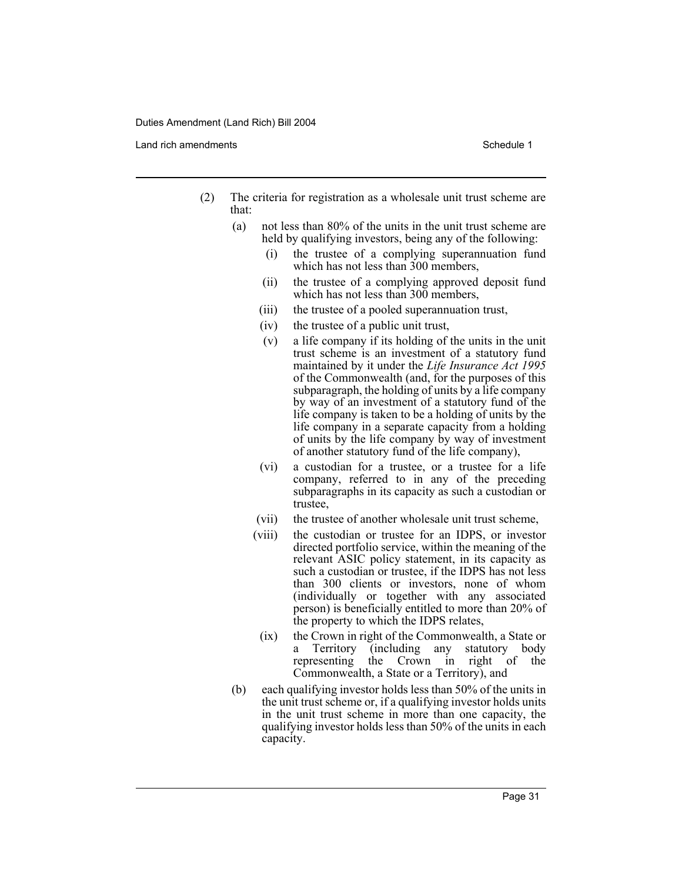(2) The criteria for registration as a wholesale unit trust scheme are that:

(a) not less than 80% of the units in the unit trust scheme are held by qualifying investors, being any of the following:

(i) the trustee of a complying superannuation fund which has not less than 300 members,

(ii) the trustee of a complying approved deposit fund which has not less than 300 members,

(iii) the trustee of a pooled superannuation trust,

(iv) the trustee of a public unit trust,

(v) a life company if its holding of the units in the unit trust scheme is an investment of a statutory fund maintained by it under the *Life Insurance Act 1995* of the Commonwealth (and, for the purposes of this subparagraph, the holding of units by a life company by way of an investment of a statutory fund of the life company is taken to be a holding of units by the life company in a separate capacity from a holding of units by the life company by way of investment of another statutory fund of the life company),

(vi) a custodian for a trustee, or a trustee for a life company, referred to in any of the preceding subparagraphs in its capacity as such a custodian or trustee,

(vii) the trustee of another wholesale unit trust scheme,

(viii) the custodian or trustee for an IDPS, or investor directed portfolio service, within the meaning of the relevant ASIC policy statement, in its capacity as such a custodian or trustee, if the IDPS has not less than 300 clients or investors, none of whom (individually or together with any associated person) is beneficially entitled to more than 20% of the property to which the IDPS relates,

(ix) the Crown in right of the Commonwealth, a State or a Territory (including any statutory body representing the Crown in right of the Commonwealth, a State or a Territory), and

(b) each qualifying investor holds less than 50% of the units in the unit trust scheme or, if a qualifying investor holds units in the unit trust scheme in more than one capacity, the qualifying investor holds less than 50% of the units in each capacity.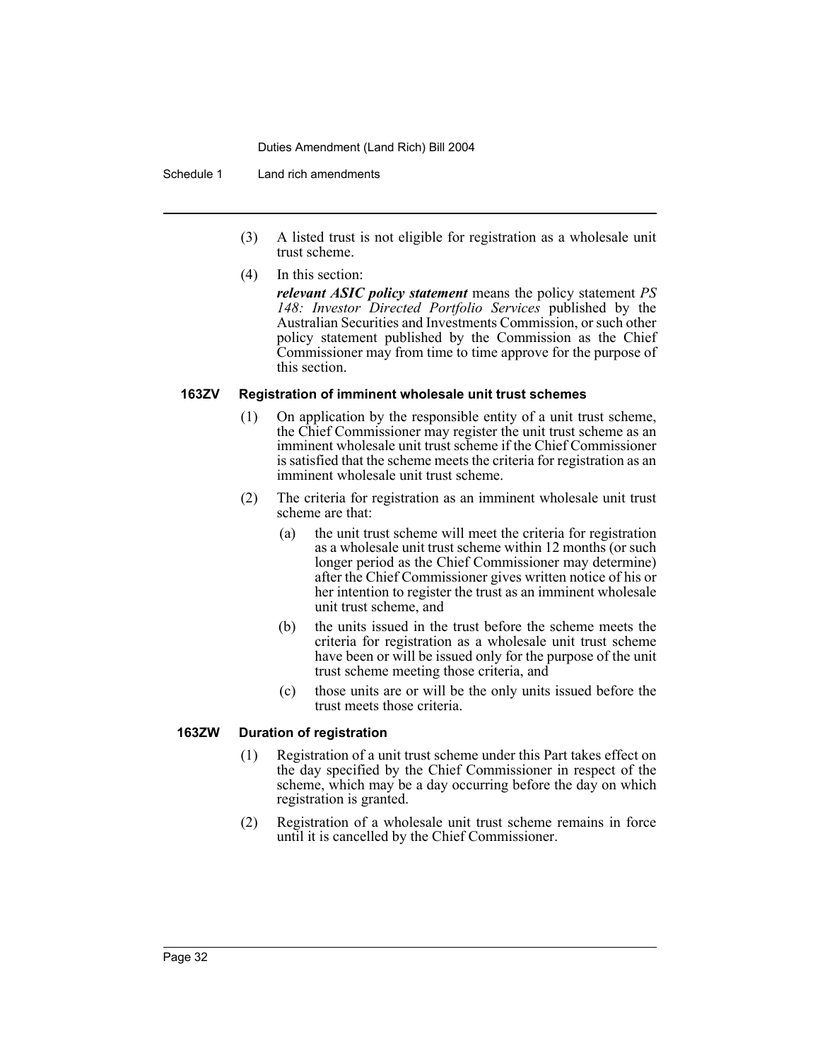(3) A listed trust is not eligible for registration as a wholesale unit trust scheme.

(4) In this section:

***relevant ASIC policy statement*** means the policy statement *PS 148: Investor Directed Portfolio Services* published by the Australian Securities and Investments Commission, or such other policy statement published by the Commission as the Chief Commissioner may from time to time approve for the purpose of this section.

**163ZV Registration of imminent wholesale unit trust schemes**

(1) On application by the responsible entity of a unit trust scheme, the Chief Commissioner may register the unit trust scheme as an imminent wholesale unit trust scheme if the Chief Commissioner is satisfied that the scheme meets the criteria for registration as an imminent wholesale unit trust scheme.

(2) The criteria for registration as an imminent wholesale unit trust scheme are that:

(a) the unit trust scheme will meet the criteria for registration as a wholesale unit trust scheme within 12 months (or such longer period as the Chief Commissioner may determine) after the Chief Commissioner gives written notice of his or her intention to register the trust as an imminent wholesale unit trust scheme, and

(b) the units issued in the trust before the scheme meets the criteria for registration as a wholesale unit trust scheme have been or will be issued only for the purpose of the unit trust scheme meeting those criteria, and

(c) those units are or will be the only units issued before the trust meets those criteria.

**163ZW Duration of registration**

(1) Registration of a unit trust scheme under this Part takes effect on the day specified by the Chief Commissioner in respect of the scheme, which may be a day occurring before the day on which registration is granted.

(2) Registration of a wholesale unit trust scheme remains in force until it is cancelled by the Chief Commissioner.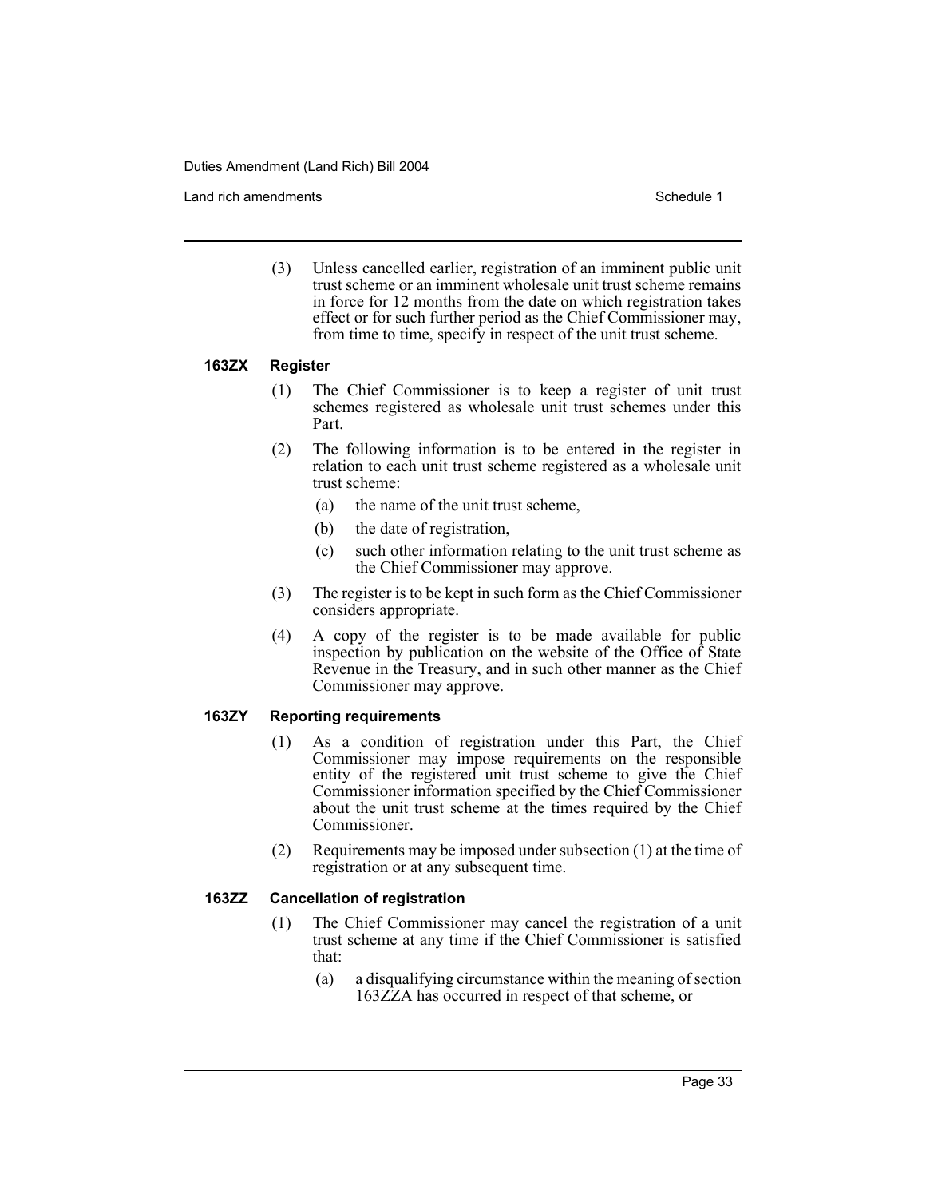(3) Unless cancelled earlier, registration of an imminent public unit trust scheme or an imminent wholesale unit trust scheme remains in force for 12 months from the date on which registration takes effect or for such further period as the Chief Commissioner may, from time to time, specify in respect of the unit trust scheme.

#### 163ZX Register

(1) The Chief Commissioner is to keep a register of unit trust schemes registered as wholesale unit trust schemes under this Part.

(2) The following information is to be entered in the register in relation to each unit trust scheme registered as a wholesale unit trust scheme:

- (a) the name of the unit trust scheme,
- (b) the date of registration,
- (c) such other information relating to the unit trust scheme as the Chief Commissioner may approve.

(3) The register is to be kept in such form as the Chief Commissioner considers appropriate.

(4) A copy of the register is to be made available for public inspection by publication on the website of the Office of State Revenue in the Treasury, and in such other manner as the Chief Commissioner may approve.

#### 163ZY Reporting requirements

(1) As a condition of registration under this Part, the Chief Commissioner may impose requirements on the responsible entity of the registered unit trust scheme to give the Chief Commissioner information specified by the Chief Commissioner about the unit trust scheme at the times required by the Chief Commissioner.

(2) Requirements may be imposed under subsection (1) at the time of registration or at any subsequent time.

#### 163ZZ Cancellation of registration

(1) The Chief Commissioner may cancel the registration of a unit trust scheme at any time if the Chief Commissioner is satisfied that:

- (a) a disqualifying circumstance within the meaning of section 163ZZA has occurred in respect of that scheme, or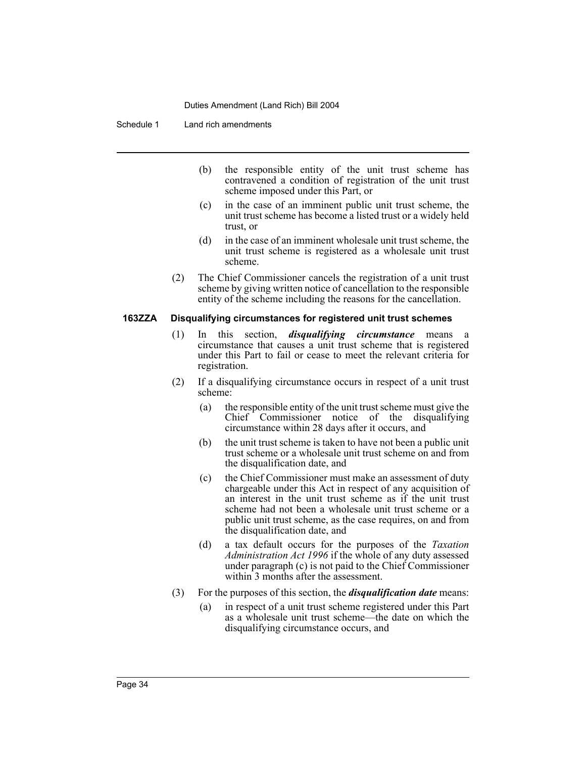(b) the responsible entity of the unit trust scheme has contravened a condition of registration of the unit trust scheme imposed under this Part, or

(c) in the case of an imminent public unit trust scheme, the unit trust scheme has become a listed trust or a widely held trust, or

(d) in the case of an imminent wholesale unit trust scheme, the unit trust scheme is registered as a wholesale unit trust scheme.

(2) The Chief Commissioner cancels the registration of a unit trust scheme by giving written notice of cancellation to the responsible entity of the scheme including the reasons for the cancellation.

#### 163ZZA Disqualifying circumstances for registered unit trust schemes

(1) In this section, ***disqualifying circumstance*** means a circumstance that causes a unit trust scheme that is registered under this Part to fail or cease to meet the relevant criteria for registration.

(2) If a disqualifying circumstance occurs in respect of a unit trust scheme:

(a) the responsible entity of the unit trust scheme must give the Chief Commissioner notice of the disqualifying circumstance within 28 days after it occurs, and

(b) the unit trust scheme is taken to have not been a public unit trust scheme or a wholesale unit trust scheme on and from the disqualification date, and

(c) the Chief Commissioner must make an assessment of duty chargeable under this Act in respect of any acquisition of an interest in the unit trust scheme as if the unit trust scheme had not been a wholesale unit trust scheme or a public unit trust scheme, as the case requires, on and from the disqualification date, and

(d) a tax default occurs for the purposes of the *Taxation Administration Act 1996* if the whole of any duty assessed under paragraph (c) is not paid to the Chief Commissioner within 3 months after the assessment.

(3) For the purposes of this section, the ***disqualification date*** means:

(a) in respect of a unit trust scheme registered under this Part as a wholesale unit trust scheme—the date on which the disqualifying circumstance occurs, and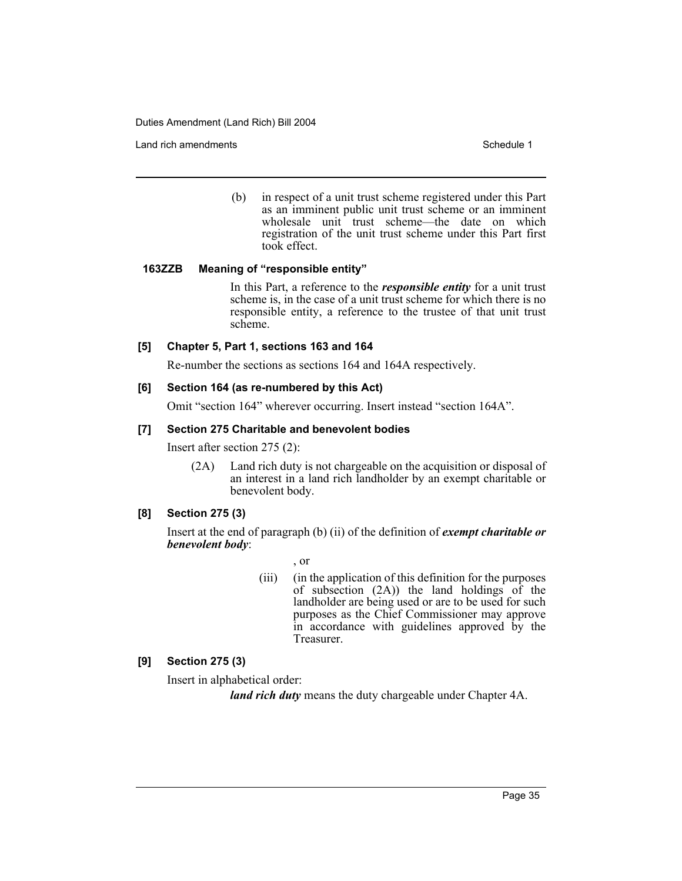(b) in respect of a unit trust scheme registered under this Part as an imminent public unit trust scheme or an imminent wholesale unit trust scheme—the date on which registration of the unit trust scheme under this Part first took effect.

**163ZZB Meaning of "responsible entity"**

In this Part, a reference to the ***responsible entity*** for a unit trust scheme is, in the case of a unit trust scheme for which there is no responsible entity, a reference to the trustee of that unit trust scheme.

**[5] Chapter 5, Part 1, sections 163 and 164**

Re-number the sections as sections 164 and 164A respectively.

**[6] Section 164 (as re-numbered by this Act)**

Omit "section 164" wherever occurring. Insert instead "section 164A".

**[7] Section 275 Charitable and benevolent bodies**

Insert after section 275 (2):

(2A) Land rich duty is not chargeable on the acquisition or disposal of an interest in a land rich landholder by an exempt charitable or benevolent body.

**[8] Section 275 (3)**

Insert at the end of paragraph (b) (ii) of the definition of ***exempt charitable or benevolent body***:

, or

(iii) (in the application of this definition for the purposes of subsection (2A)) the land holdings of the landholder are being used or are to be used for such purposes as the Chief Commissioner may approve in accordance with guidelines approved by the Treasurer.

**[9] Section 275 (3)**

Insert in alphabetical order:

***land rich duty*** means the duty chargeable under Chapter 4A.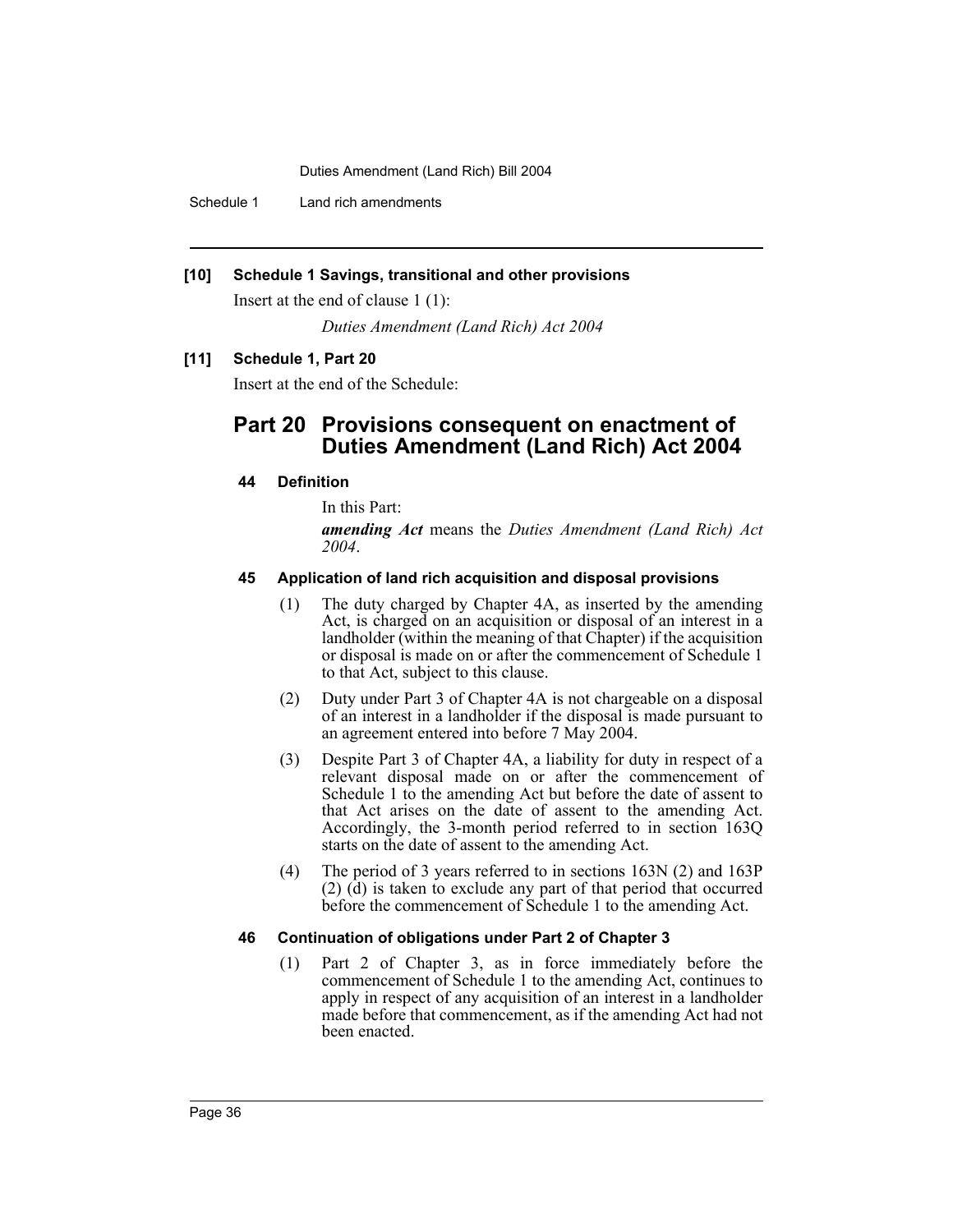**[10] Schedule 1 Savings, transitional and other provisions**

Insert at the end of clause 1 (1):

*Duties Amendment (Land Rich) Act 2004*

**[11] Schedule 1, Part 20**

Insert at the end of the Schedule:

## Part 20 Provisions consequent on enactment of Duties Amendment (Land Rich) Act 2004

### 44 Definition

In this Part:

***amending Act*** means the *Duties Amendment (Land Rich) Act 2004*.

### 45 Application of land rich acquisition and disposal provisions

(1) The duty charged by Chapter 4A, as inserted by the amending Act, is charged on an acquisition or disposal of an interest in a landholder (within the meaning of that Chapter) if the acquisition or disposal is made on or after the commencement of Schedule 1 to that Act, subject to this clause.

(2) Duty under Part 3 of Chapter 4A is not chargeable on a disposal of an interest in a landholder if the disposal is made pursuant to an agreement entered into before 7 May 2004.

(3) Despite Part 3 of Chapter 4A, a liability for duty in respect of a relevant disposal made on or after the commencement of Schedule 1 to the amending Act but before the date of assent to that Act arises on the date of assent to the amending Act. Accordingly, the 3-month period referred to in section 163Q starts on the date of assent to the amending Act.

(4) The period of 3 years referred to in sections 163N (2) and 163P (2) (d) is taken to exclude any part of that period that occurred before the commencement of Schedule 1 to the amending Act.

### 46 Continuation of obligations under Part 2 of Chapter 3

(1) Part 2 of Chapter 3, as in force immediately before the commencement of Schedule 1 to the amending Act, continues to apply in respect of any acquisition of an interest in a landholder made before that commencement, as if the amending Act had not been enacted.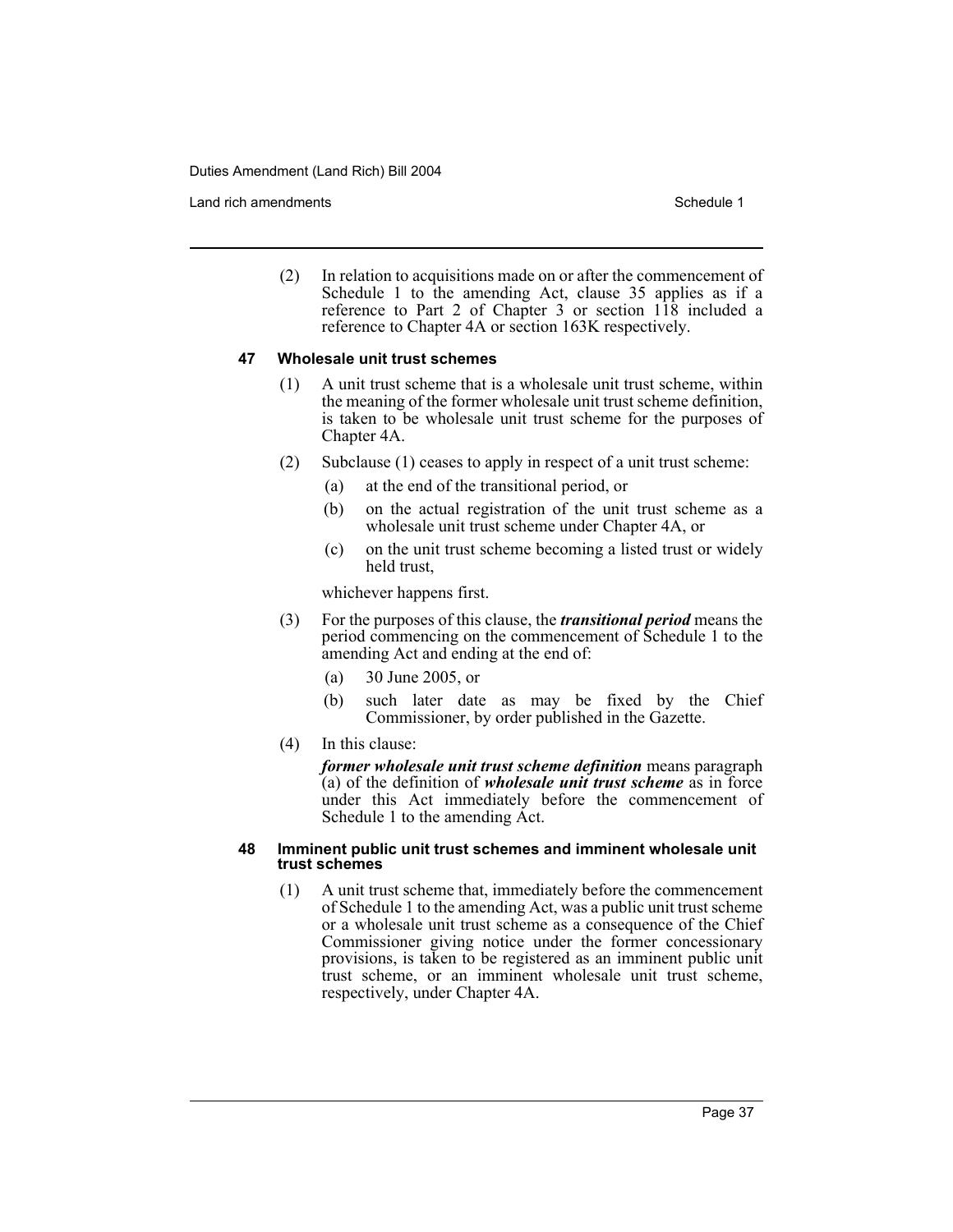(2) In relation to acquisitions made on or after the commencement of Schedule 1 to the amending Act, clause 35 applies as if a reference to Part 2 of Chapter 3 or section 118 included a reference to Chapter 4A or section 163K respectively.

#### 47 Wholesale unit trust schemes

(1) A unit trust scheme that is a wholesale unit trust scheme, within the meaning of the former wholesale unit trust scheme definition, is taken to be wholesale unit trust scheme for the purposes of Chapter 4A.

(2) Subclause (1) ceases to apply in respect of a unit trust scheme:

- (a) at the end of the transitional period, or
- (b) on the actual registration of the unit trust scheme as a wholesale unit trust scheme under Chapter 4A, or
- (c) on the unit trust scheme becoming a listed trust or widely held trust,

whichever happens first.

(3) For the purposes of this clause, the ***transitional period*** means the period commencing on the commencement of Schedule 1 to the amending Act and ending at the end of:

- (a) 30 June 2005, or
- (b) such later date as may be fixed by the Chief Commissioner, by order published in the Gazette.

(4) In this clause:

***former wholesale unit trust scheme definition*** means paragraph (a) of the definition of ***wholesale unit trust scheme*** as in force under this Act immediately before the commencement of Schedule 1 to the amending Act.

#### 48 Imminent public unit trust schemes and imminent wholesale unit trust schemes

(1) A unit trust scheme that, immediately before the commencement of Schedule 1 to the amending Act, was a public unit trust scheme or a wholesale unit trust scheme as a consequence of the Chief Commissioner giving notice under the former concessionary provisions, is taken to be registered as an imminent public unit trust scheme, or an imminent wholesale unit trust scheme, respectively, under Chapter 4A.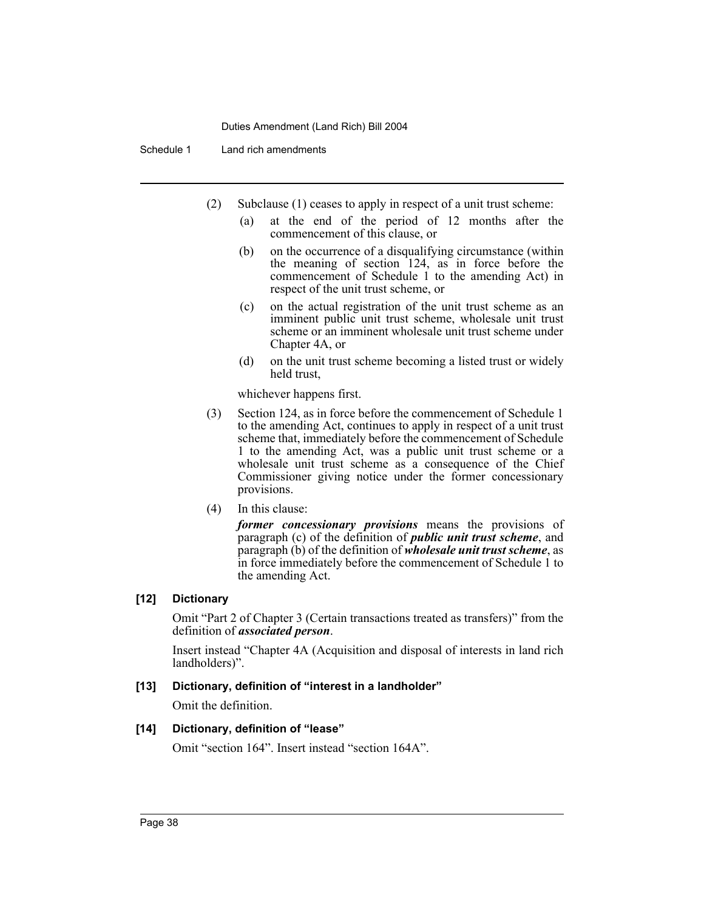(2) Subclause (1) ceases to apply in respect of a unit trust scheme:

(a) at the end of the period of 12 months after the commencement of this clause, or

(b) on the occurrence of a disqualifying circumstance (within the meaning of section 124, as in force before the commencement of Schedule 1 to the amending Act) in respect of the unit trust scheme, or

(c) on the actual registration of the unit trust scheme as an imminent public unit trust scheme, wholesale unit trust scheme or an imminent wholesale unit trust scheme under Chapter 4A, or

(d) on the unit trust scheme becoming a listed trust or widely held trust,

whichever happens first.

(3) Section 124, as in force before the commencement of Schedule 1 to the amending Act, continues to apply in respect of a unit trust scheme that, immediately before the commencement of Schedule 1 to the amending Act, was a public unit trust scheme or a wholesale unit trust scheme as a consequence of the Chief Commissioner giving notice under the former concessionary provisions.

(4) In this clause:

***former concessionary provisions*** means the provisions of paragraph (c) of the definition of ***public unit trust scheme***, and paragraph (b) of the definition of ***wholesale unit trust scheme***, as in force immediately before the commencement of Schedule 1 to the amending Act.

**[12] Dictionary**

Omit "Part 2 of Chapter 3 (Certain transactions treated as transfers)" from the definition of ***associated person***.

Insert instead "Chapter 4A (Acquisition and disposal of interests in land rich landholders)".

**[13] Dictionary, definition of "interest in a landholder"**

Omit the definition.

**[14] Dictionary, definition of "lease"**

Omit "section 164". Insert instead "section 164A".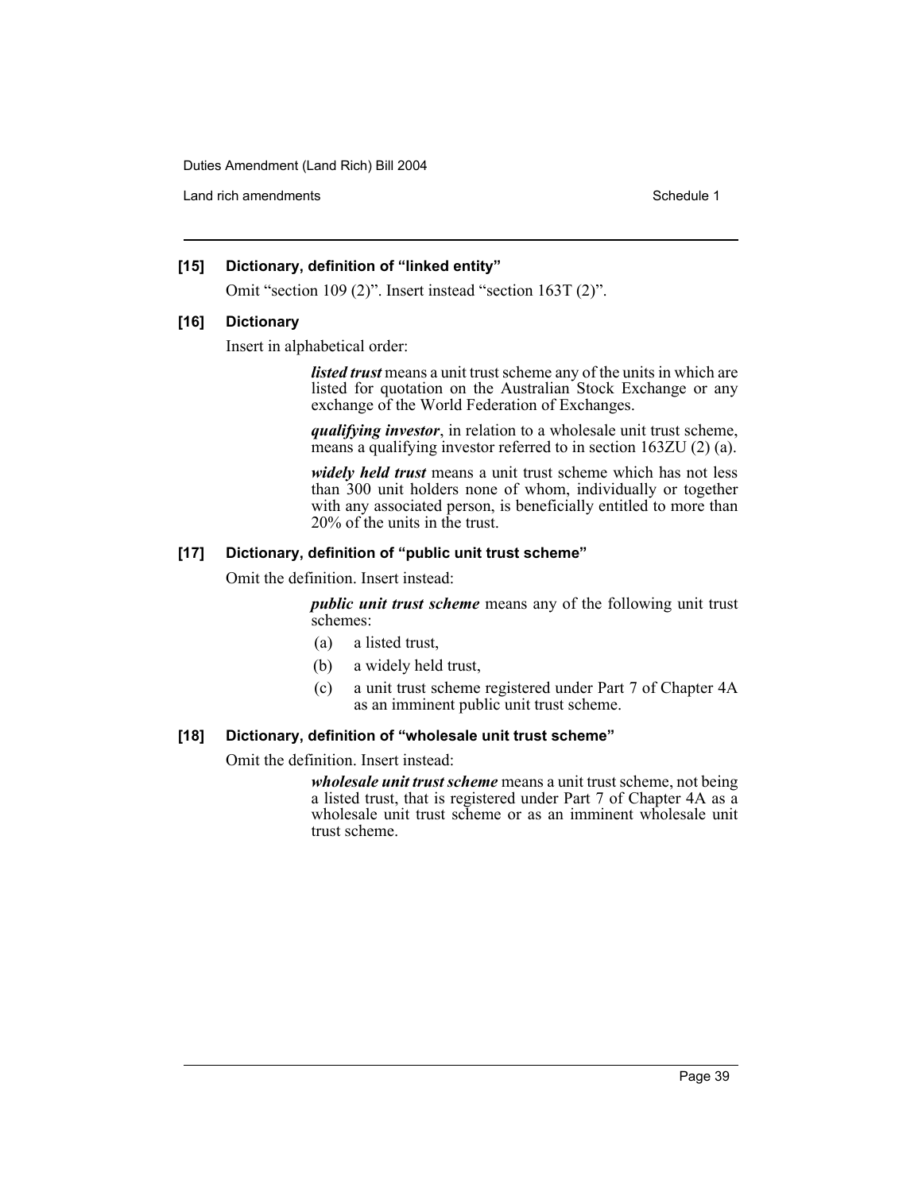### [15] Dictionary, definition of "linked entity"

Omit "section 109 (2)". Insert instead "section 163T (2)".

### [16] Dictionary

Insert in alphabetical order:

> ***listed trust*** means a unit trust scheme any of the units in which are listed for quotation on the Australian Stock Exchange or any exchange of the World Federation of Exchanges.
>
> ***qualifying investor***, in relation to a wholesale unit trust scheme, means a qualifying investor referred to in section 163ZU (2) (a).
>
> ***widely held trust*** means a unit trust scheme which has not less than 300 unit holders none of whom, individually or together with any associated person, is beneficially entitled to more than 20% of the units in the trust.

### [17] Dictionary, definition of "public unit trust scheme"

Omit the definition. Insert instead:

> ***public unit trust scheme*** means any of the following unit trust schemes:
>
> (a) a listed trust,
>
> (b) a widely held trust,
>
> (c) a unit trust scheme registered under Part 7 of Chapter 4A as an imminent public unit trust scheme.

### [18] Dictionary, definition of "wholesale unit trust scheme"

Omit the definition. Insert instead:

> ***wholesale unit trust scheme*** means a unit trust scheme, not being a listed trust, that is registered under Part 7 of Chapter 4A as a wholesale unit trust scheme or as an imminent wholesale unit trust scheme.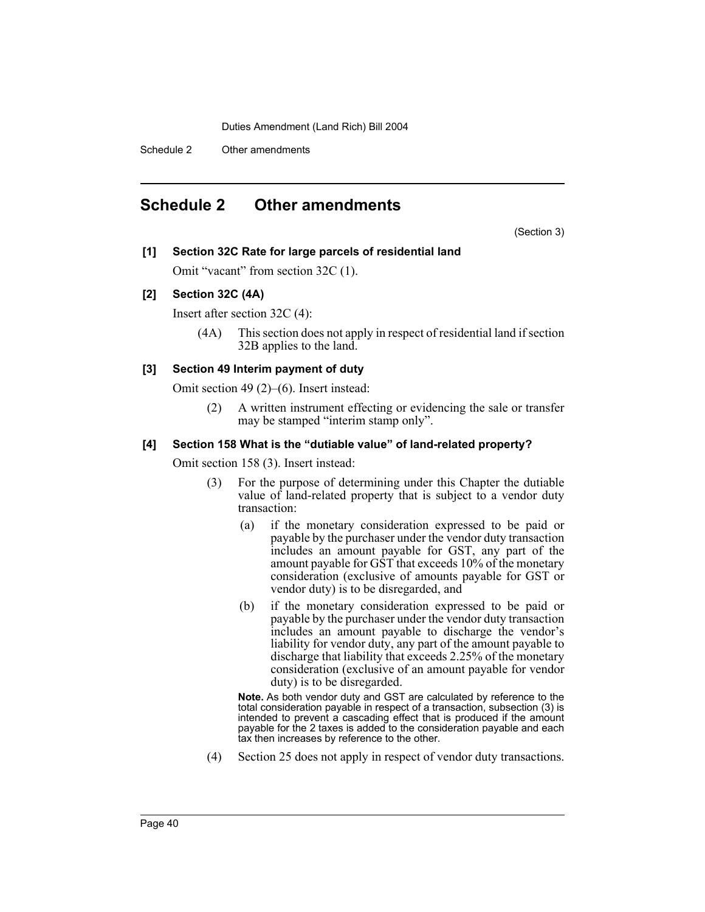## Schedule 2 Other amendments

(Section 3)

**[1] Section 32C Rate for large parcels of residential land**

Omit "vacant" from section 32C (1).

**[2] Section 32C (4A)**

Insert after section 32C (4):

> (4A) This section does not apply in respect of residential land if section 32B applies to the land.

**[3] Section 49 Interim payment of duty**

Omit section 49 (2)–(6). Insert instead:

> (2) A written instrument effecting or evidencing the sale or transfer may be stamped "interim stamp only".

**[4] Section 158 What is the "dutiable value" of land-related property?**

Omit section 158 (3). Insert instead:

> (3) For the purpose of determining under this Chapter the dutiable value of land-related property that is subject to a vendor duty transaction:
>
> (a) if the monetary consideration expressed to be paid or payable by the purchaser under the vendor duty transaction includes an amount payable for GST, any part of the amount payable for GST that exceeds 10% of the monetary consideration (exclusive of amounts payable for GST or vendor duty) is to be disregarded, and
>
> (b) if the monetary consideration expressed to be paid or payable by the purchaser under the vendor duty transaction includes an amount payable to discharge the vendor's liability for vendor duty, any part of the amount payable to discharge that liability that exceeds 2.25% of the monetary consideration (exclusive of an amount payable for vendor duty) is to be disregarded.
>
> **Note.** As both vendor duty and GST are calculated by reference to the total consideration payable in respect of a transaction, subsection (3) is intended to prevent a cascading effect that is produced if the amount payable for the 2 taxes is added to the consideration payable and each tax then increases by reference to the other.
>
> (4) Section 25 does not apply in respect of vendor duty transactions.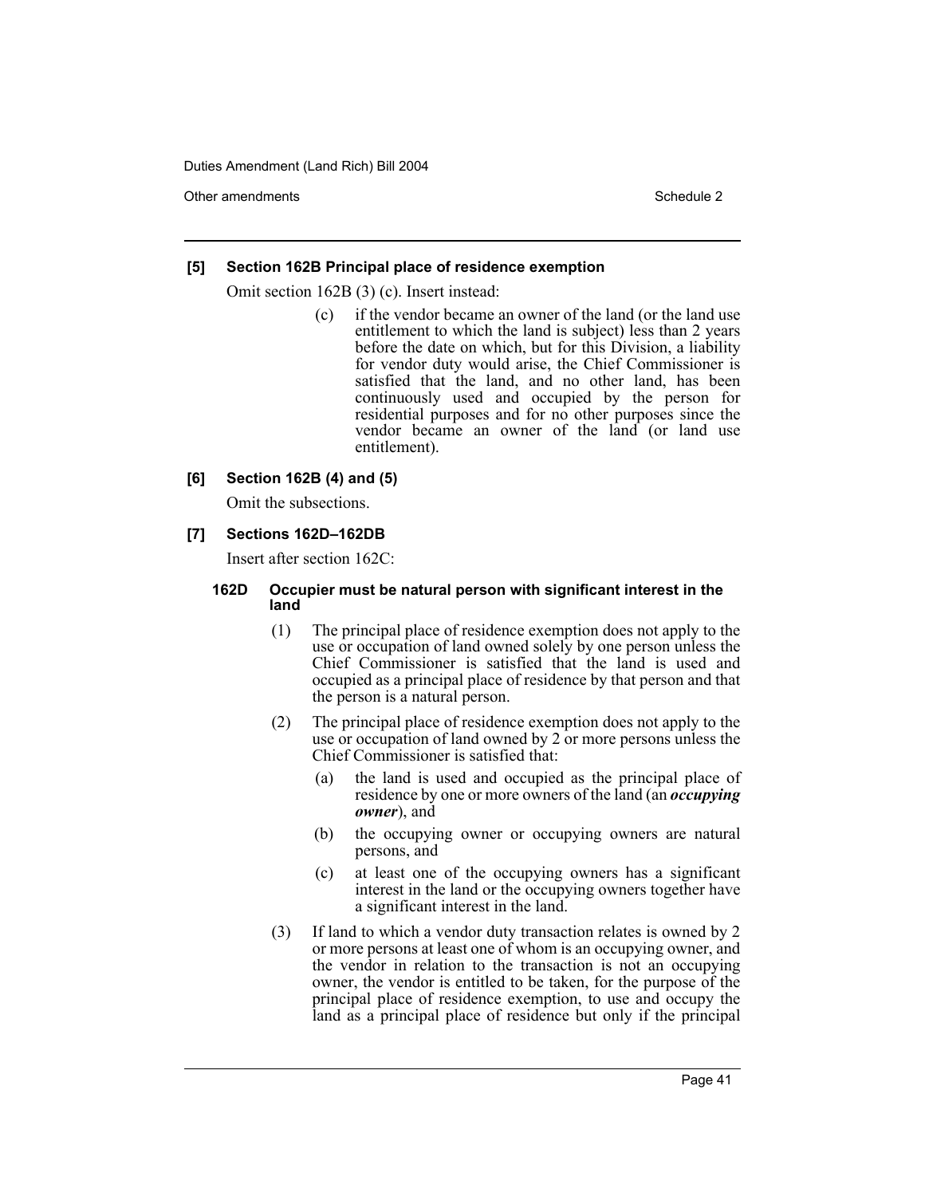**[5] Section 162B Principal place of residence exemption**

Omit section 162B (3) (c). Insert instead:

> (c) if the vendor became an owner of the land (or the land use entitlement to which the land is subject) less than 2 years before the date on which, but for this Division, a liability for vendor duty would arise, the Chief Commissioner is satisfied that the land, and no other land, has been continuously used and occupied by the person for residential purposes and for no other purposes since the vendor became an owner of the land (or land use entitlement).

**[6] Section 162B (4) and (5)**

Omit the subsections.

**[7] Sections 162D–162DB**

Insert after section 162C:

**162D Occupier must be natural person with significant interest in the land**

(1) The principal place of residence exemption does not apply to the use or occupation of land owned solely by one person unless the Chief Commissioner is satisfied that the land is used and occupied as a principal place of residence by that person and that the person is a natural person.

(2) The principal place of residence exemption does not apply to the use or occupation of land owned by 2 or more persons unless the Chief Commissioner is satisfied that:

(a) the land is used and occupied as the principal place of residence by one or more owners of the land (an ***occupying owner***), and

(b) the occupying owner or occupying owners are natural persons, and

(c) at least one of the occupying owners has a significant interest in the land or the occupying owners together have a significant interest in the land.

(3) If land to which a vendor duty transaction relates is owned by 2 or more persons at least one of whom is an occupying owner, and the vendor in relation to the transaction is not an occupying owner, the vendor is entitled to be taken, for the purpose of the principal place of residence exemption, to use and occupy the land as a principal place of residence but only if the principal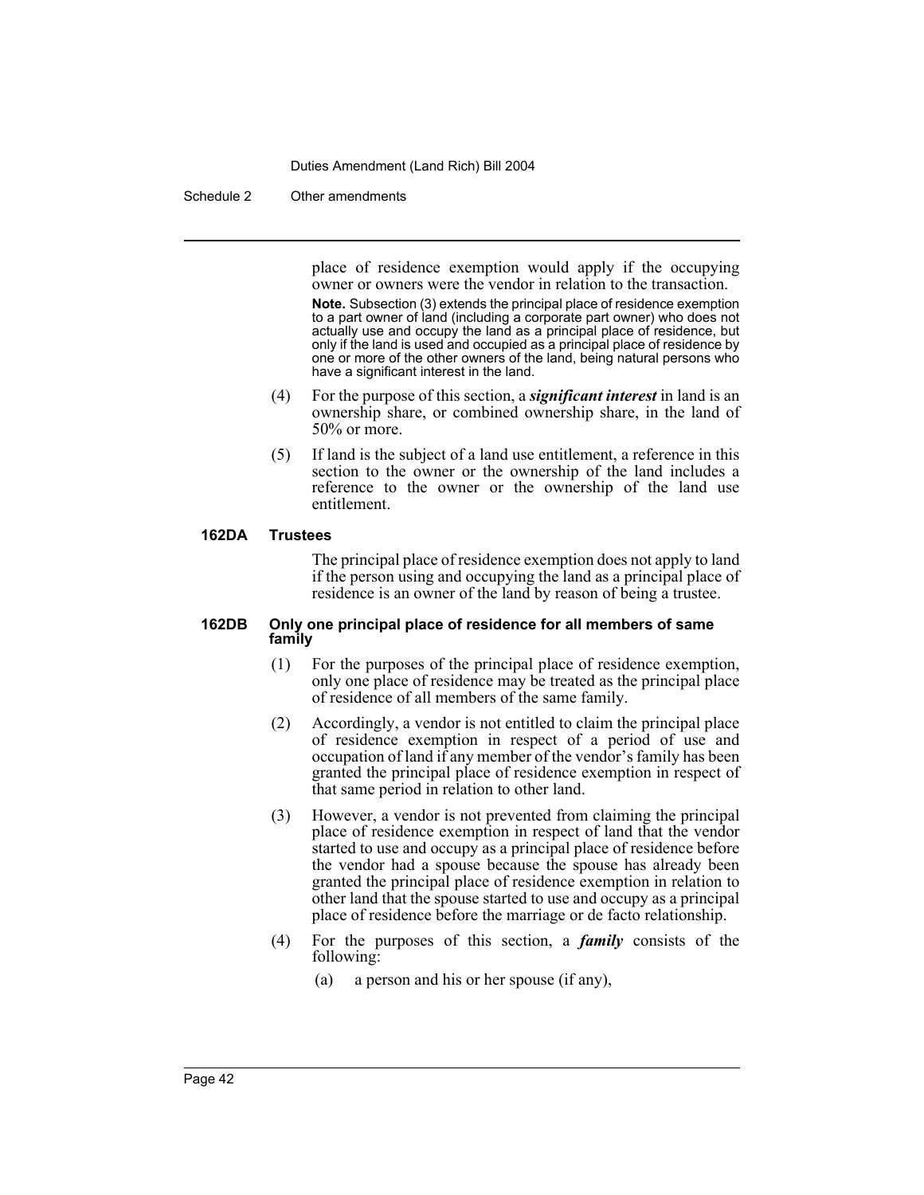place of residence exemption would apply if the occupying owner or owners were the vendor in relation to the transaction.

**Note.** Subsection (3) extends the principal place of residence exemption to a part owner of land (including a corporate part owner) who does not actually use and occupy the land as a principal place of residence, but only if the land is used and occupied as a principal place of residence by one or more of the other owners of the land, being natural persons who have a significant interest in the land.

(4) For the purpose of this section, a ***significant interest*** in land is an ownership share, or combined ownership share, in the land of 50% or more.

(5) If land is the subject of a land use entitlement, a reference in this section to the owner or the ownership of the land includes a reference to the owner or the ownership of the land use entitlement.

**162DA Trustees**

The principal place of residence exemption does not apply to land if the person using and occupying the land as a principal place of residence is an owner of the land by reason of being a trustee.

**162DB Only one principal place of residence for all members of same family**

(1) For the purposes of the principal place of residence exemption, only one place of residence may be treated as the principal place of residence of all members of the same family.

(2) Accordingly, a vendor is not entitled to claim the principal place of residence exemption in respect of a period of use and occupation of land if any member of the vendor's family has been granted the principal place of residence exemption in respect of that same period in relation to other land.

(3) However, a vendor is not prevented from claiming the principal place of residence exemption in respect of land that the vendor started to use and occupy as a principal place of residence before the vendor had a spouse because the spouse has already been granted the principal place of residence exemption in relation to other land that the spouse started to use and occupy as a principal place of residence before the marriage or de facto relationship.

(4) For the purposes of this section, a ***family*** consists of the following:

(a) a person and his or her spouse (if any),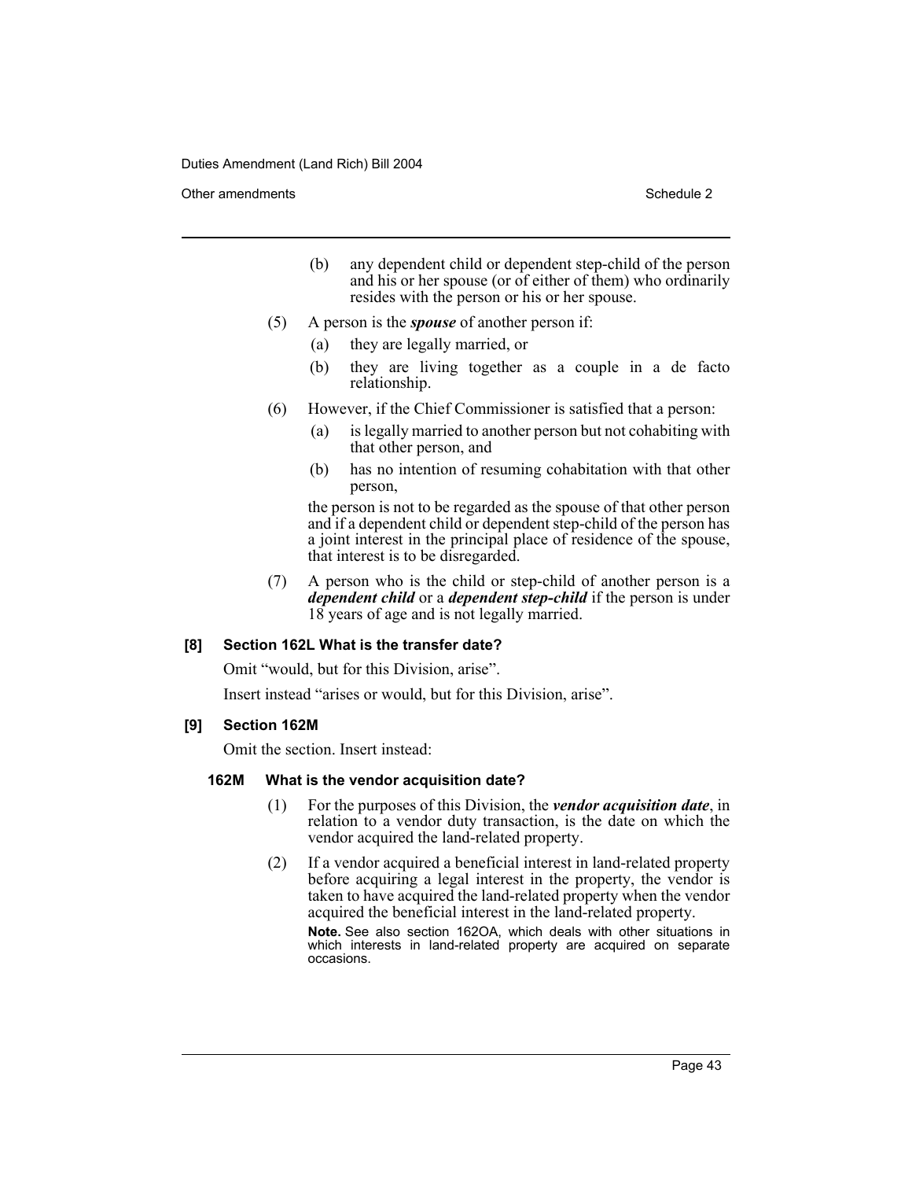(b) any dependent child or dependent step-child of the person and his or her spouse (or of either of them) who ordinarily resides with the person or his or her spouse.

(5) A person is the ***spouse*** of another person if:

(a) they are legally married, or

(b) they are living together as a couple in a de facto relationship.

(6) However, if the Chief Commissioner is satisfied that a person:

(a) is legally married to another person but not cohabiting with that other person, and

(b) has no intention of resuming cohabitation with that other person,

the person is not to be regarded as the spouse of that other person and if a dependent child or dependent step-child of the person has a joint interest in the principal place of residence of the spouse, that interest is to be disregarded.

(7) A person who is the child or step-child of another person is a ***dependent child*** or a ***dependent step-child*** if the person is under 18 years of age and is not legally married.

**[8] Section 162L What is the transfer date?**

Omit "would, but for this Division, arise".

Insert instead "arises or would, but for this Division, arise".

**[9] Section 162M**

Omit the section. Insert instead:

**162M What is the vendor acquisition date?**

(1) For the purposes of this Division, the ***vendor acquisition date***, in relation to a vendor duty transaction, is the date on which the vendor acquired the land-related property.

(2) If a vendor acquired a beneficial interest in land-related property before acquiring a legal interest in the property, the vendor is taken to have acquired the land-related property when the vendor acquired the beneficial interest in the land-related property.

**Note.** See also section 162OA, which deals with other situations in which interests in land-related property are acquired on separate occasions.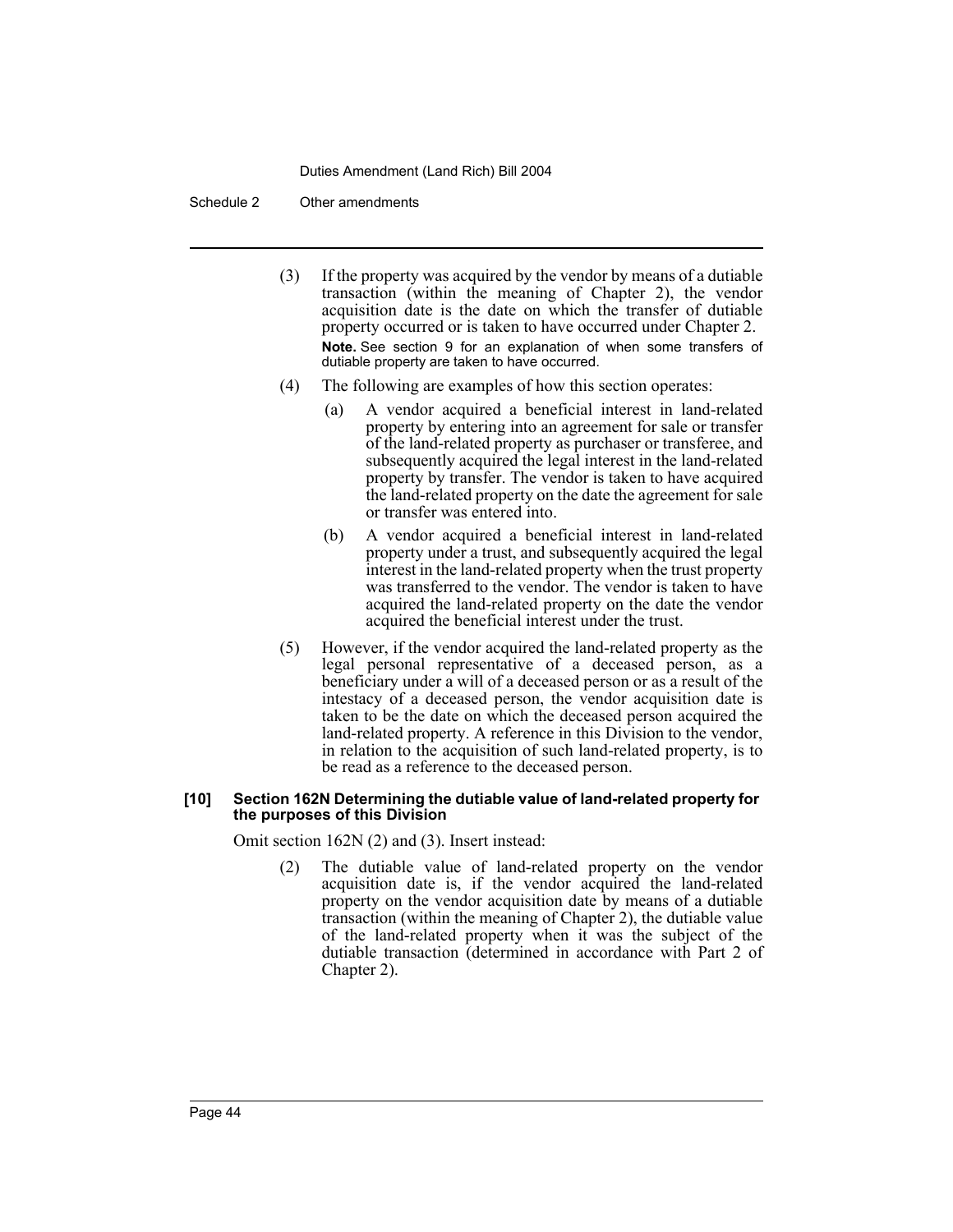(3) If the property was acquired by the vendor by means of a dutiable transaction (within the meaning of Chapter 2), the vendor acquisition date is the date on which the transfer of dutiable property occurred or is taken to have occurred under Chapter 2.

**Note.** See section 9 for an explanation of when some transfers of dutiable property are taken to have occurred.

(4) The following are examples of how this section operates:

(a) A vendor acquired a beneficial interest in land-related property by entering into an agreement for sale or transfer of the land-related property as purchaser or transferee, and subsequently acquired the legal interest in the land-related property by transfer. The vendor is taken to have acquired the land-related property on the date the agreement for sale or transfer was entered into.

(b) A vendor acquired a beneficial interest in land-related property under a trust, and subsequently acquired the legal interest in the land-related property when the trust property was transferred to the vendor. The vendor is taken to have acquired the land-related property on the date the vendor acquired the beneficial interest under the trust.

(5) However, if the vendor acquired the land-related property as the legal personal representative of a deceased person, as a beneficiary under a will of a deceased person or as a result of the intestacy of a deceased person, the vendor acquisition date is taken to be the date on which the deceased person acquired the land-related property. A reference in this Division to the vendor, in relation to the acquisition of such land-related property, is to be read as a reference to the deceased person.

**[10] Section 162N Determining the dutiable value of land-related property for the purposes of this Division**

Omit section 162N (2) and (3). Insert instead:

(2) The dutiable value of land-related property on the vendor acquisition date is, if the vendor acquired the land-related property on the vendor acquisition date by means of a dutiable transaction (within the meaning of Chapter 2), the dutiable value of the land-related property when it was the subject of the dutiable transaction (determined in accordance with Part 2 of Chapter 2).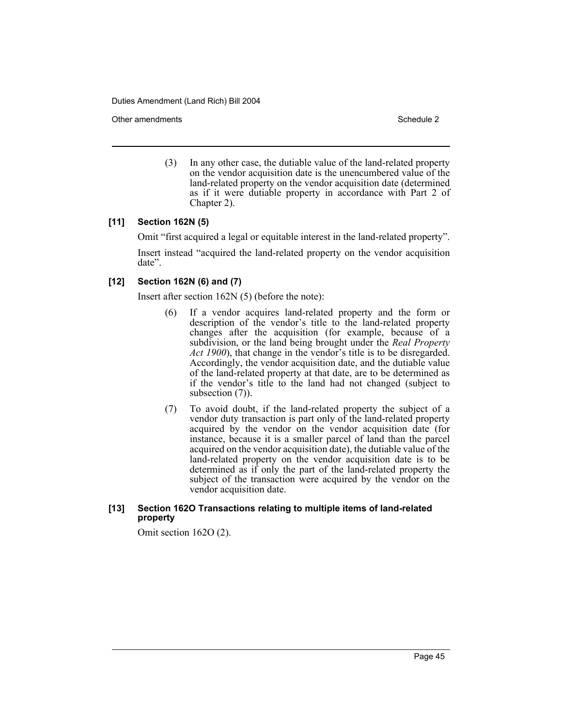(3) In any other case, the dutiable value of the land-related property on the vendor acquisition date is the unencumbered value of the land-related property on the vendor acquisition date (determined as if it were dutiable property in accordance with Part 2 of Chapter 2).

### [11] Section 162N (5)

Omit "first acquired a legal or equitable interest in the land-related property".

Insert instead "acquired the land-related property on the vendor acquisition date".

### [12] Section 162N (6) and (7)

Insert after section 162N (5) (before the note):

(6) If a vendor acquires land-related property and the form or description of the vendor's title to the land-related property changes after the acquisition (for example, because of a subdivision, or the land being brought under the *Real Property Act 1900*), that change in the vendor's title is to be disregarded. Accordingly, the vendor acquisition date, and the dutiable value of the land-related property at that date, are to be determined as if the vendor's title to the land had not changed (subject to subsection (7)).

(7) To avoid doubt, if the land-related property the subject of a vendor duty transaction is part only of the land-related property acquired by the vendor on the vendor acquisition date (for instance, because it is a smaller parcel of land than the parcel acquired on the vendor acquisition date), the dutiable value of the land-related property on the vendor acquisition date is to be determined as if only the part of the land-related property the subject of the transaction were acquired by the vendor on the vendor acquisition date.

### [13] Section 162O Transactions relating to multiple items of land-related property

Omit section 162O (2).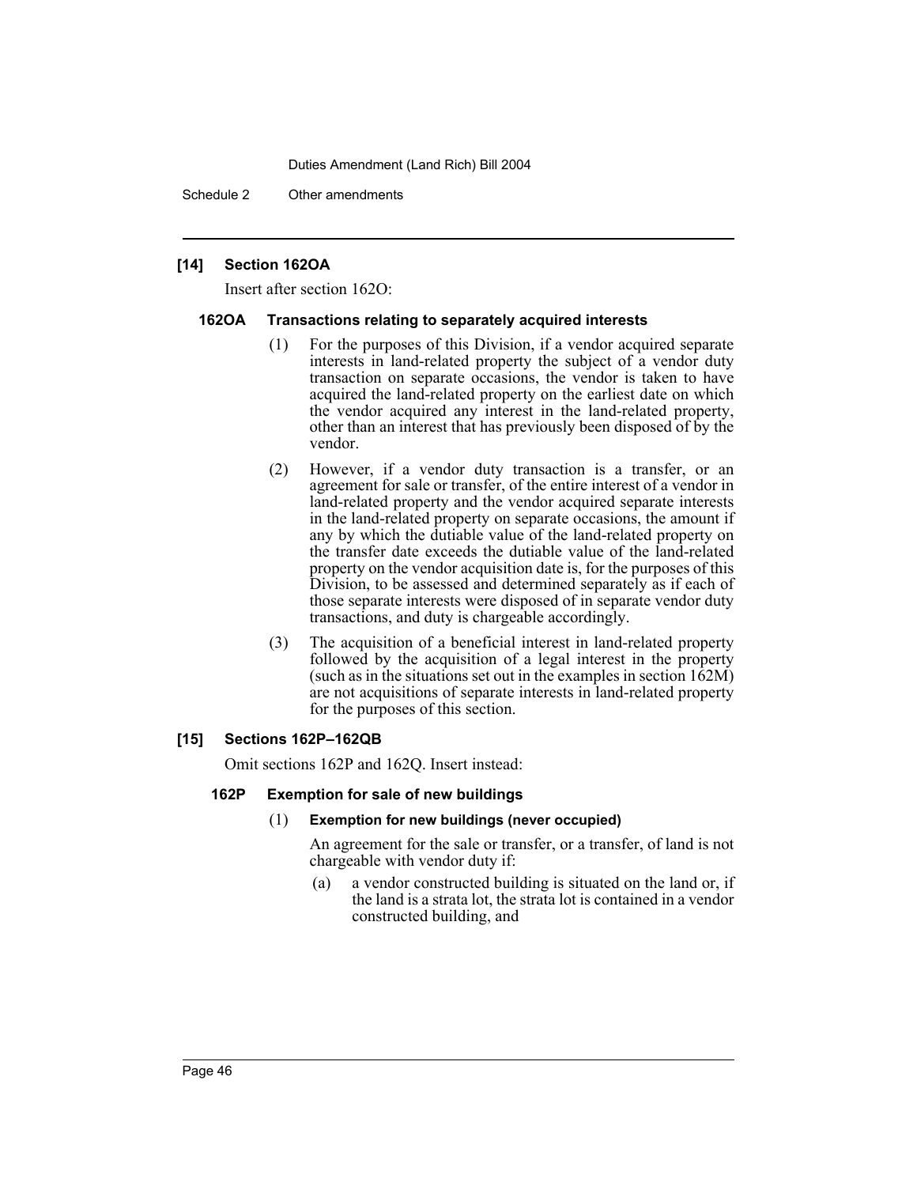## [14] Section 162OA

Insert after section 162O:

### 162OA Transactions relating to separately acquired interests

(1) For the purposes of this Division, if a vendor acquired separate interests in land-related property the subject of a vendor duty transaction on separate occasions, the vendor is taken to have acquired the land-related property on the earliest date on which the vendor acquired any interest in the land-related property, other than an interest that has previously been disposed of by the vendor.

(2) However, if a vendor duty transaction is a transfer, or an agreement for sale or transfer, of the entire interest of a vendor in land-related property and the vendor acquired separate interests in the land-related property on separate occasions, the amount if any by which the dutiable value of the land-related property on the transfer date exceeds the dutiable value of the land-related property on the vendor acquisition date is, for the purposes of this Division, to be assessed and determined separately as if each of those separate interests were disposed of in separate vendor duty transactions, and duty is chargeable accordingly.

(3) The acquisition of a beneficial interest in land-related property followed by the acquisition of a legal interest in the property (such as in the situations set out in the examples in section 162M) are not acquisitions of separate interests in land-related property for the purposes of this section.

## [15] Sections 162P–162QB

Omit sections 162P and 162Q. Insert instead:

### 162P Exemption for sale of new buildings

(1) **Exemption for new buildings (never occupied)**

An agreement for the sale or transfer, or a transfer, of land is not chargeable with vendor duty if:

(a) a vendor constructed building is situated on the land or, if the land is a strata lot, the strata lot is contained in a vendor constructed building, and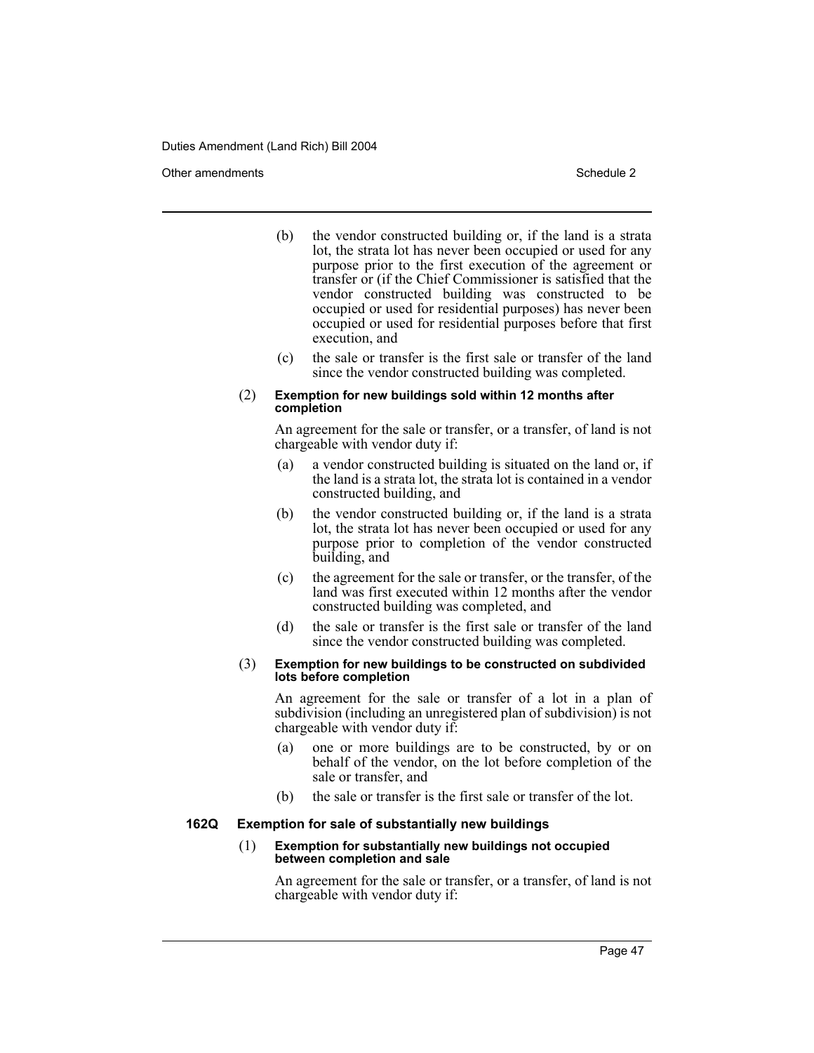(b) the vendor constructed building or, if the land is a strata lot, the strata lot has never been occupied or used for any purpose prior to the first execution of the agreement or transfer or (if the Chief Commissioner is satisfied that the vendor constructed building was constructed to be occupied or used for residential purposes) has never been occupied or used for residential purposes before that first execution, and

(c) the sale or transfer is the first sale or transfer of the land since the vendor constructed building was completed.

(2) **Exemption for new buildings sold within 12 months after completion**

An agreement for the sale or transfer, or a transfer, of land is not chargeable with vendor duty if:

(a) a vendor constructed building is situated on the land or, if the land is a strata lot, the strata lot is contained in a vendor constructed building, and

(b) the vendor constructed building or, if the land is a strata lot, the strata lot has never been occupied or used for any purpose prior to completion of the vendor constructed building, and

(c) the agreement for the sale or transfer, or the transfer, of the land was first executed within 12 months after the vendor constructed building was completed, and

(d) the sale or transfer is the first sale or transfer of the land since the vendor constructed building was completed.

(3) **Exemption for new buildings to be constructed on subdivided lots before completion**

An agreement for the sale or transfer of a lot in a plan of subdivision (including an unregistered plan of subdivision) is not chargeable with vendor duty if:

(a) one or more buildings are to be constructed, by or on behalf of the vendor, on the lot before completion of the sale or transfer, and

(b) the sale or transfer is the first sale or transfer of the lot.

**162Q Exemption for sale of substantially new buildings**

(1) **Exemption for substantially new buildings not occupied between completion and sale**

An agreement for the sale or transfer, or a transfer, of land is not chargeable with vendor duty if: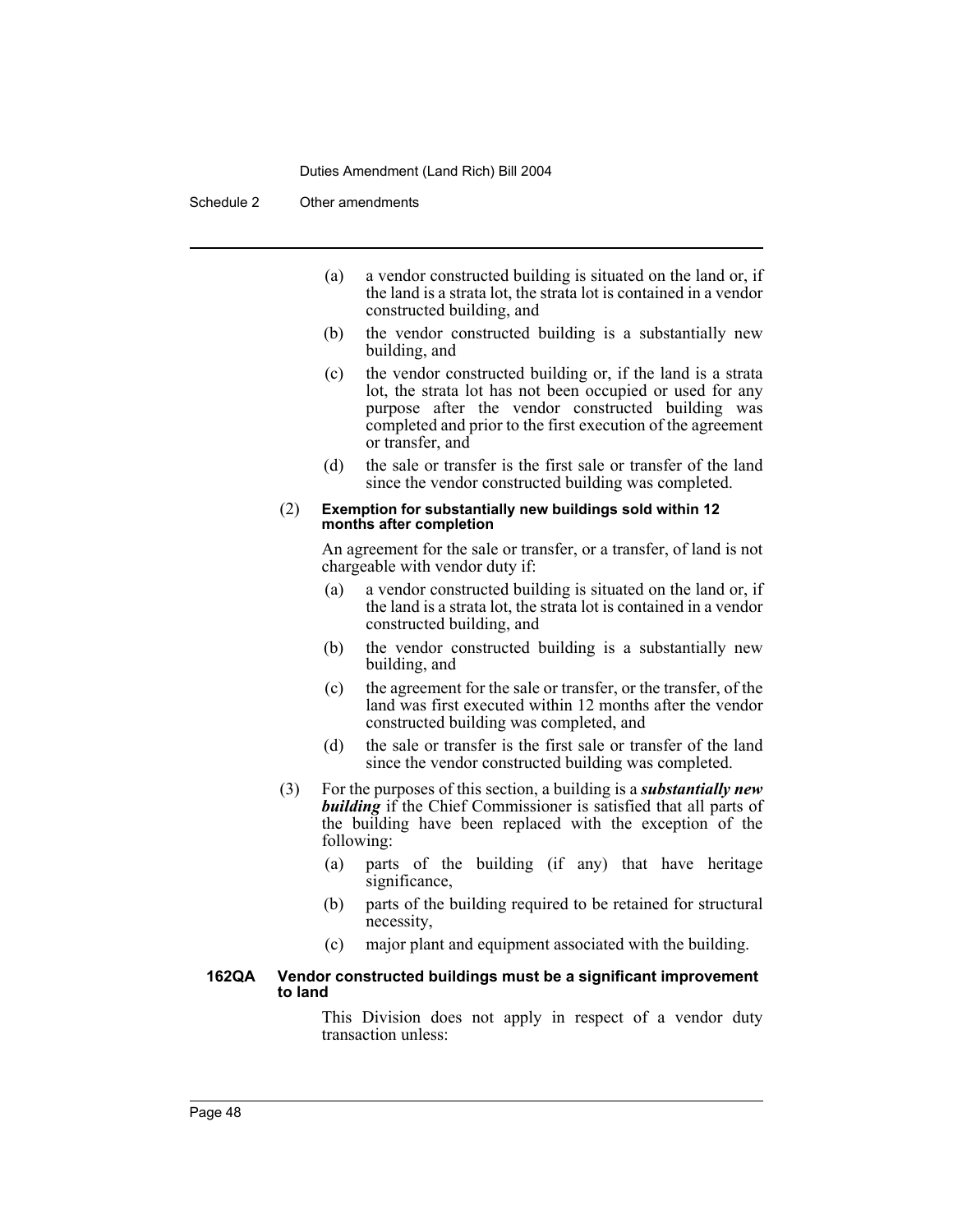(a) a vendor constructed building is situated on the land or, if the land is a strata lot, the strata lot is contained in a vendor constructed building, and

(b) the vendor constructed building is a substantially new building, and

(c) the vendor constructed building or, if the land is a strata lot, the strata lot has not been occupied or used for any purpose after the vendor constructed building was completed and prior to the first execution of the agreement or transfer, and

(d) the sale or transfer is the first sale or transfer of the land since the vendor constructed building was completed.

(2) **Exemption for substantially new buildings sold within 12 months after completion**

An agreement for the sale or transfer, or a transfer, of land is not chargeable with vendor duty if:

(a) a vendor constructed building is situated on the land or, if the land is a strata lot, the strata lot is contained in a vendor constructed building, and

(b) the vendor constructed building is a substantially new building, and

(c) the agreement for the sale or transfer, or the transfer, of the land was first executed within 12 months after the vendor constructed building was completed, and

(d) the sale or transfer is the first sale or transfer of the land since the vendor constructed building was completed.

(3) For the purposes of this section, a building is a ***substantially new building*** if the Chief Commissioner is satisfied that all parts of the building have been replaced with the exception of the following:

(a) parts of the building (if any) that have heritage significance,

(b) parts of the building required to be retained for structural necessity,

(c) major plant and equipment associated with the building.

**162QA Vendor constructed buildings must be a significant improvement to land**

This Division does not apply in respect of a vendor duty transaction unless: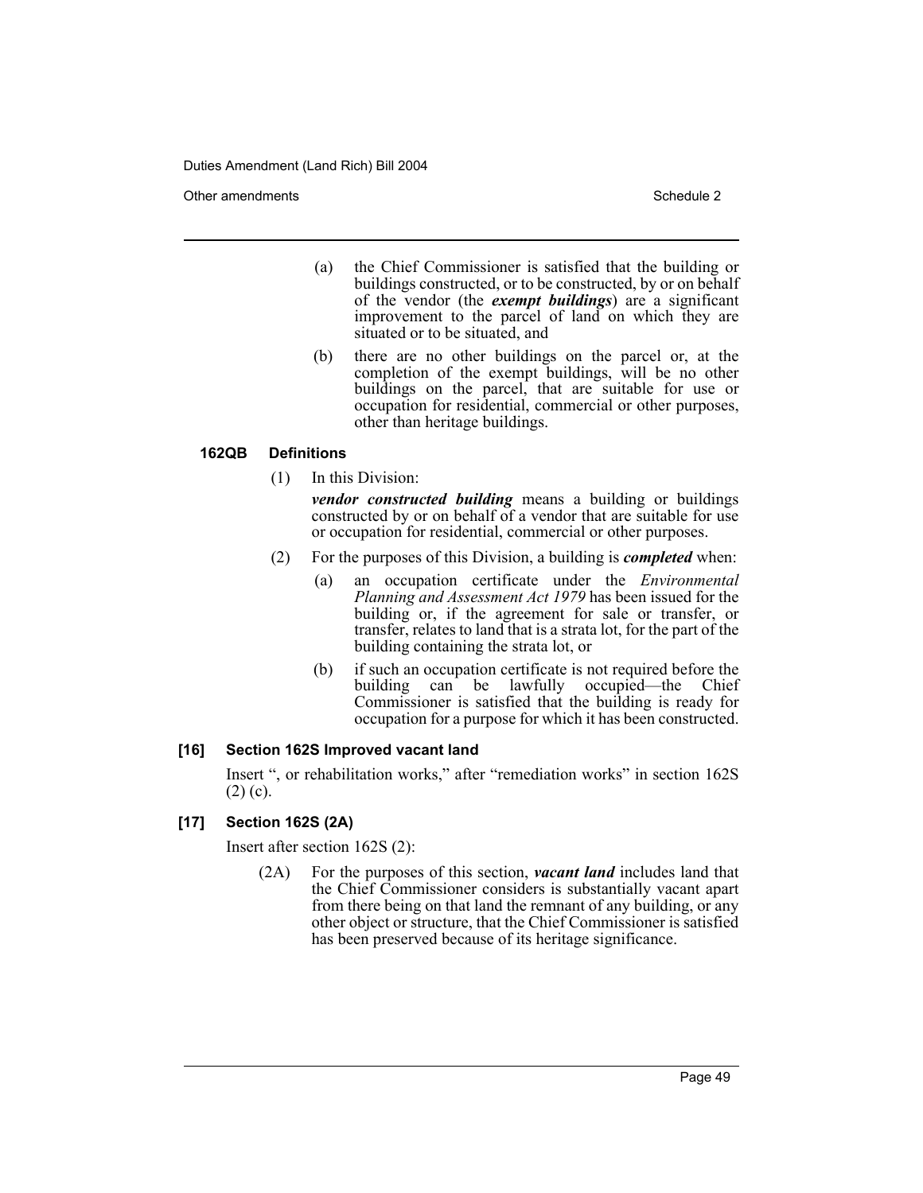(a) the Chief Commissioner is satisfied that the building or buildings constructed, or to be constructed, by or on behalf of the vendor (the ***exempt buildings***) are a significant improvement to the parcel of land on which they are situated or to be situated, and

(b) there are no other buildings on the parcel or, at the completion of the exempt buildings, will be no other buildings on the parcel, that are suitable for use or occupation for residential, commercial or other purposes, other than heritage buildings.

**162QB Definitions**

(1) In this Division:

***vendor constructed building*** means a building or buildings constructed by or on behalf of a vendor that are suitable for use or occupation for residential, commercial or other purposes.

(2) For the purposes of this Division, a building is ***completed*** when:

(a) an occupation certificate under the *Environmental Planning and Assessment Act 1979* has been issued for the building or, if the agreement for sale or transfer, or transfer, relates to land that is a strata lot, for the part of the building containing the strata lot, or

(b) if such an occupation certificate is not required before the building can be lawfully occupied—the Chief Commissioner is satisfied that the building is ready for occupation for a purpose for which it has been constructed.

**[16] Section 162S Improved vacant land**

Insert ", or rehabilitation works," after "remediation works" in section 162S (2) (c).

**[17] Section 162S (2A)**

Insert after section 162S (2):

(2A) For the purposes of this section, ***vacant land*** includes land that the Chief Commissioner considers is substantially vacant apart from there being on that land the remnant of any building, or any other object or structure, that the Chief Commissioner is satisfied has been preserved because of its heritage significance.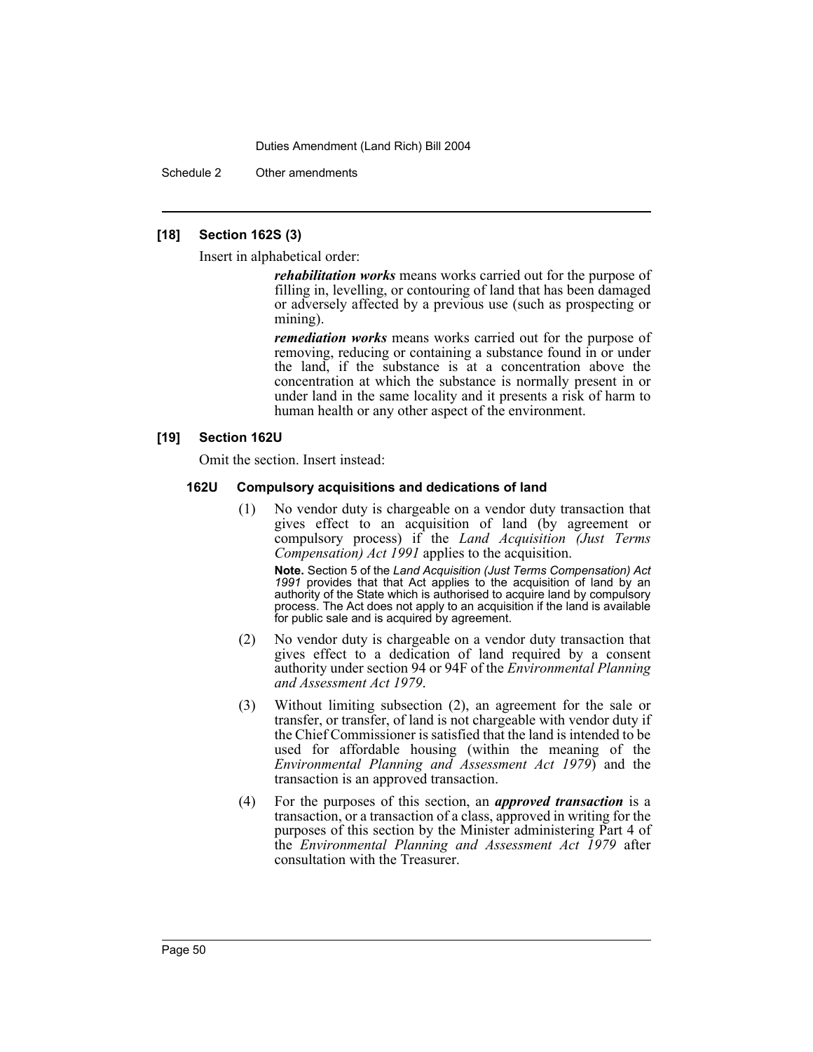### [18] Section 162S (3)

Insert in alphabetical order:

> ***rehabilitation works*** means works carried out for the purpose of filling in, levelling, or contouring of land that has been damaged or adversely affected by a previous use (such as prospecting or mining).
>
> ***remediation works*** means works carried out for the purpose of removing, reducing or containing a substance found in or under the land, if the substance is at a concentration above the concentration at which the substance is normally present in or under land in the same locality and it presents a risk of harm to human health or any other aspect of the environment.

### [19] Section 162U

Omit the section. Insert instead:

#### 162U Compulsory acquisitions and dedications of land

(1) No vendor duty is chargeable on a vendor duty transaction that gives effect to an acquisition of land (by agreement or compulsory process) if the *Land Acquisition (Just Terms Compensation) Act 1991* applies to the acquisition.

**Note.** Section 5 of the *Land Acquisition (Just Terms Compensation) Act 1991* provides that that Act applies to the acquisition of land by an authority of the State which is authorised to acquire land by compulsory process. The Act does not apply to an acquisition if the land is available for public sale and is acquired by agreement.

(2) No vendor duty is chargeable on a vendor duty transaction that gives effect to a dedication of land required by a consent authority under section 94 or 94F of the *Environmental Planning and Assessment Act 1979*.

(3) Without limiting subsection (2), an agreement for the sale or transfer, or transfer, of land is not chargeable with vendor duty if the Chief Commissioner is satisfied that the land is intended to be used for affordable housing (within the meaning of the *Environmental Planning and Assessment Act 1979*) and the transaction is an approved transaction.

(4) For the purposes of this section, an ***approved transaction*** is a transaction, or a transaction of a class, approved in writing for the purposes of this section by the Minister administering Part 4 of the *Environmental Planning and Assessment Act 1979* after consultation with the Treasurer.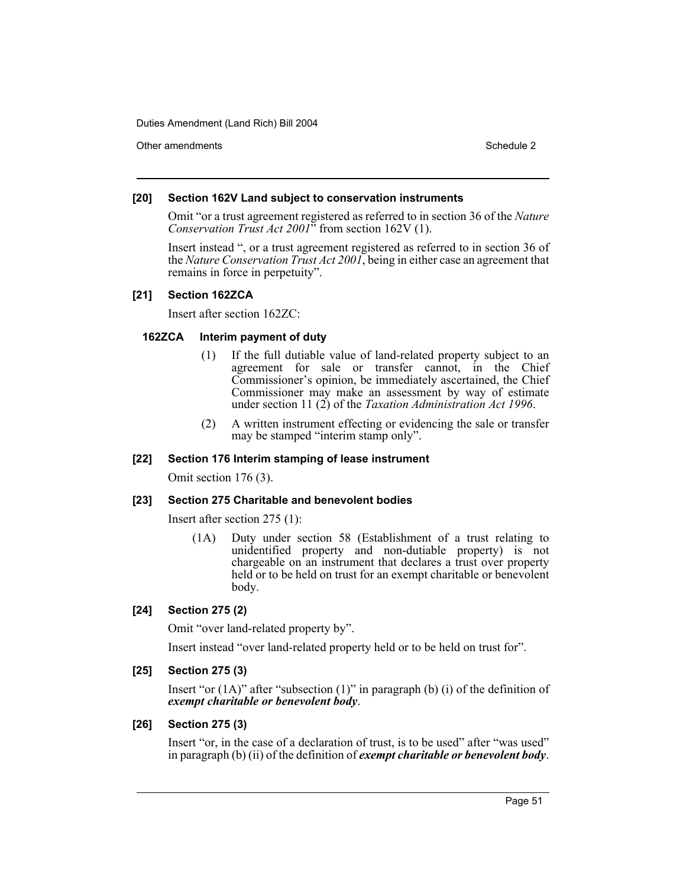### [20] Section 162V Land subject to conservation instruments

Omit "or a trust agreement registered as referred to in section 36 of the *Nature Conservation Trust Act 2001*" from section 162V (1).

Insert instead ", or a trust agreement registered as referred to in section 36 of the *Nature Conservation Trust Act 2001*, being in either case an agreement that remains in force in perpetuity".

### [21] Section 162ZCA

Insert after section 162ZC:

#### 162ZCA Interim payment of duty

(1) If the full dutiable value of land-related property subject to an agreement for sale or transfer cannot, in the Chief Commissioner's opinion, be immediately ascertained, the Chief Commissioner may make an assessment by way of estimate under section 11 (2) of the *Taxation Administration Act 1996*.

(2) A written instrument effecting or evidencing the sale or transfer may be stamped "interim stamp only".

### [22] Section 176 Interim stamping of lease instrument

Omit section 176 (3).

### [23] Section 275 Charitable and benevolent bodies

Insert after section 275 (1):

(1A) Duty under section 58 (Establishment of a trust relating to unidentified property and non-dutiable property) is not chargeable on an instrument that declares a trust over property held or to be held on trust for an exempt charitable or benevolent body.

### [24] Section 275 (2)

Omit "over land-related property by".

Insert instead "over land-related property held or to be held on trust for".

### [25] Section 275 (3)

Insert "or (1A)" after "subsection (1)" in paragraph (b) (i) of the definition of ***exempt charitable or benevolent body***.

### [26] Section 275 (3)

Insert "or, in the case of a declaration of trust, is to be used" after "was used" in paragraph (b) (ii) of the definition of ***exempt charitable or benevolent body***.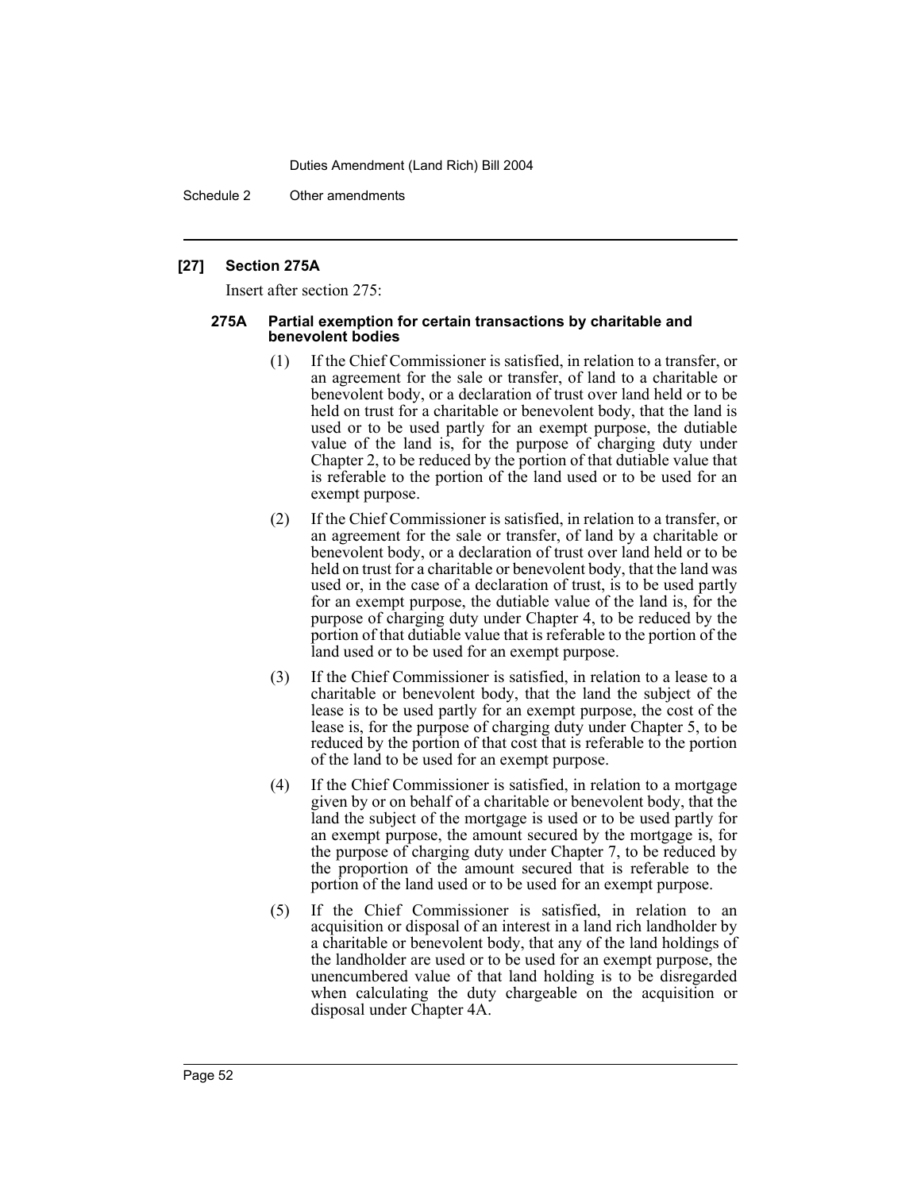### [27] Section 275A

Insert after section 275:

#### 275A Partial exemption for certain transactions by charitable and benevolent bodies

(1) If the Chief Commissioner is satisfied, in relation to a transfer, or an agreement for the sale or transfer, of land to a charitable or benevolent body, or a declaration of trust over land held or to be held on trust for a charitable or benevolent body, that the land is used or to be used partly for an exempt purpose, the dutiable value of the land is, for the purpose of charging duty under Chapter 2, to be reduced by the portion of that dutiable value that is referable to the portion of the land used or to be used for an exempt purpose.

(2) If the Chief Commissioner is satisfied, in relation to a transfer, or an agreement for the sale or transfer, of land by a charitable or benevolent body, or a declaration of trust over land held or to be held on trust for a charitable or benevolent body, that the land was used or, in the case of a declaration of trust, is to be used partly for an exempt purpose, the dutiable value of the land is, for the purpose of charging duty under Chapter 4, to be reduced by the portion of that dutiable value that is referable to the portion of the land used or to be used for an exempt purpose.

(3) If the Chief Commissioner is satisfied, in relation to a lease to a charitable or benevolent body, that the land the subject of the lease is to be used partly for an exempt purpose, the cost of the lease is, for the purpose of charging duty under Chapter 5, to be reduced by the portion of that cost that is referable to the portion of the land to be used for an exempt purpose.

(4) If the Chief Commissioner is satisfied, in relation to a mortgage given by or on behalf of a charitable or benevolent body, that the land the subject of the mortgage is used or to be used partly for an exempt purpose, the amount secured by the mortgage is, for the purpose of charging duty under Chapter 7, to be reduced by the proportion of the amount secured that is referable to the portion of the land used or to be used for an exempt purpose.

(5) If the Chief Commissioner is satisfied, in relation to an acquisition or disposal of an interest in a land rich landholder by a charitable or benevolent body, that any of the land holdings of the landholder are used or to be used for an exempt purpose, the unencumbered value of that land holding is to be disregarded when calculating the duty chargeable on the acquisition or disposal under Chapter 4A.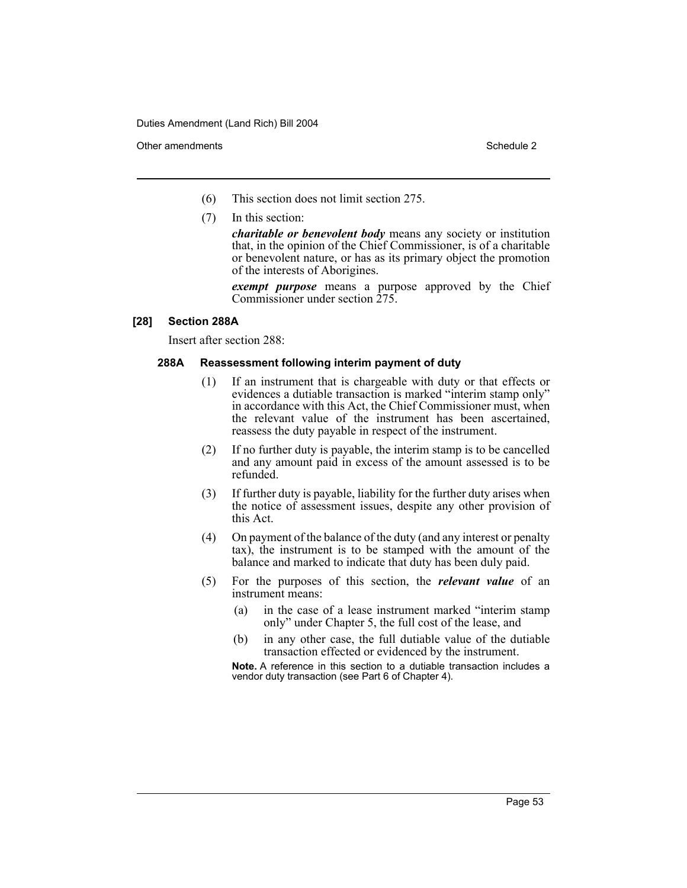(6) This section does not limit section 275.

(7) In this section:

***charitable or benevolent body*** means any society or institution that, in the opinion of the Chief Commissioner, is of a charitable or benevolent nature, or has as its primary object the promotion of the interests of Aborigines.

***exempt purpose*** means a purpose approved by the Chief Commissioner under section 275.

### [28] Section 288A

Insert after section 288:

#### 288A Reassessment following interim payment of duty

(1) If an instrument that is chargeable with duty or that effects or evidences a dutiable transaction is marked "interim stamp only" in accordance with this Act, the Chief Commissioner must, when the relevant value of the instrument has been ascertained, reassess the duty payable in respect of the instrument.

(2) If no further duty is payable, the interim stamp is to be cancelled and any amount paid in excess of the amount assessed is to be refunded.

(3) If further duty is payable, liability for the further duty arises when the notice of assessment issues, despite any other provision of this Act.

(4) On payment of the balance of the duty (and any interest or penalty tax), the instrument is to be stamped with the amount of the balance and marked to indicate that duty has been duly paid.

(5) For the purposes of this section, the ***relevant value*** of an instrument means:

- (a) in the case of a lease instrument marked "interim stamp only" under Chapter 5, the full cost of the lease, and
- (b) in any other case, the full dutiable value of the dutiable transaction effected or evidenced by the instrument.

**Note.** A reference in this section to a dutiable transaction includes a vendor duty transaction (see Part 6 of Chapter 4).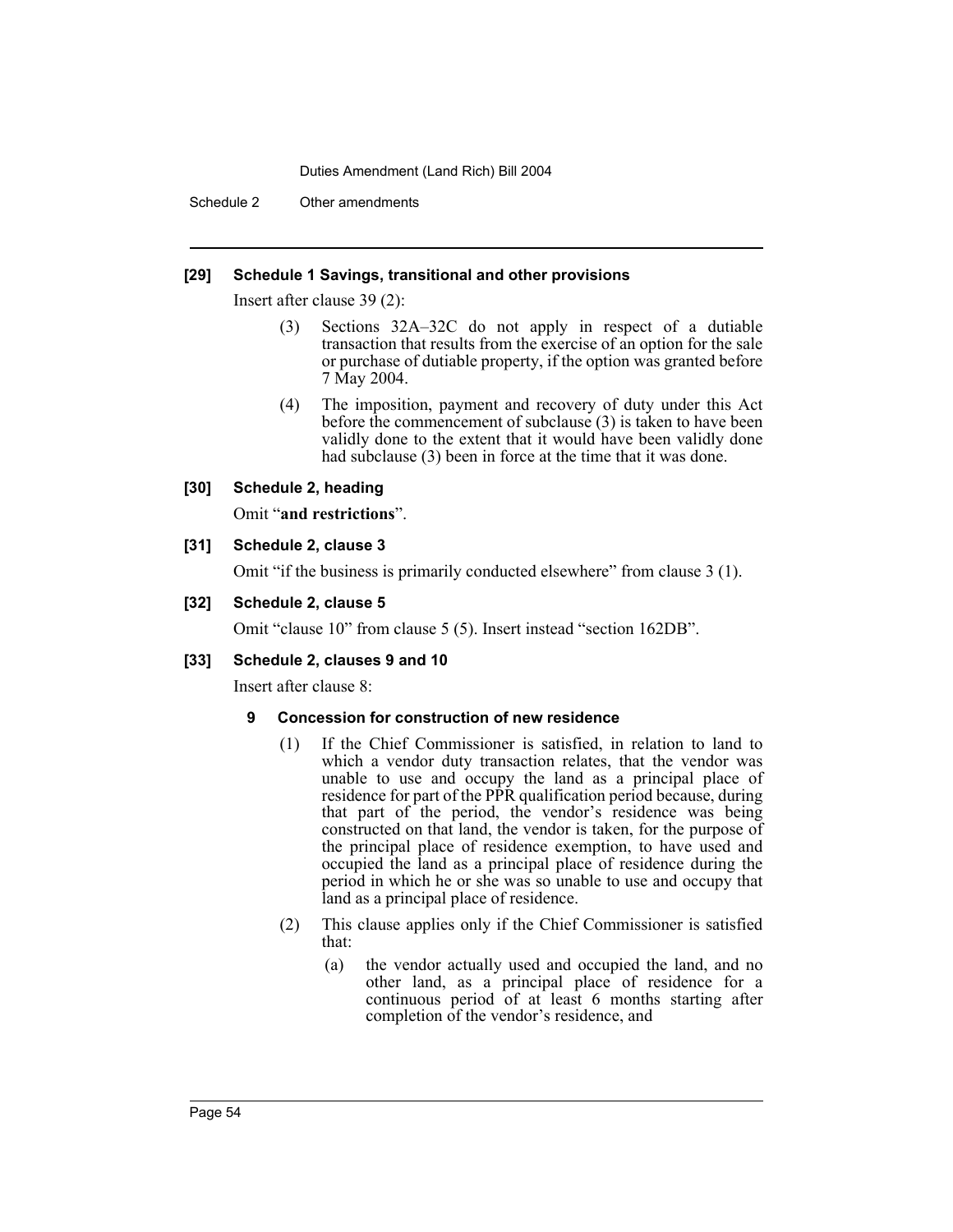### [29] Schedule 1 Savings, transitional and other provisions

Insert after clause 39 (2):

(3) Sections 32A–32C do not apply in respect of a dutiable transaction that results from the exercise of an option for the sale or purchase of dutiable property, if the option was granted before 7 May 2004.

(4) The imposition, payment and recovery of duty under this Act before the commencement of subclause (3) is taken to have been validly done to the extent that it would have been validly done had subclause (3) been in force at the time that it was done.

### [30] Schedule 2, heading

Omit "**and restrictions**".

### [31] Schedule 2, clause 3

Omit "if the business is primarily conducted elsewhere" from clause 3 (1).

### [32] Schedule 2, clause 5

Omit "clause 10" from clause 5 (5). Insert instead "section 162DB".

### [33] Schedule 2, clauses 9 and 10

Insert after clause 8:

#### 9 Concession for construction of new residence

(1) If the Chief Commissioner is satisfied, in relation to land to which a vendor duty transaction relates, that the vendor was unable to use and occupy the land as a principal place of residence for part of the PPR qualification period because, during that part of the period, the vendor's residence was being constructed on that land, the vendor is taken, for the purpose of the principal place of residence exemption, to have used and occupied the land as a principal place of residence during the period in which he or she was so unable to use and occupy that land as a principal place of residence.

(2) This clause applies only if the Chief Commissioner is satisfied that:

(a) the vendor actually used and occupied the land, and no other land, as a principal place of residence for a continuous period of at least 6 months starting after completion of the vendor's residence, and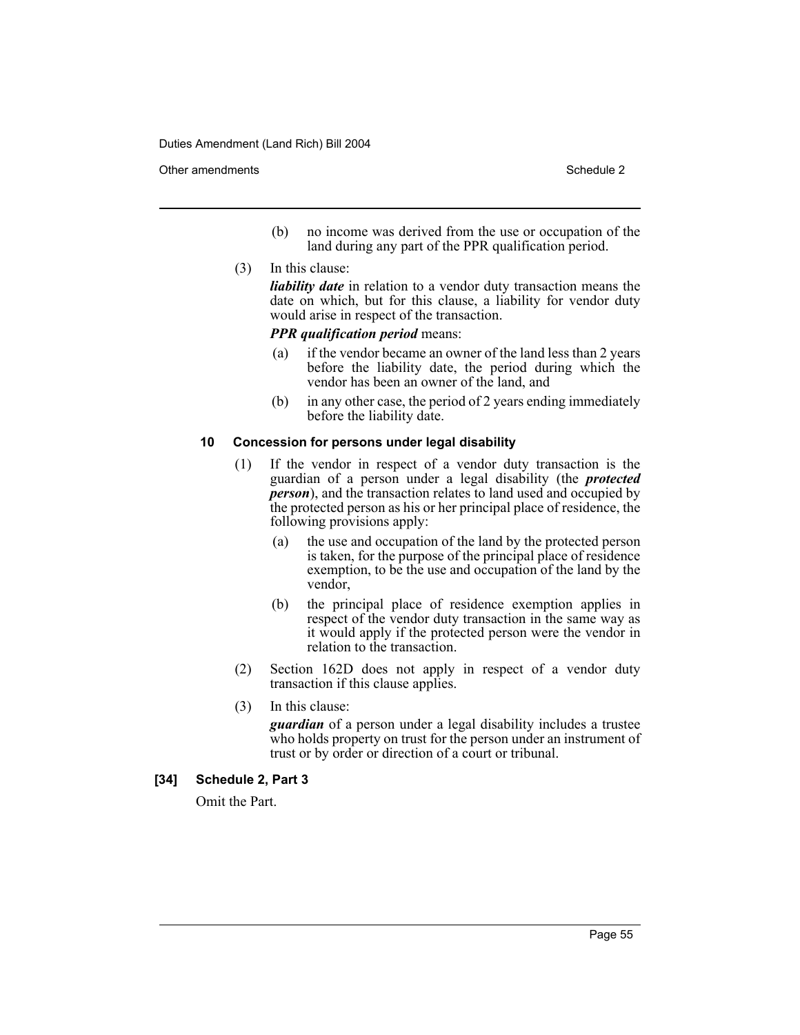(b) no income was derived from the use or occupation of the land during any part of the PPR qualification period.

(3) In this clause:

***liability date*** in relation to a vendor duty transaction means the date on which, but for this clause, a liability for vendor duty would arise in respect of the transaction.

***PPR qualification period*** means:

(a) if the vendor became an owner of the land less than 2 years before the liability date, the period during which the vendor has been an owner of the land, and

(b) in any other case, the period of 2 years ending immediately before the liability date.

### 10 Concession for persons under legal disability

(1) If the vendor in respect of a vendor duty transaction is the guardian of a person under a legal disability (the ***protected person***), and the transaction relates to land used and occupied by the protected person as his or her principal place of residence, the following provisions apply:

(a) the use and occupation of the land by the protected person is taken, for the purpose of the principal place of residence exemption, to be the use and occupation of the land by the vendor,

(b) the principal place of residence exemption applies in respect of the vendor duty transaction in the same way as it would apply if the protected person were the vendor in relation to the transaction.

(2) Section 162D does not apply in respect of a vendor duty transaction if this clause applies.

(3) In this clause:

***guardian*** of a person under a legal disability includes a trustee who holds property on trust for the person under an instrument of trust or by order or direction of a court or tribunal.

### [34] Schedule 2, Part 3

Omit the Part.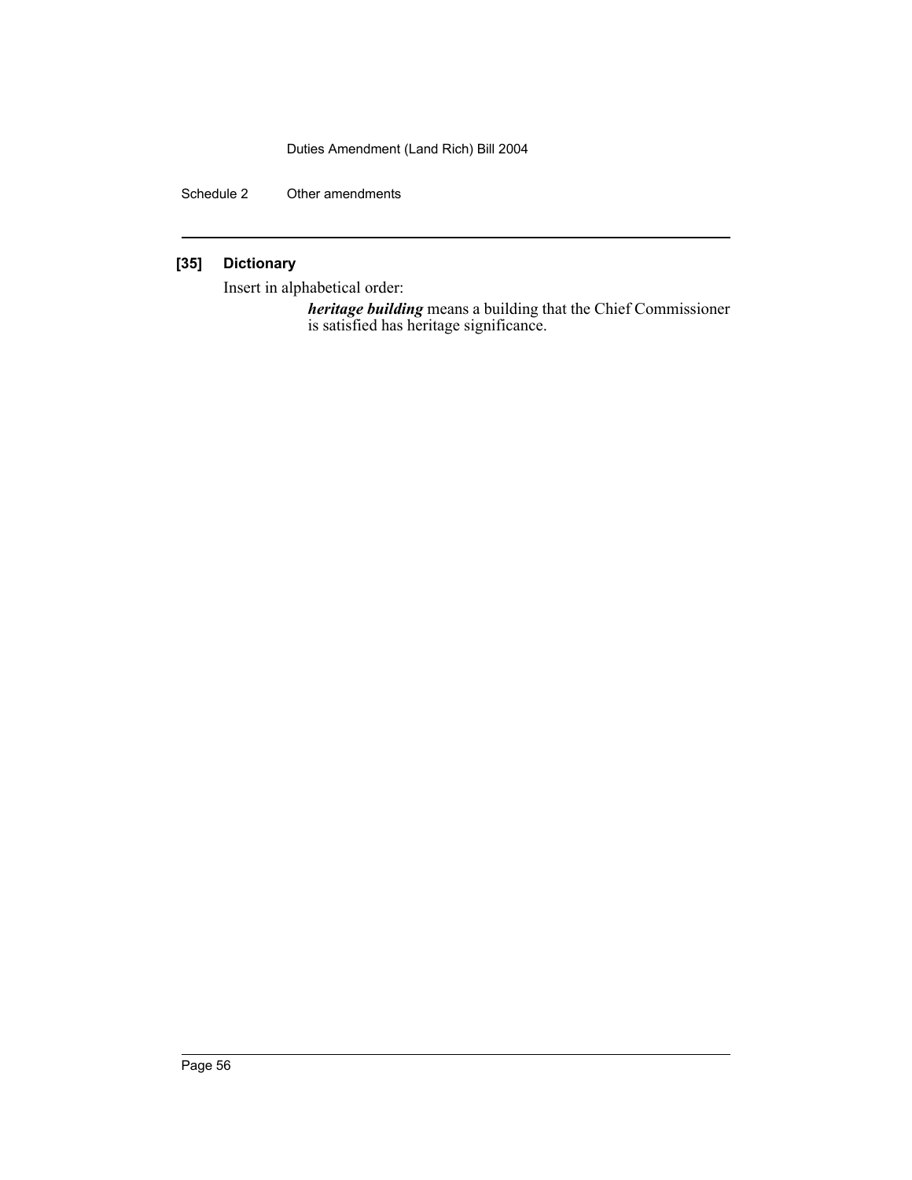### [35] Dictionary

Insert in alphabetical order:

> ***heritage building*** means a building that the Chief Commissioner is satisfied has heritage significance.